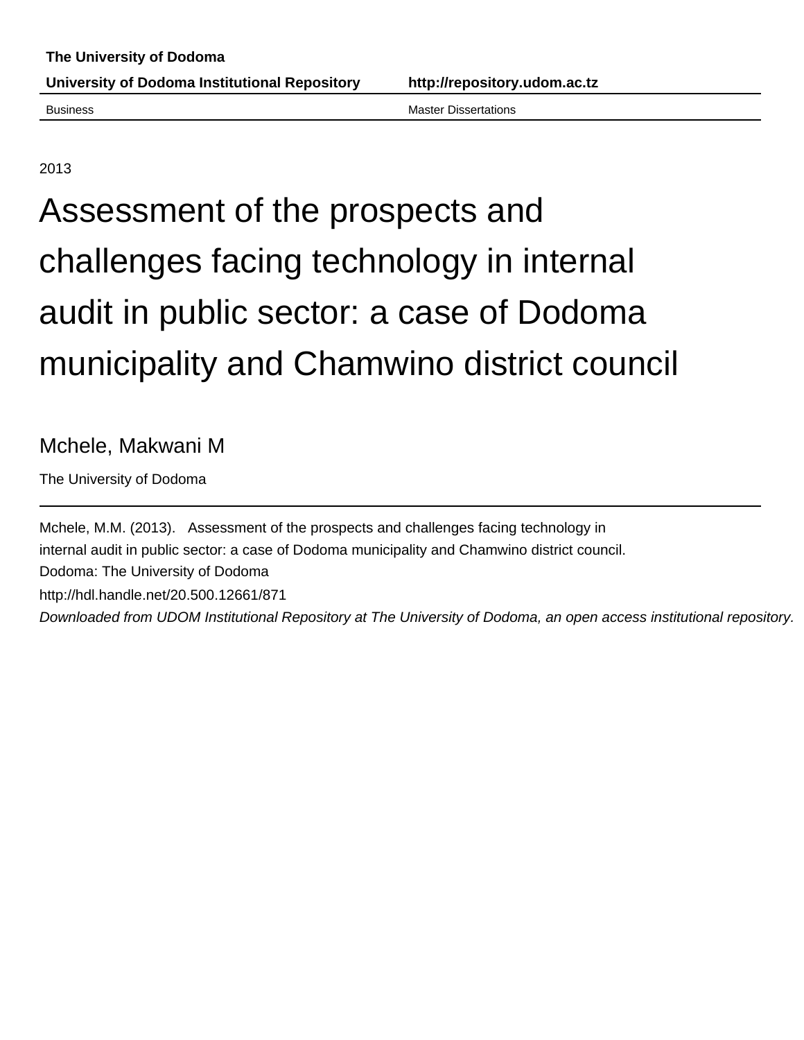**The University of Dodoma**

**University of Dodoma Institutional Repository** **http://repository.udom.ac.tz**

Business Master Dissertations

2013

# Assessment of the prospects and challenges facing technology in internal audit in public sector: a case of Dodoma municipality and Chamwino district council

Mchele, Makwani M

The University of Dodoma

Mchele, M.M. (2013). Assessment of the prospects and challenges facing technology in internal audit in public sector: a case of Dodoma municipality and Chamwino district council. Dodoma: The University of Dodoma

http://hdl.handle.net/20.500.12661/871

*Downloaded from UDOM Institutional Repository at The University of Dodoma, an open access institutional repository.*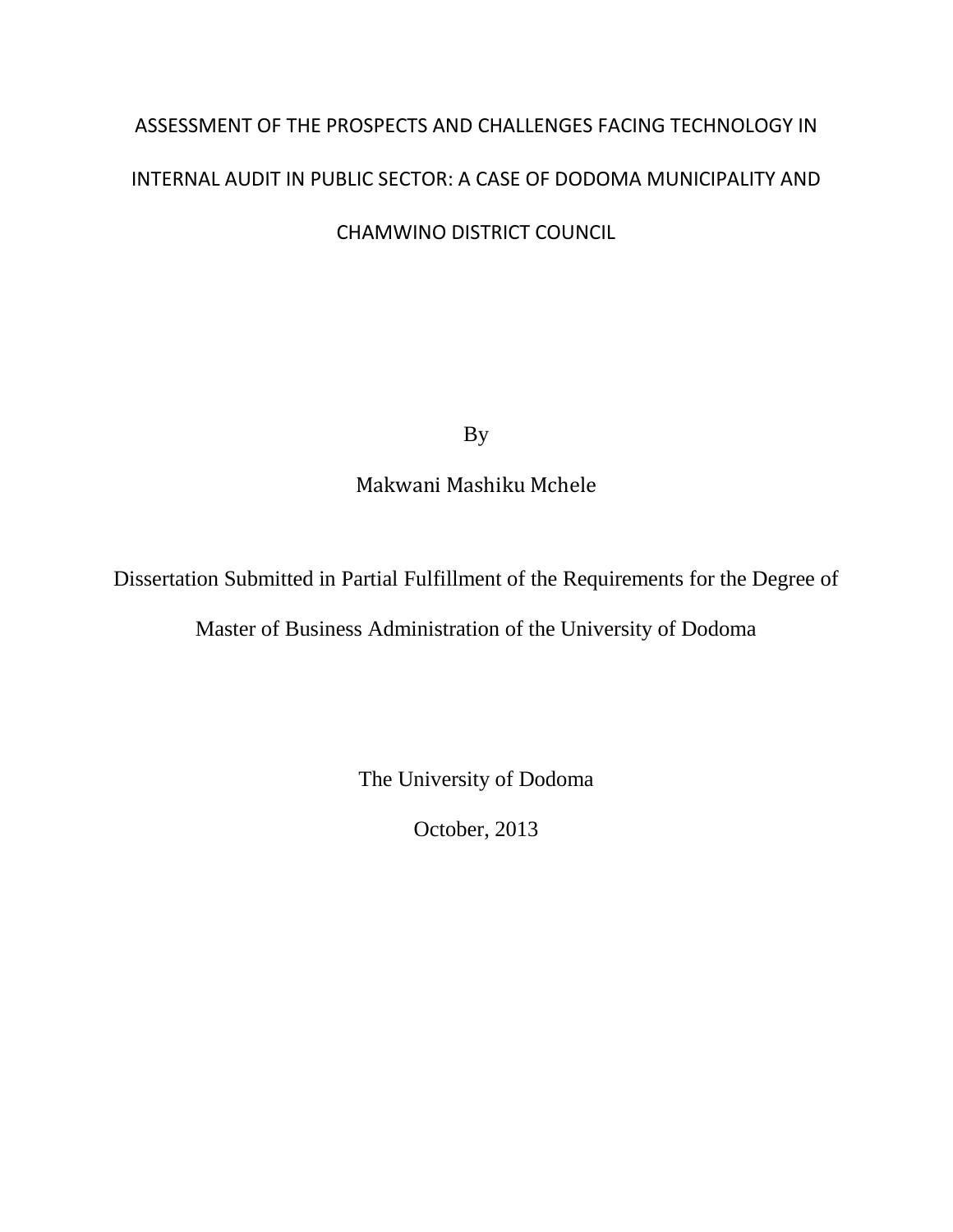# ASSESSMENT OF THE PROSPECTS AND CHALLENGES FACING TECHNOLOGY IN INTERNAL AUDIT IN PUBLIC SECTOR: A CASE OF DODOMA MUNICIPALITY AND CHAMWINO DISTRICT COUNCIL

By

Makwani Mashiku Mchele

Dissertation Submitted in Partial Fulfillment of the Requirements for the Degree of Master of Business Administration of the University of Dodoma

The University of Dodoma

October, 2013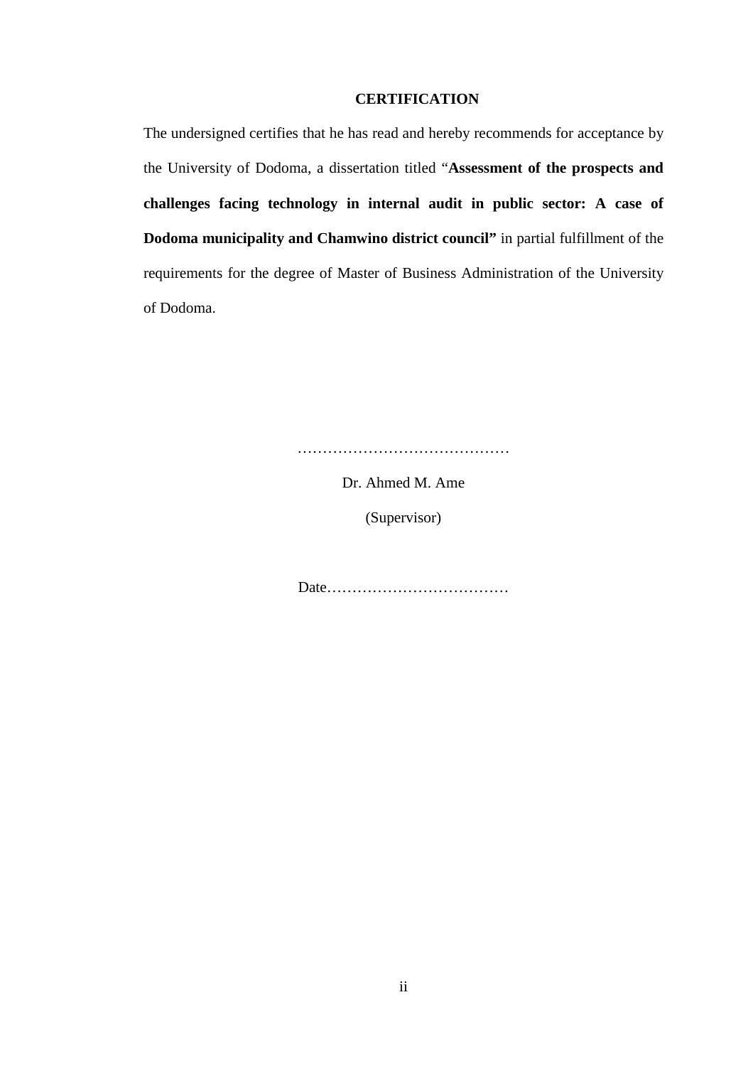# CERTIFICATION

The undersigned certifies that he has read and hereby recommends for acceptance by the University of Dodoma, a dissertation titled "**Assessment of the prospects and challenges facing technology in internal audit in public sector: A case of Dodoma municipality and Chamwino district council"** in partial fulfillment of the requirements for the degree of Master of Business Administration of the University of Dodoma.

……………………………………

Dr. Ahmed M. Ame

(Supervisor)

Date………………………………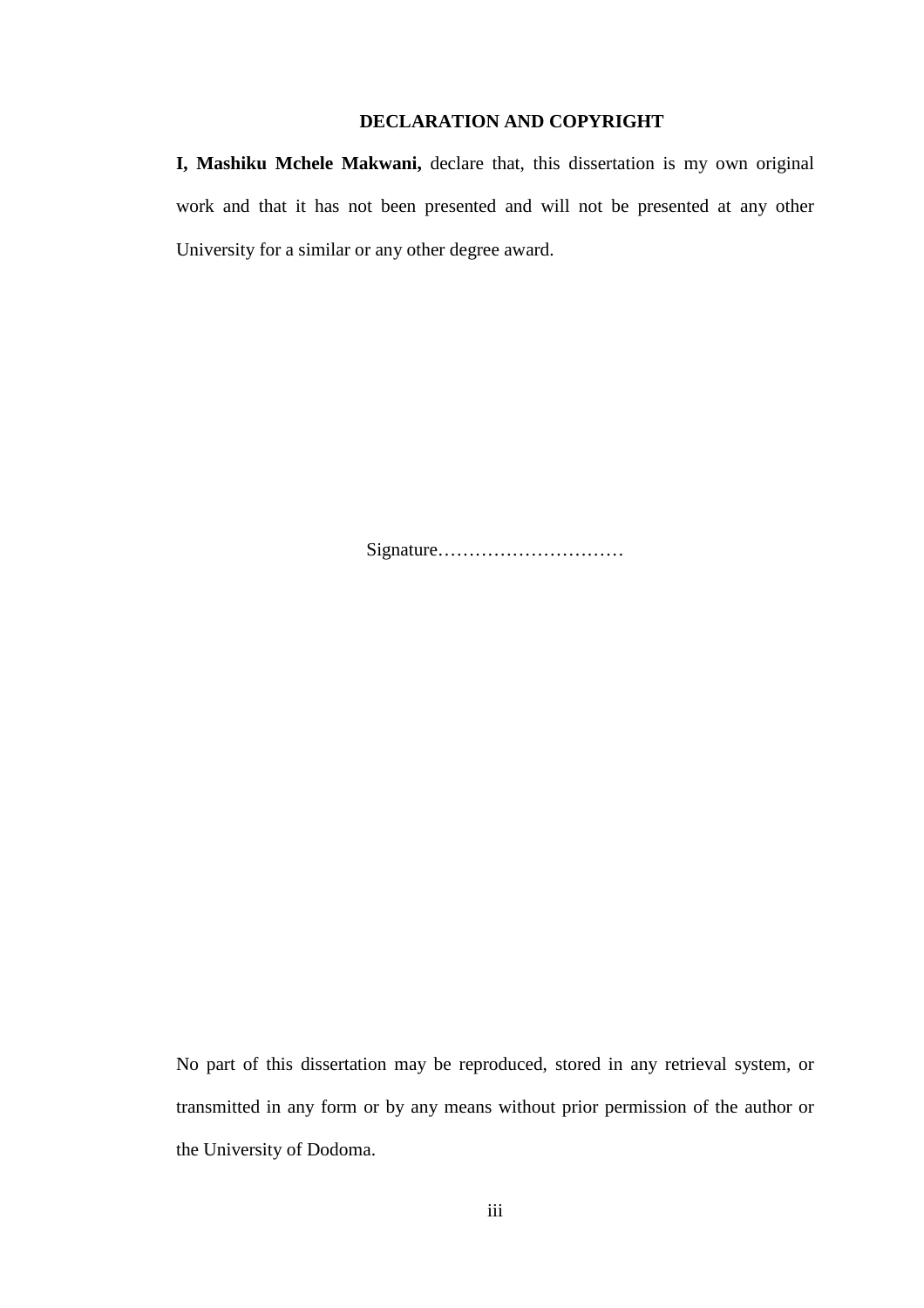## DECLARATION AND COPYRIGHT

**I, Mashiku Mchele Makwani,** declare that, this dissertation is my own original work and that it has not been presented and will not be presented at any other University for a similar or any other degree award.

Signature…………………………

No part of this dissertation may be reproduced, stored in any retrieval system, or transmitted in any form or by any means without prior permission of the author or the University of Dodoma.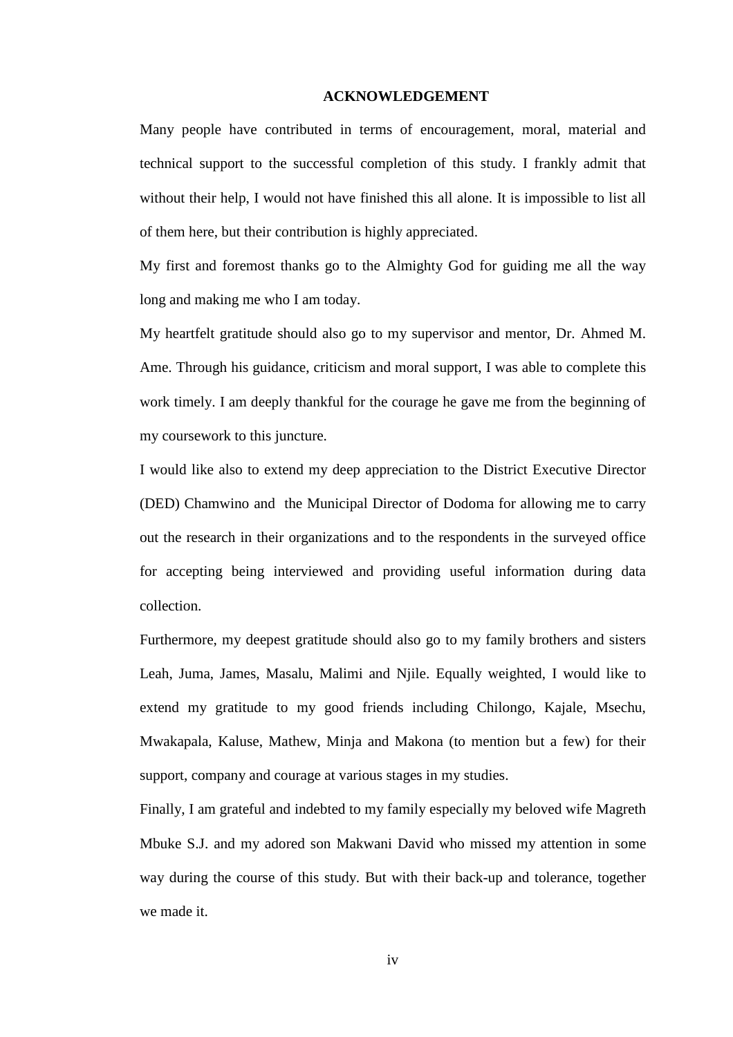# ACKNOWLEDGEMENT

Many people have contributed in terms of encouragement, moral, material and technical support to the successful completion of this study. I frankly admit that without their help, I would not have finished this all alone. It is impossible to list all of them here, but their contribution is highly appreciated.

My first and foremost thanks go to the Almighty God for guiding me all the way long and making me who I am today.

My heartfelt gratitude should also go to my supervisor and mentor, Dr. Ahmed M. Ame. Through his guidance, criticism and moral support, I was able to complete this work timely. I am deeply thankful for the courage he gave me from the beginning of my coursework to this juncture.

I would like also to extend my deep appreciation to the District Executive Director (DED) Chamwino and the Municipal Director of Dodoma for allowing me to carry out the research in their organizations and to the respondents in the surveyed office for accepting being interviewed and providing useful information during data collection.

Furthermore, my deepest gratitude should also go to my family brothers and sisters Leah, Juma, James, Masalu, Malimi and Njile. Equally weighted, I would like to extend my gratitude to my good friends including Chilongo, Kajale, Msechu, Mwakapala, Kaluse, Mathew, Minja and Makona (to mention but a few) for their support, company and courage at various stages in my studies.

Finally, I am grateful and indebted to my family especially my beloved wife Magreth Mbuke S.J. and my adored son Makwani David who missed my attention in some way during the course of this study. But with their back-up and tolerance, together we made it.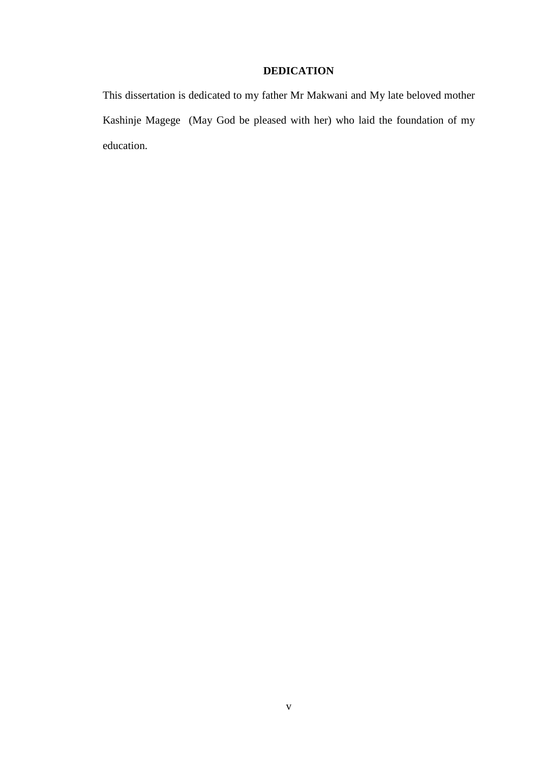# DEDICATION

This dissertation is dedicated to my father Mr Makwani and My late beloved mother Kashinje Magege (May God be pleased with her) who laid the foundation of my education.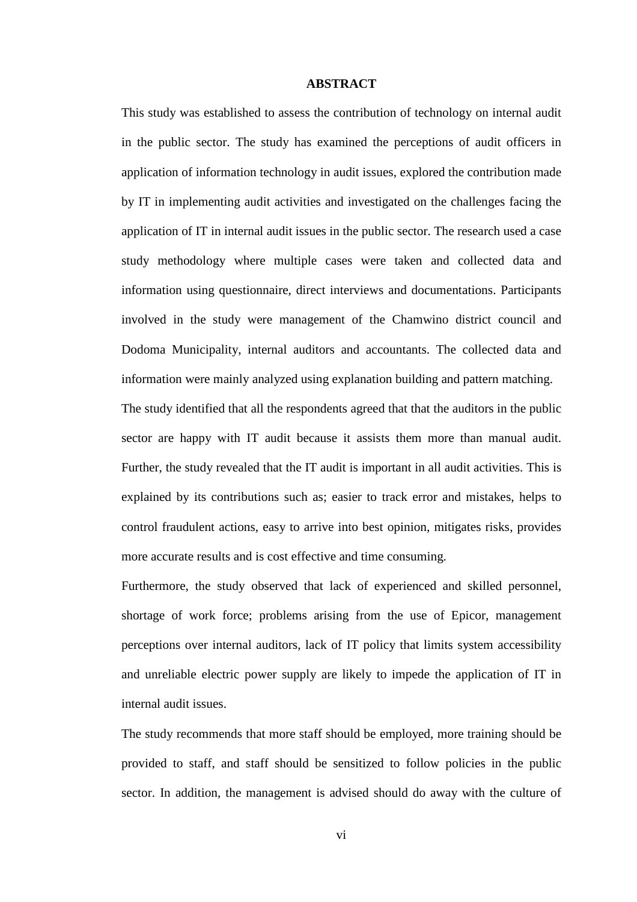# ABSTRACT

This study was established to assess the contribution of technology on internal audit in the public sector. The study has examined the perceptions of audit officers in application of information technology in audit issues, explored the contribution made by IT in implementing audit activities and investigated on the challenges facing the application of IT in internal audit issues in the public sector. The research used a case study methodology where multiple cases were taken and collected data and information using questionnaire, direct interviews and documentations. Participants involved in the study were management of the Chamwino district council and Dodoma Municipality, internal auditors and accountants. The collected data and information were mainly analyzed using explanation building and pattern matching.

The study identified that all the respondents agreed that that the auditors in the public sector are happy with IT audit because it assists them more than manual audit. Further, the study revealed that the IT audit is important in all audit activities. This is explained by its contributions such as; easier to track error and mistakes, helps to control fraudulent actions, easy to arrive into best opinion, mitigates risks, provides more accurate results and is cost effective and time consuming.

Furthermore, the study observed that lack of experienced and skilled personnel, shortage of work force; problems arising from the use of Epicor, management perceptions over internal auditors, lack of IT policy that limits system accessibility and unreliable electric power supply are likely to impede the application of IT in internal audit issues.

The study recommends that more staff should be employed, more training should be provided to staff, and staff should be sensitized to follow policies in the public sector. In addition, the management is advised should do away with the culture of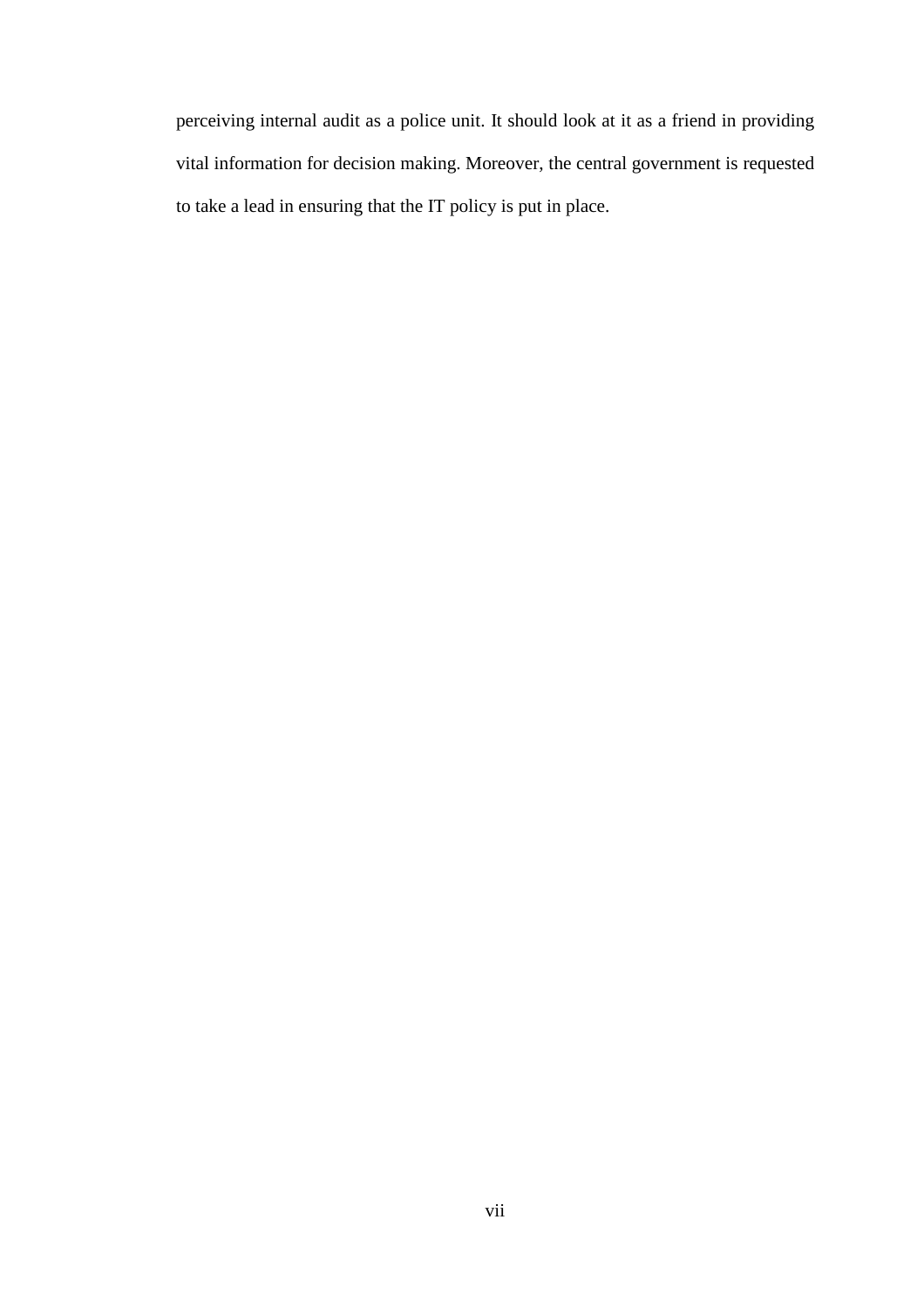perceiving internal audit as a police unit. It should look at it as a friend in providing vital information for decision making. Moreover, the central government is requested to take a lead in ensuring that the IT policy is put in place.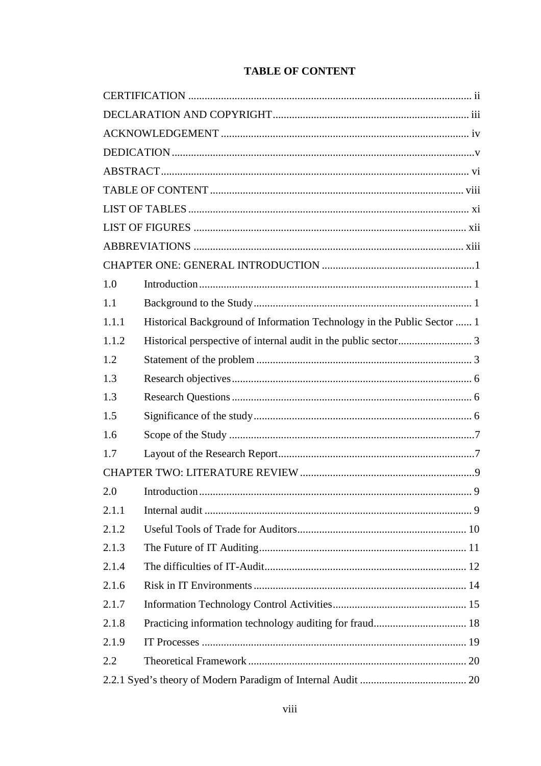# TABLE OF CONTENT

CERTIFICATION ... ii

DECLARATION AND COPYRIGHT ... iii

ACKNOWLEDGEMENT ... iv

DEDICATION ... v

ABSTRACT ... vi

TABLE OF CONTENT ... viii

LIST OF TABLES ... xi

LIST OF FIGURES ... xii

ABBREVIATIONS ... xiii

CHAPTER ONE: GENERAL INTRODUCTION ... 1

1.0 Introduction ... 1

1.1 Background to the Study ... 1

1.1.1 Historical Background of Information Technology in the Public Sector ... 1

1.1.2 Historical perspective of internal audit in the public sector ... 3

1.2 Statement of the problem ... 3

1.3 Research objectives ... 6

1.3 Research Questions ... 6

1.5 Significance of the study ... 6

1.6 Scope of the Study ... 7

1.7 Layout of the Research Report ... 7

CHAPTER TWO: LITERATURE REVIEW ... 9

2.0 Introduction ... 9

2.1.1 Internal audit ... 9

2.1.2 Useful Tools of Trade for Auditors ... 10

2.1.3 The Future of IT Auditing ... 11

2.1.4 The difficulties of IT-Audit ... 12

2.1.6 Risk in IT Environments ... 14

2.1.7 Information Technology Control Activities ... 15

2.1.8 Practicing information technology auditing for fraud ... 18

2.1.9 IT Processes ... 19

2.2 Theoretical Framework ... 20

2.2.1 Syed's theory of Modern Paradigm of Internal Audit ... 20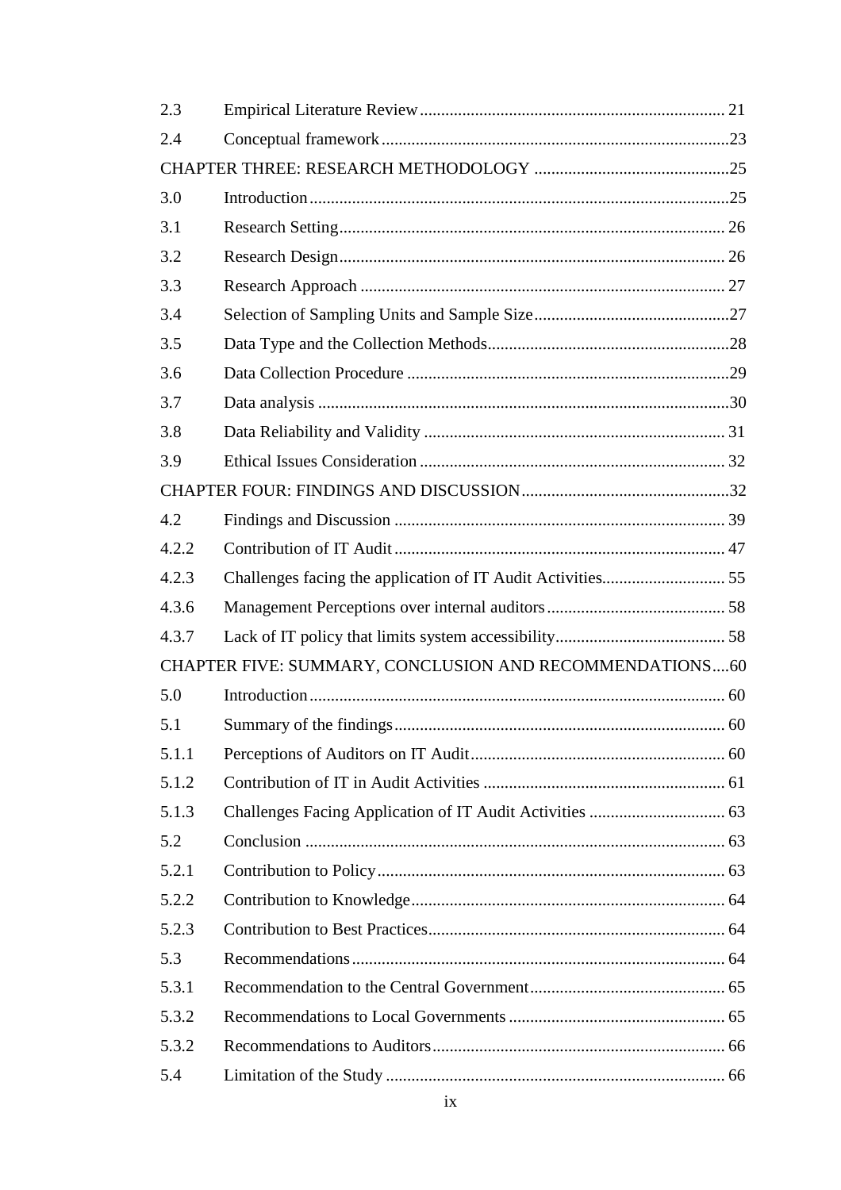| | | |
|---|---|---|
| 2.3 | Empirical Literature Review | 21 |
| 2.4 | Conceptual framework | 23 |
| CHAPTER THREE: RESEARCH METHODOLOGY | | 25 |
| 3.0 | Introduction | 25 |
| 3.1 | Research Setting | 26 |
| 3.2 | Research Design | 26 |
| 3.3 | Research Approach | 27 |
| 3.4 | Selection of Sampling Units and Sample Size | 27 |
| 3.5 | Data Type and the Collection Methods | 28 |
| 3.6 | Data Collection Procedure | 29 |
| 3.7 | Data analysis | 30 |
| 3.8 | Data Reliability and Validity | 31 |
| 3.9 | Ethical Issues Consideration | 32 |
| CHAPTER FOUR: FINDINGS AND DISCUSSION | | 32 |
| 4.2 | Findings and Discussion | 39 |
| 4.2.2 | Contribution of IT Audit | 47 |
| 4.2.3 | Challenges facing the application of IT Audit Activities | 55 |
| 4.3.6 | Management Perceptions over internal auditors | 58 |
| 4.3.7 | Lack of IT policy that limits system accessibility | 58 |
| CHAPTER FIVE: SUMMARY, CONCLUSION AND RECOMMENDATIONS | | 60 |
| 5.0 | Introduction | 60 |
| 5.1 | Summary of the findings | 60 |
| 5.1.1 | Perceptions of Auditors on IT Audit | 60 |
| 5.1.2 | Contribution of IT in Audit Activities | 61 |
| 5.1.3 | Challenges Facing Application of IT Audit Activities | 63 |
| 5.2 | Conclusion | 63 |
| 5.2.1 | Contribution to Policy | 63 |
| 5.2.2 | Contribution to Knowledge | 64 |
| 5.2.3 | Contribution to Best Practices | 64 |
| 5.3 | Recommendations | 64 |
| 5.3.1 | Recommendation to the Central Government | 65 |
| 5.3.2 | Recommendations to Local Governments | 65 |
| 5.3.2 | Recommendations to Auditors | 66 |
| 5.4 | Limitation of the Study | 66 |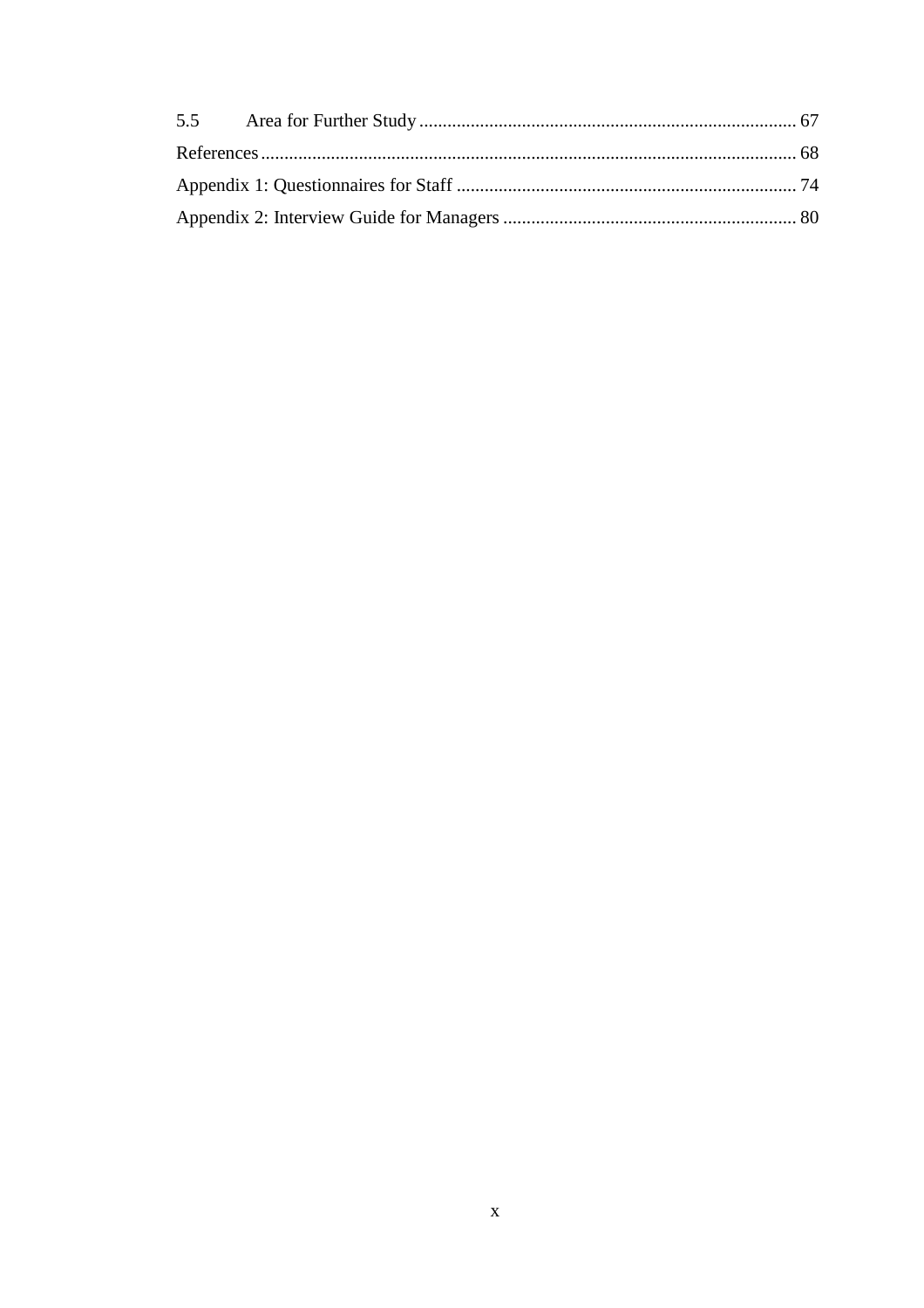5.5 Area for Further Study ................................................................................ 67

References .................................................................................................... 68

Appendix 1: Questionnaires for Staff ........................................................................ 74

Appendix 2: Interview Guide for Managers .............................................................. 80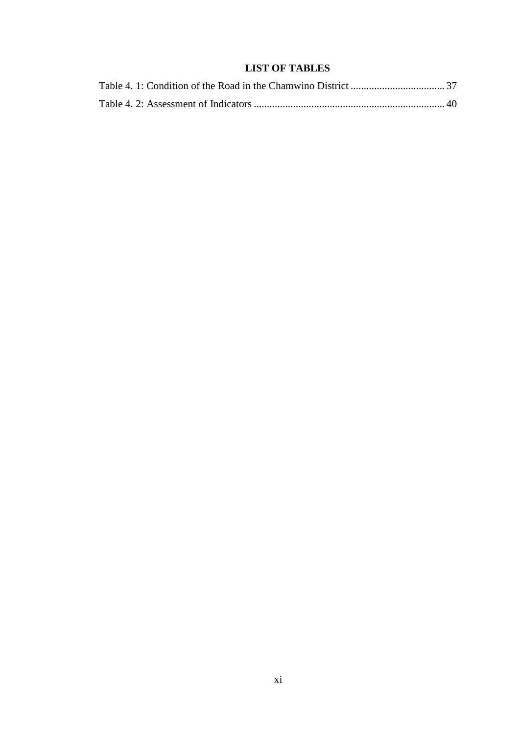# LIST OF TABLES

Table 4. 1: Condition of the Road in the Chamwino District .................................... 37

Table 4. 2: Assessment of Indicators ......................................................................... 40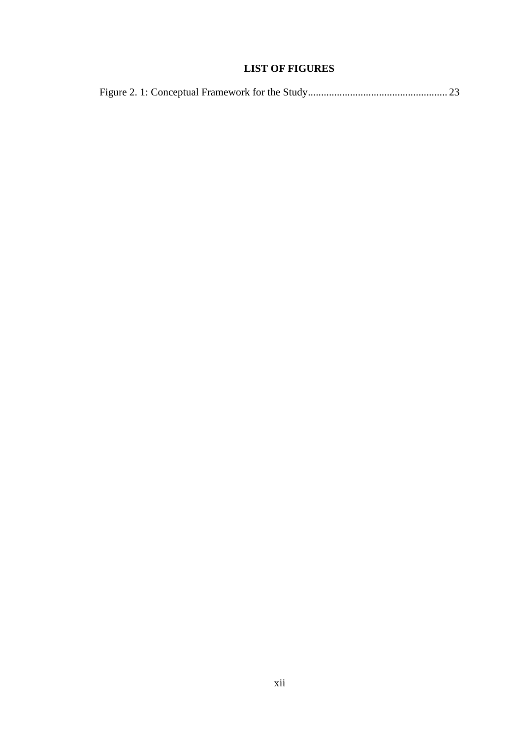# LIST OF FIGURES

Figure 2. 1: Conceptual Framework for the Study..................................................... 23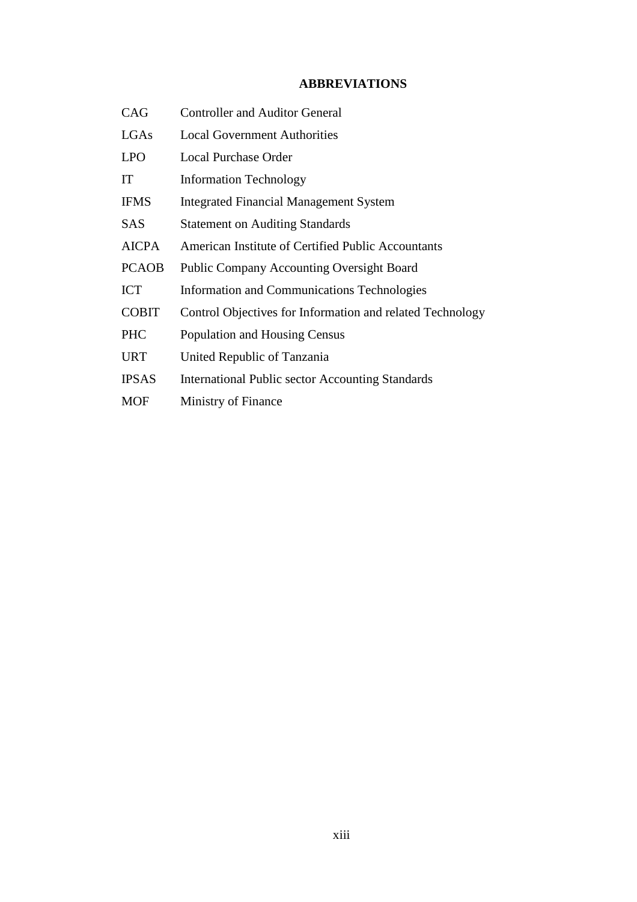## ABBREVIATIONS

| | |
|---|---|
| CAG | Controller and Auditor General |
| LGAs | Local Government Authorities |
| LPO | Local Purchase Order |
| IT | Information Technology |
| IFMS | Integrated Financial Management System |
| SAS | Statement on Auditing Standards |
| AICPA | American Institute of Certified Public Accountants |
| PCAOB | Public Company Accounting Oversight Board |
| ICT | Information and Communications Technologies |
| COBIT | Control Objectives for Information and related Technology |
| PHC | Population and Housing Census |
| URT | United Republic of Tanzania |
| IPSAS | International Public sector Accounting Standards |
| MOF | Ministry of Finance |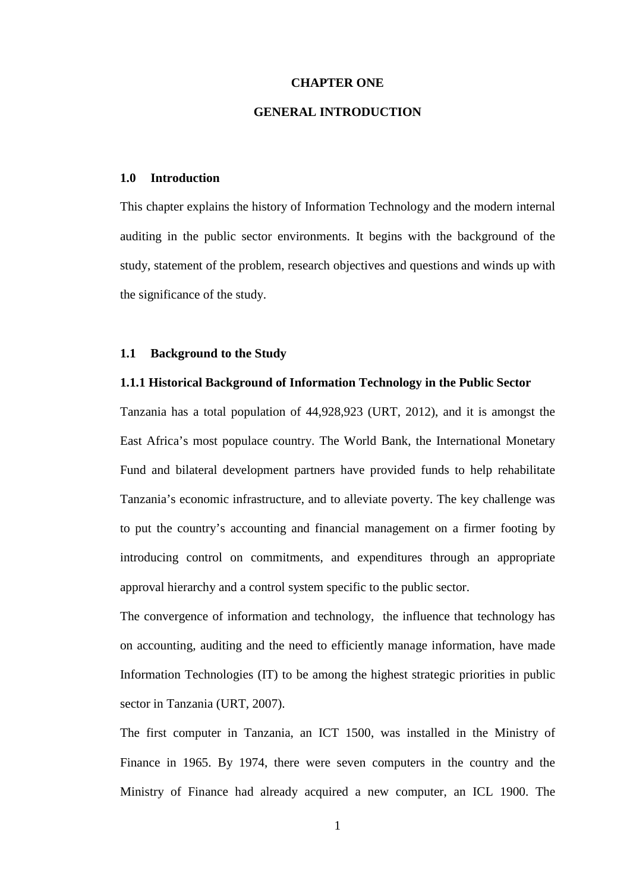# CHAPTER ONE

# GENERAL INTRODUCTION

## 1.0 Introduction

This chapter explains the history of Information Technology and the modern internal auditing in the public sector environments. It begins with the background of the study, statement of the problem, research objectives and questions and winds up with the significance of the study.

## 1.1 Background to the Study

### 1.1.1 Historical Background of Information Technology in the Public Sector

Tanzania has a total population of 44,928,923 (URT, 2012), and it is amongst the East Africa's most populace country. The World Bank, the International Monetary Fund and bilateral development partners have provided funds to help rehabilitate Tanzania's economic infrastructure, and to alleviate poverty. The key challenge was to put the country's accounting and financial management on a firmer footing by introducing control on commitments, and expenditures through an appropriate approval hierarchy and a control system specific to the public sector.

The convergence of information and technology, the influence that technology has on accounting, auditing and the need to efficiently manage information, have made Information Technologies (IT) to be among the highest strategic priorities in public sector in Tanzania (URT, 2007).

The first computer in Tanzania, an ICT 1500, was installed in the Ministry of Finance in 1965. By 1974, there were seven computers in the country and the Ministry of Finance had already acquired a new computer, an ICL 1900. The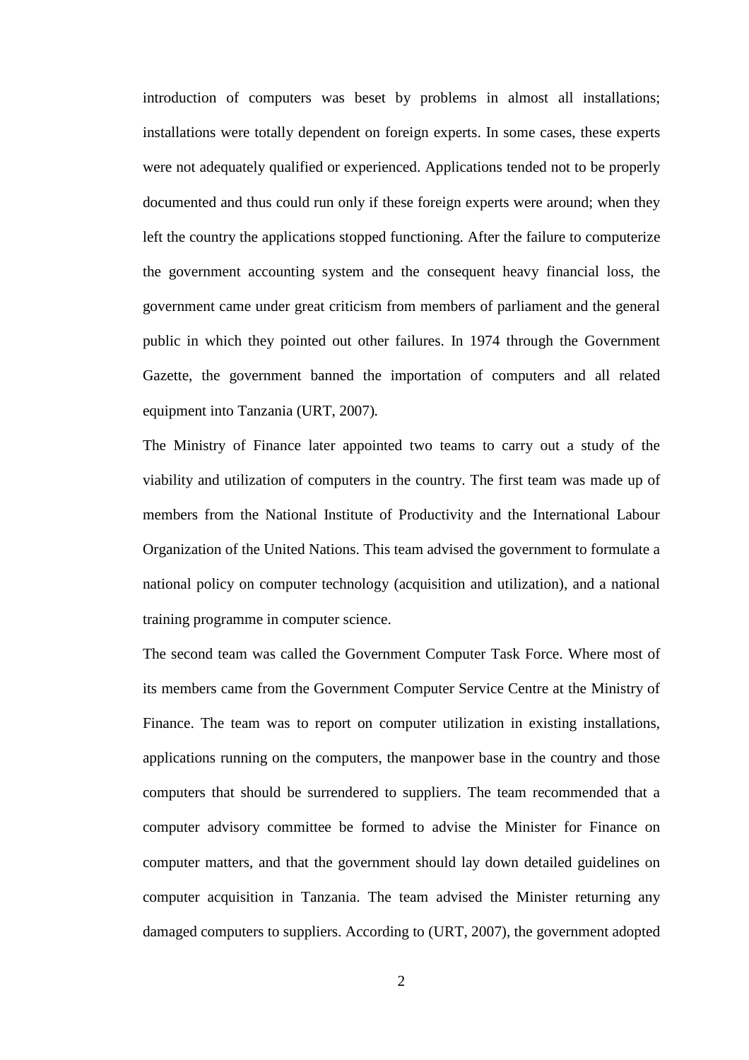introduction of computers was beset by problems in almost all installations; installations were totally dependent on foreign experts. In some cases, these experts were not adequately qualified or experienced. Applications tended not to be properly documented and thus could run only if these foreign experts were around; when they left the country the applications stopped functioning. After the failure to computerize the government accounting system and the consequent heavy financial loss, the government came under great criticism from members of parliament and the general public in which they pointed out other failures. In 1974 through the Government Gazette, the government banned the importation of computers and all related equipment into Tanzania (URT, 2007).

The Ministry of Finance later appointed two teams to carry out a study of the viability and utilization of computers in the country. The first team was made up of members from the National Institute of Productivity and the International Labour Organization of the United Nations. This team advised the government to formulate a national policy on computer technology (acquisition and utilization), and a national training programme in computer science.

The second team was called the Government Computer Task Force. Where most of its members came from the Government Computer Service Centre at the Ministry of Finance. The team was to report on computer utilization in existing installations, applications running on the computers, the manpower base in the country and those computers that should be surrendered to suppliers. The team recommended that a computer advisory committee be formed to advise the Minister for Finance on computer matters, and that the government should lay down detailed guidelines on computer acquisition in Tanzania. The team advised the Minister returning any damaged computers to suppliers. According to (URT, 2007), the government adopted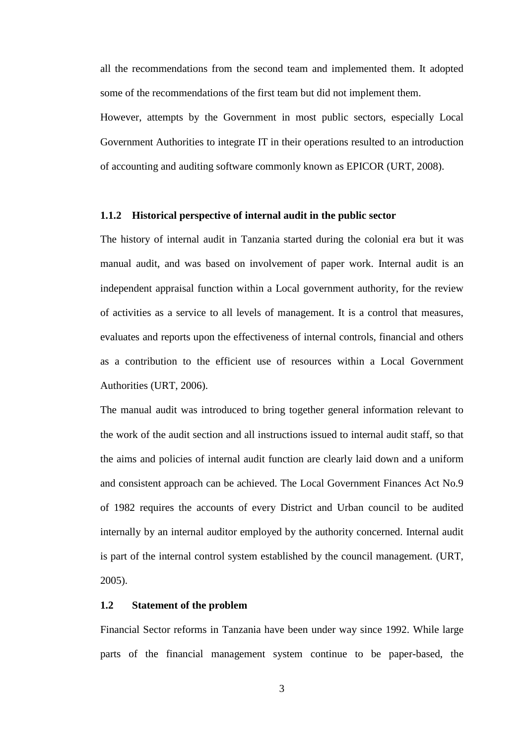all the recommendations from the second team and implemented them. It adopted some of the recommendations of the first team but did not implement them.

However, attempts by the Government in most public sectors, especially Local Government Authorities to integrate IT in their operations resulted to an introduction of accounting and auditing software commonly known as EPICOR (URT, 2008).

### 1.1.2 Historical perspective of internal audit in the public sector

The history of internal audit in Tanzania started during the colonial era but it was manual audit, and was based on involvement of paper work. Internal audit is an independent appraisal function within a Local government authority, for the review of activities as a service to all levels of management. It is a control that measures, evaluates and reports upon the effectiveness of internal controls, financial and others as a contribution to the efficient use of resources within a Local Government Authorities (URT, 2006).

The manual audit was introduced to bring together general information relevant to the work of the audit section and all instructions issued to internal audit staff, so that the aims and policies of internal audit function are clearly laid down and a uniform and consistent approach can be achieved. The Local Government Finances Act No.9 of 1982 requires the accounts of every District and Urban council to be audited internally by an internal auditor employed by the authority concerned. Internal audit is part of the internal control system established by the council management. (URT, 2005).

## 1.2 Statement of the problem

Financial Sector reforms in Tanzania have been under way since 1992. While large parts of the financial management system continue to be paper-based, the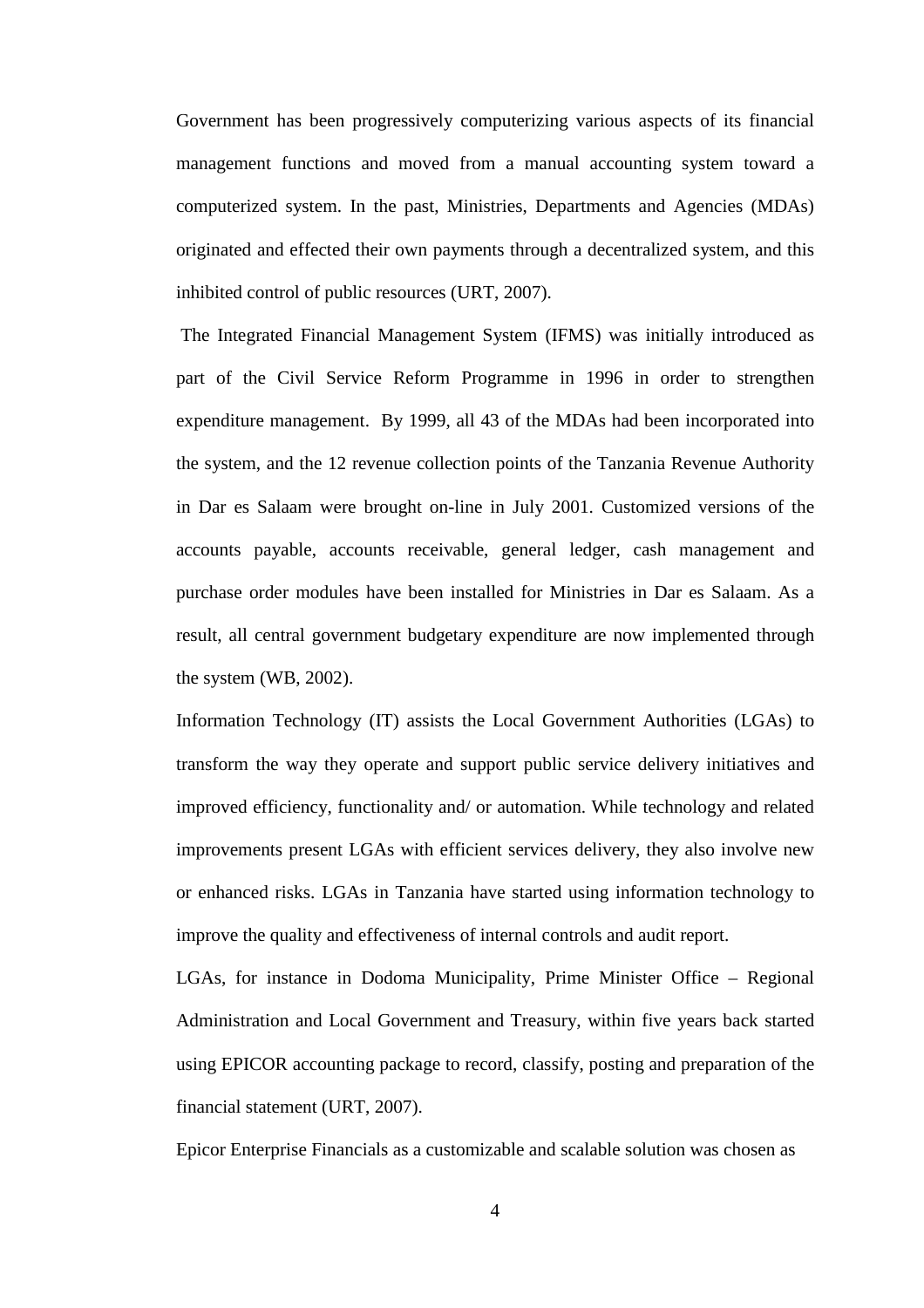Government has been progressively computerizing various aspects of its financial management functions and moved from a manual accounting system toward a computerized system. In the past, Ministries, Departments and Agencies (MDAs) originated and effected their own payments through a decentralized system, and this inhibited control of public resources (URT, 2007).

The Integrated Financial Management System (IFMS) was initially introduced as part of the Civil Service Reform Programme in 1996 in order to strengthen expenditure management. By 1999, all 43 of the MDAs had been incorporated into the system, and the 12 revenue collection points of the Tanzania Revenue Authority in Dar es Salaam were brought on-line in July 2001. Customized versions of the accounts payable, accounts receivable, general ledger, cash management and purchase order modules have been installed for Ministries in Dar es Salaam. As a result, all central government budgetary expenditure are now implemented through the system (WB, 2002).

Information Technology (IT) assists the Local Government Authorities (LGAs) to transform the way they operate and support public service delivery initiatives and improved efficiency, functionality and/ or automation. While technology and related improvements present LGAs with efficient services delivery, they also involve new or enhanced risks. LGAs in Tanzania have started using information technology to improve the quality and effectiveness of internal controls and audit report.

LGAs, for instance in Dodoma Municipality, Prime Minister Office – Regional Administration and Local Government and Treasury, within five years back started using EPICOR accounting package to record, classify, posting and preparation of the financial statement (URT, 2007).

Epicor Enterprise Financials as a customizable and scalable solution was chosen as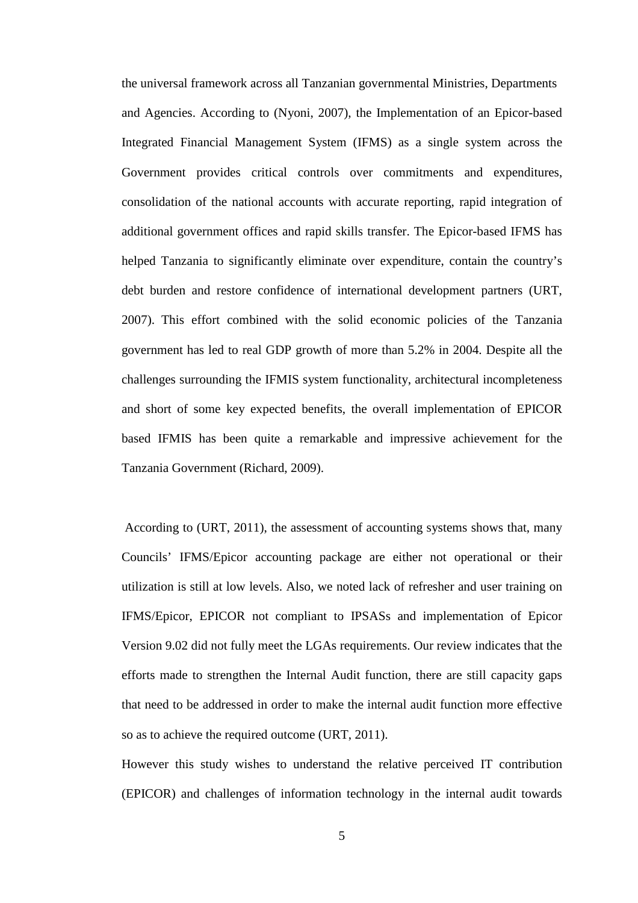the universal framework across all Tanzanian governmental Ministries, Departments and Agencies. According to (Nyoni, 2007), the Implementation of an Epicor-based Integrated Financial Management System (IFMS) as a single system across the Government provides critical controls over commitments and expenditures, consolidation of the national accounts with accurate reporting, rapid integration of additional government offices and rapid skills transfer. The Epicor-based IFMS has helped Tanzania to significantly eliminate over expenditure, contain the country's debt burden and restore confidence of international development partners (URT, 2007). This effort combined with the solid economic policies of the Tanzania government has led to real GDP growth of more than 5.2% in 2004. Despite all the challenges surrounding the IFMIS system functionality, architectural incompleteness and short of some key expected benefits, the overall implementation of EPICOR based IFMIS has been quite a remarkable and impressive achievement for the Tanzania Government (Richard, 2009).

According to (URT, 2011), the assessment of accounting systems shows that, many Councils' IFMS/Epicor accounting package are either not operational or their utilization is still at low levels. Also, we noted lack of refresher and user training on IFMS/Epicor, EPICOR not compliant to IPSASs and implementation of Epicor Version 9.02 did not fully meet the LGAs requirements. Our review indicates that the efforts made to strengthen the Internal Audit function, there are still capacity gaps that need to be addressed in order to make the internal audit function more effective so as to achieve the required outcome (URT, 2011).

However this study wishes to understand the relative perceived IT contribution (EPICOR) and challenges of information technology in the internal audit towards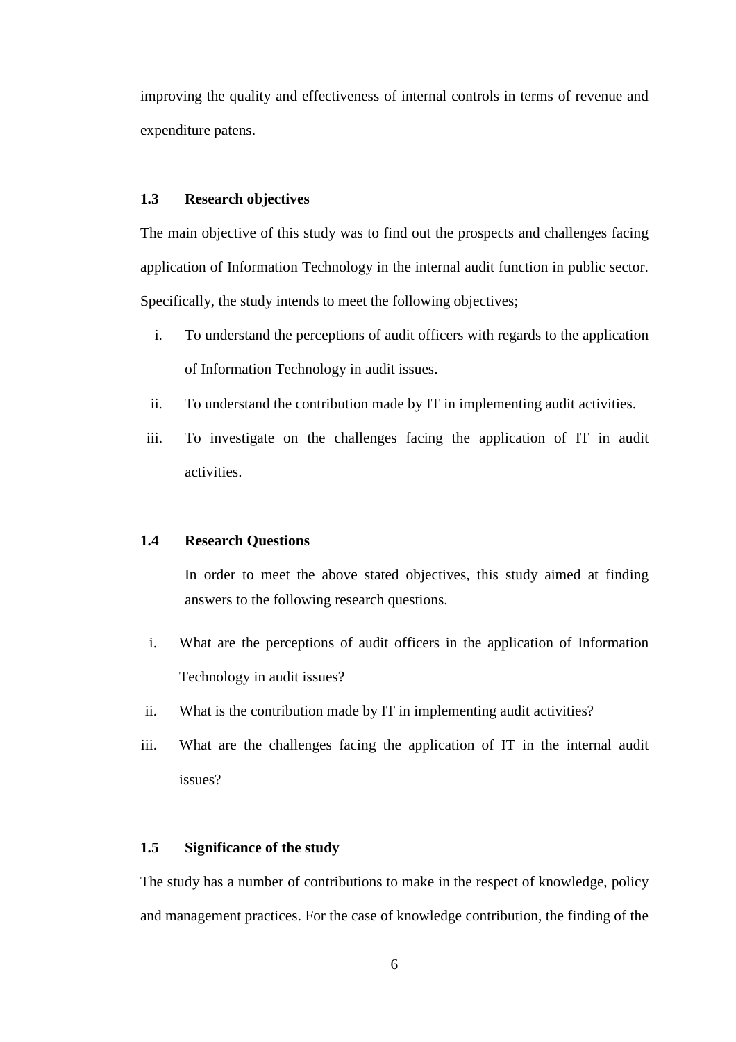improving the quality and effectiveness of internal controls in terms of revenue and expenditure patens.

## 1.3 Research objectives

The main objective of this study was to find out the prospects and challenges facing application of Information Technology in the internal audit function in public sector. Specifically, the study intends to meet the following objectives;

i. To understand the perceptions of audit officers with regards to the application of Information Technology in audit issues.

ii. To understand the contribution made by IT in implementing audit activities.

iii. To investigate on the challenges facing the application of IT in audit activities.

## 1.4 Research Questions

In order to meet the above stated objectives, this study aimed at finding answers to the following research questions.

i. What are the perceptions of audit officers in the application of Information Technology in audit issues?

ii. What is the contribution made by IT in implementing audit activities?

iii. What are the challenges facing the application of IT in the internal audit issues?

## 1.5 Significance of the study

The study has a number of contributions to make in the respect of knowledge, policy and management practices. For the case of knowledge contribution, the finding of the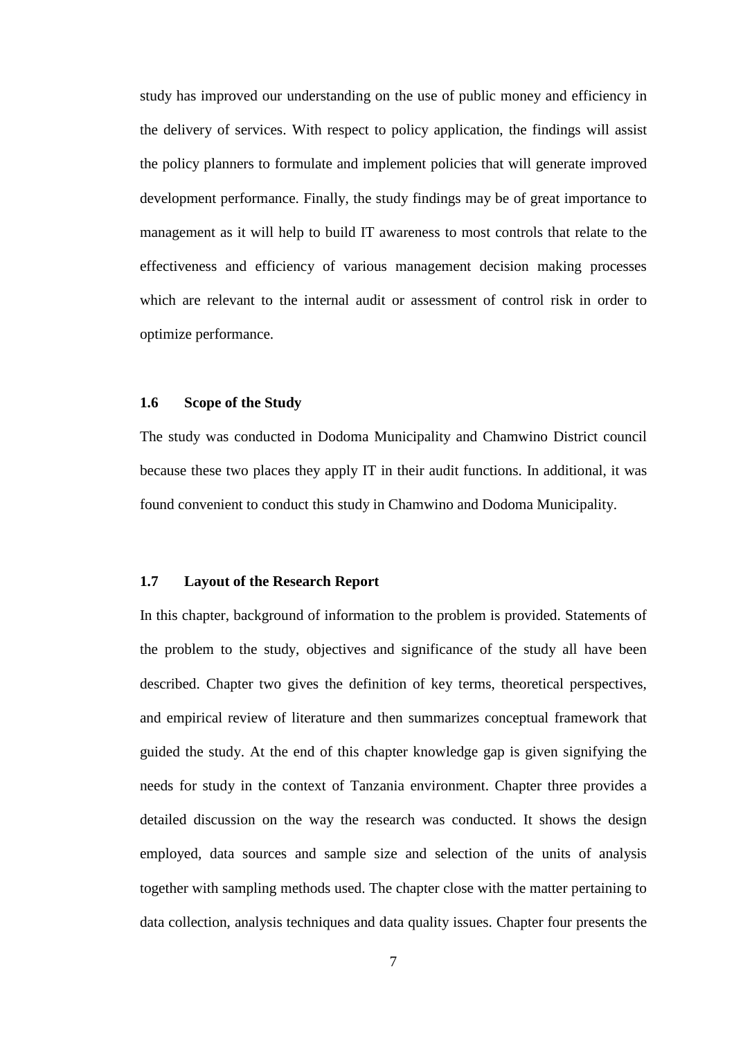study has improved our understanding on the use of public money and efficiency in the delivery of services. With respect to policy application, the findings will assist the policy planners to formulate and implement policies that will generate improved development performance. Finally, the study findings may be of great importance to management as it will help to build IT awareness to most controls that relate to the effectiveness and efficiency of various management decision making processes which are relevant to the internal audit or assessment of control risk in order to optimize performance.

### 1.6 Scope of the Study

The study was conducted in Dodoma Municipality and Chamwino District council because these two places they apply IT in their audit functions. In additional, it was found convenient to conduct this study in Chamwino and Dodoma Municipality.

### 1.7 Layout of the Research Report

In this chapter, background of information to the problem is provided. Statements of the problem to the study, objectives and significance of the study all have been described. Chapter two gives the definition of key terms, theoretical perspectives, and empirical review of literature and then summarizes conceptual framework that guided the study. At the end of this chapter knowledge gap is given signifying the needs for study in the context of Tanzania environment. Chapter three provides a detailed discussion on the way the research was conducted. It shows the design employed, data sources and sample size and selection of the units of analysis together with sampling methods used. The chapter close with the matter pertaining to data collection, analysis techniques and data quality issues. Chapter four presents the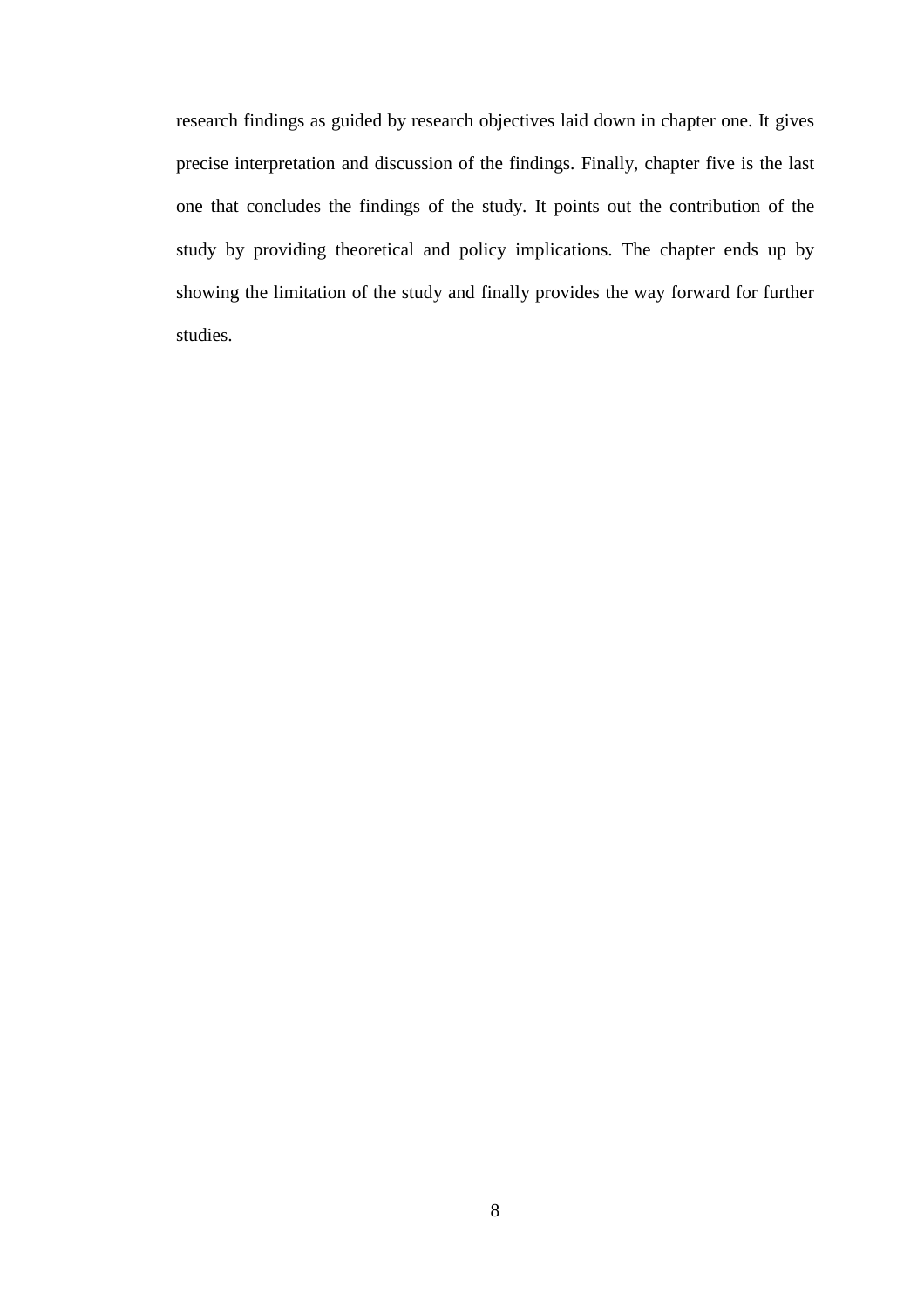research findings as guided by research objectives laid down in chapter one. It gives precise interpretation and discussion of the findings. Finally, chapter five is the last one that concludes the findings of the study. It points out the contribution of the study by providing theoretical and policy implications. The chapter ends up by showing the limitation of the study and finally provides the way forward for further studies.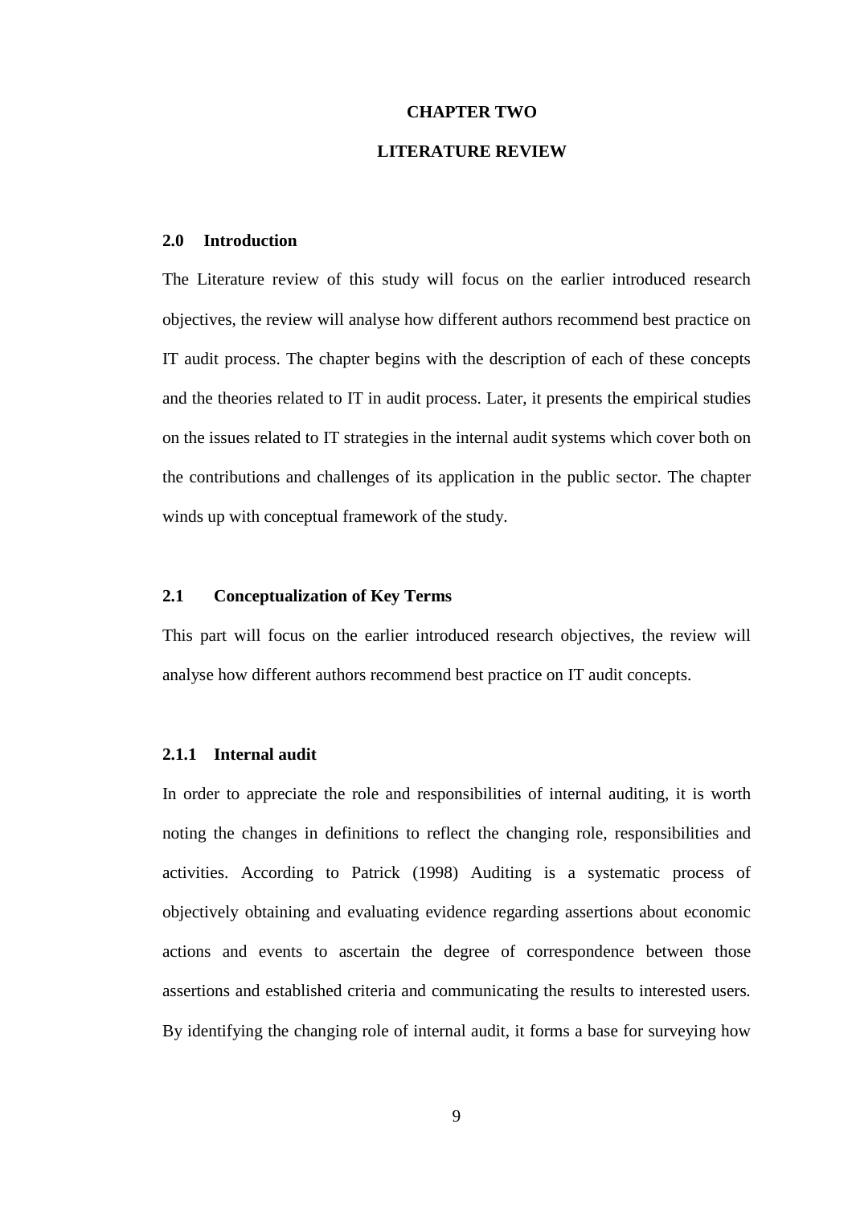# CHAPTER TWO

# LITERATURE REVIEW

## 2.0 Introduction

The Literature review of this study will focus on the earlier introduced research objectives, the review will analyse how different authors recommend best practice on IT audit process. The chapter begins with the description of each of these concepts and the theories related to IT in audit process. Later, it presents the empirical studies on the issues related to IT strategies in the internal audit systems which cover both on the contributions and challenges of its application in the public sector. The chapter winds up with conceptual framework of the study.

## 2.1 Conceptualization of Key Terms

This part will focus on the earlier introduced research objectives, the review will analyse how different authors recommend best practice on IT audit concepts.

### 2.1.1 Internal audit

In order to appreciate the role and responsibilities of internal auditing, it is worth noting the changes in definitions to reflect the changing role, responsibilities and activities. According to Patrick (1998) Auditing is a systematic process of objectively obtaining and evaluating evidence regarding assertions about economic actions and events to ascertain the degree of correspondence between those assertions and established criteria and communicating the results to interested users. By identifying the changing role of internal audit, it forms a base for surveying how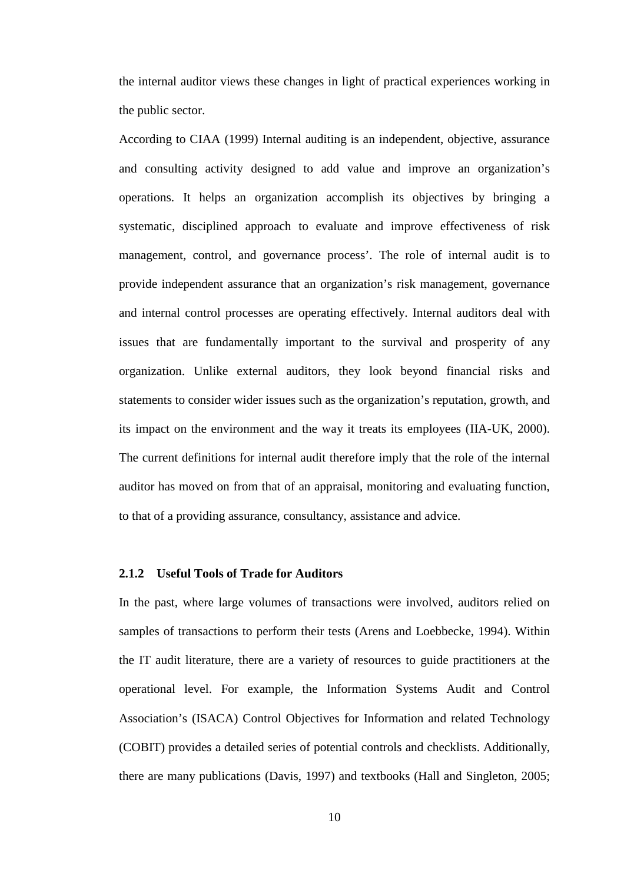the internal auditor views these changes in light of practical experiences working in the public sector.

According to CIAA (1999) Internal auditing is an independent, objective, assurance and consulting activity designed to add value and improve an organization's operations. It helps an organization accomplish its objectives by bringing a systematic, disciplined approach to evaluate and improve effectiveness of risk management, control, and governance process'. The role of internal audit is to provide independent assurance that an organization's risk management, governance and internal control processes are operating effectively. Internal auditors deal with issues that are fundamentally important to the survival and prosperity of any organization. Unlike external auditors, they look beyond financial risks and statements to consider wider issues such as the organization's reputation, growth, and its impact on the environment and the way it treats its employees (IIA-UK, 2000). The current definitions for internal audit therefore imply that the role of the internal auditor has moved on from that of an appraisal, monitoring and evaluating function, to that of a providing assurance, consultancy, assistance and advice.

### 2.1.2 Useful Tools of Trade for Auditors

In the past, where large volumes of transactions were involved, auditors relied on samples of transactions to perform their tests (Arens and Loebbecke, 1994). Within the IT audit literature, there are a variety of resources to guide practitioners at the operational level. For example, the Information Systems Audit and Control Association's (ISACA) Control Objectives for Information and related Technology (COBIT) provides a detailed series of potential controls and checklists. Additionally, there are many publications (Davis, 1997) and textbooks (Hall and Singleton, 2005;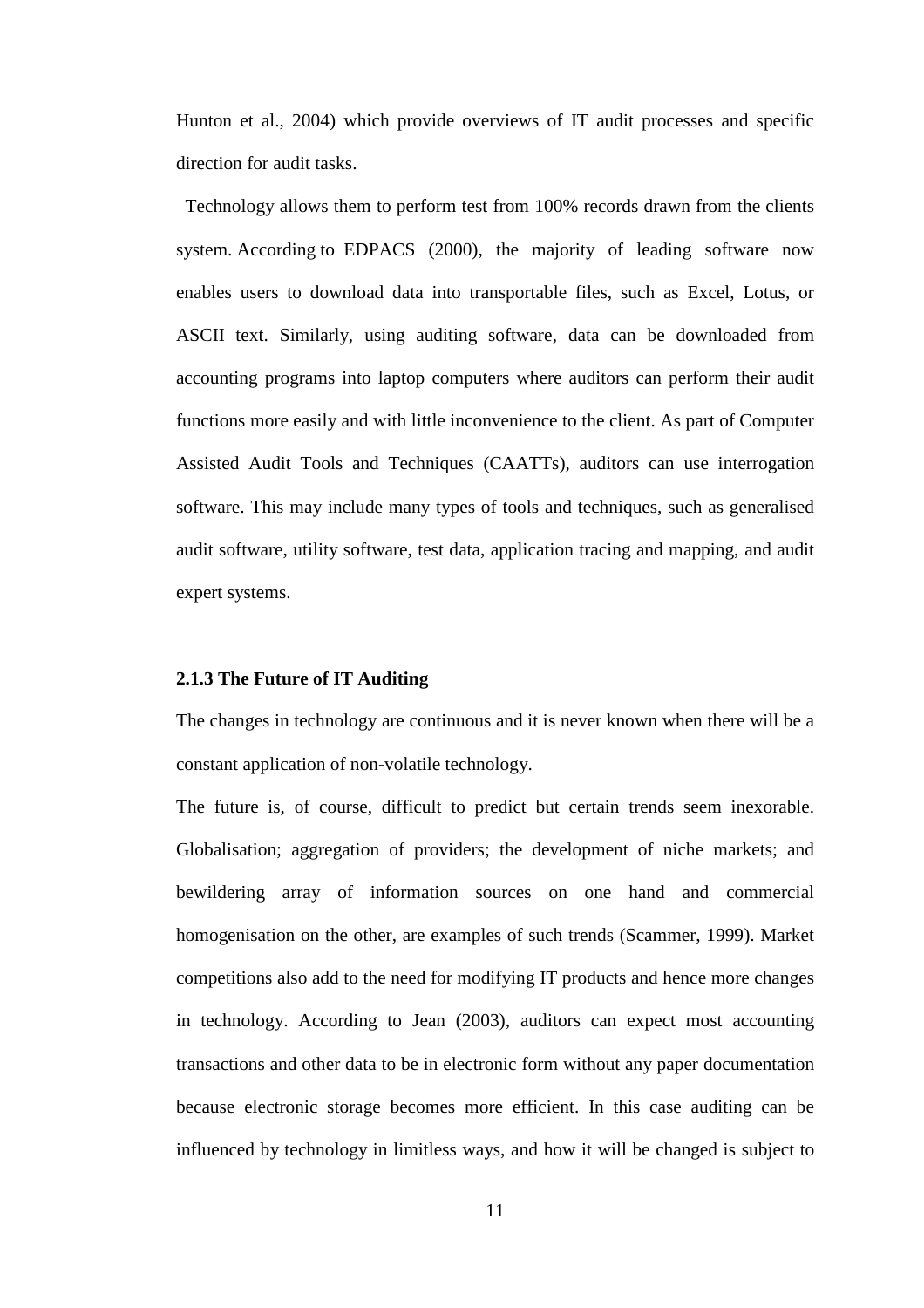Hunton et al., 2004) which provide overviews of IT audit processes and specific direction for audit tasks.

Technology allows them to perform test from 100% records drawn from the clients system. According to EDPACS (2000), the majority of leading software now enables users to download data into transportable files, such as Excel, Lotus, or ASCII text. Similarly, using auditing software, data can be downloaded from accounting programs into laptop computers where auditors can perform their audit functions more easily and with little inconvenience to the client. As part of Computer Assisted Audit Tools and Techniques (CAATTs), auditors can use interrogation software. This may include many types of tools and techniques, such as generalised audit software, utility software, test data, application tracing and mapping, and audit expert systems.

### 2.1.3 The Future of IT Auditing

The changes in technology are continuous and it is never known when there will be a constant application of non-volatile technology.

The future is, of course, difficult to predict but certain trends seem inexorable. Globalisation; aggregation of providers; the development of niche markets; and bewildering array of information sources on one hand and commercial homogenisation on the other, are examples of such trends (Scammer, 1999). Market competitions also add to the need for modifying IT products and hence more changes in technology. According to Jean (2003), auditors can expect most accounting transactions and other data to be in electronic form without any paper documentation because electronic storage becomes more efficient. In this case auditing can be influenced by technology in limitless ways, and how it will be changed is subject to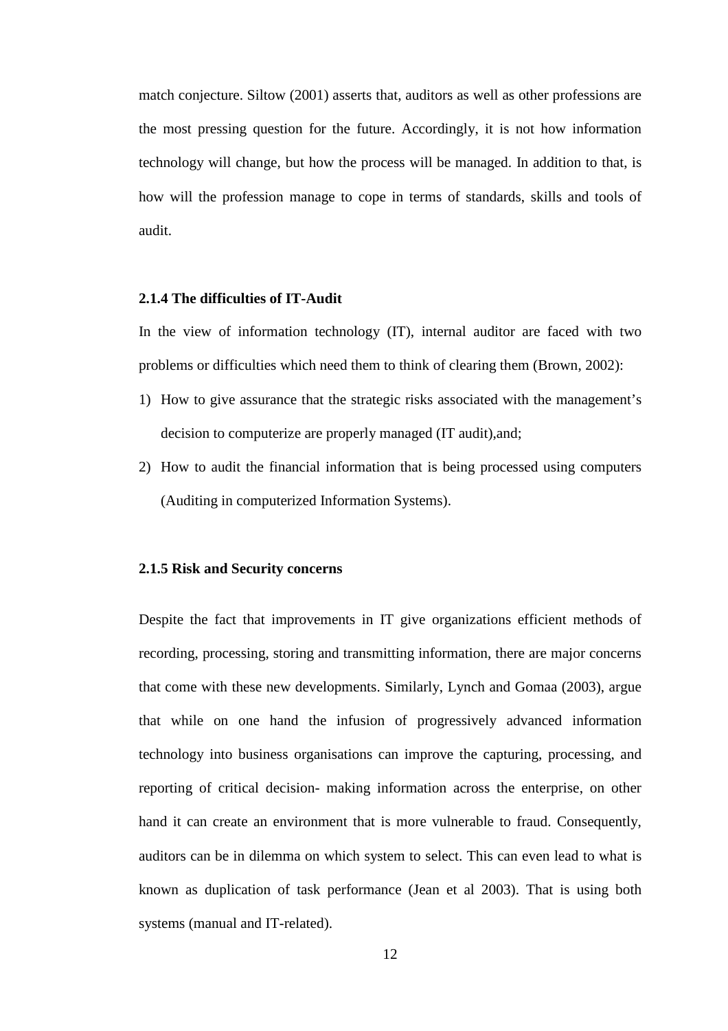match conjecture. Siltow (2001) asserts that, auditors as well as other professions are the most pressing question for the future. Accordingly, it is not how information technology will change, but how the process will be managed. In addition to that, is how will the profession manage to cope in terms of standards, skills and tools of audit.

### 2.1.4 The difficulties of IT-Audit

In the view of information technology (IT), internal auditor are faced with two problems or difficulties which need them to think of clearing them (Brown, 2002):

1) How to give assurance that the strategic risks associated with the management's decision to computerize are properly managed (IT audit),and;
2) How to audit the financial information that is being processed using computers (Auditing in computerized Information Systems).

### 2.1.5 Risk and Security concerns

Despite the fact that improvements in IT give organizations efficient methods of recording, processing, storing and transmitting information, there are major concerns that come with these new developments. Similarly, Lynch and Gomaa (2003), argue that while on one hand the infusion of progressively advanced information technology into business organisations can improve the capturing, processing, and reporting of critical decision- making information across the enterprise, on other hand it can create an environment that is more vulnerable to fraud. Consequently, auditors can be in dilemma on which system to select. This can even lead to what is known as duplication of task performance (Jean et al 2003). That is using both systems (manual and IT-related).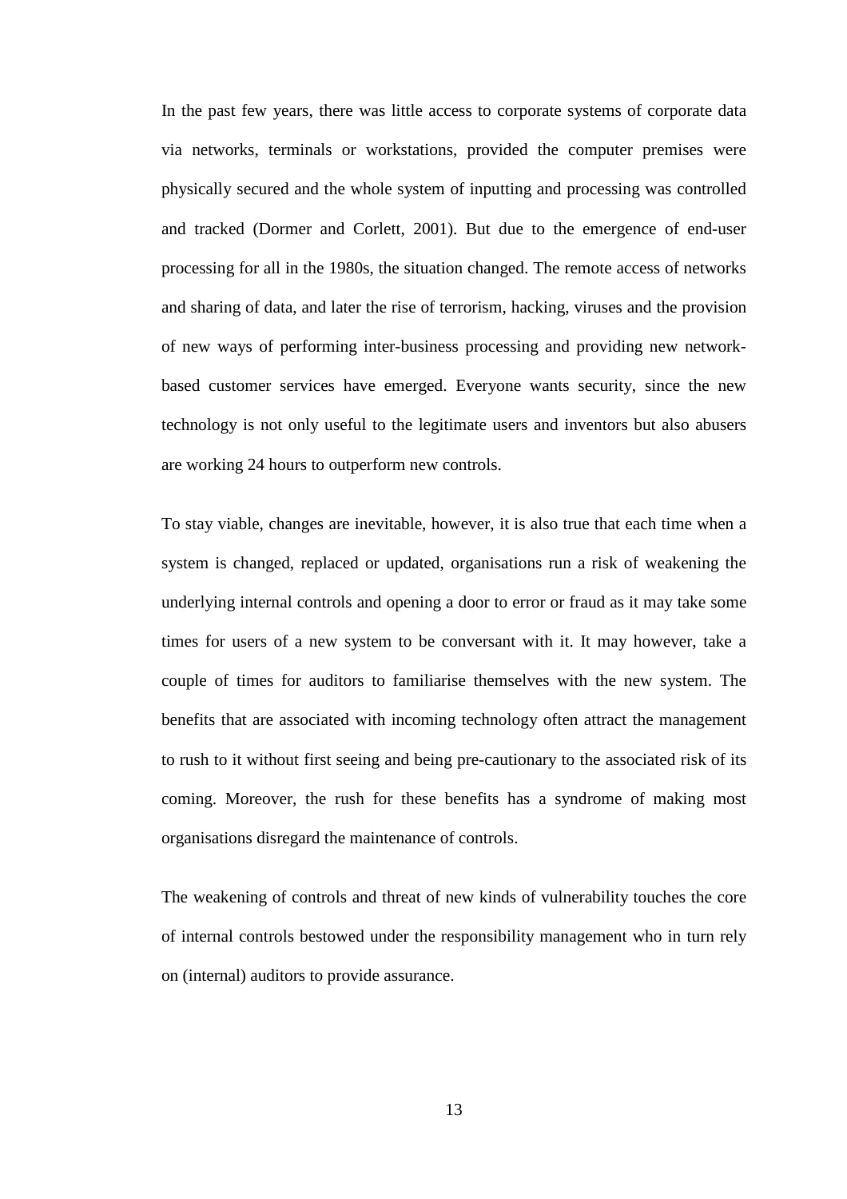In the past few years, there was little access to corporate systems of corporate data via networks, terminals or workstations, provided the computer premises were physically secured and the whole system of inputting and processing was controlled and tracked (Dormer and Corlett, 2001). But due to the emergence of end-user processing for all in the 1980s, the situation changed. The remote access of networks and sharing of data, and later the rise of terrorism, hacking, viruses and the provision of new ways of performing inter-business processing and providing new network-based customer services have emerged. Everyone wants security, since the new technology is not only useful to the legitimate users and inventors but also abusers are working 24 hours to outperform new controls.

To stay viable, changes are inevitable, however, it is also true that each time when a system is changed, replaced or updated, organisations run a risk of weakening the underlying internal controls and opening a door to error or fraud as it may take some times for users of a new system to be conversant with it. It may however, take a couple of times for auditors to familiarise themselves with the new system. The benefits that are associated with incoming technology often attract the management to rush to it without first seeing and being pre-cautionary to the associated risk of its coming. Moreover, the rush for these benefits has a syndrome of making most organisations disregard the maintenance of controls.

The weakening of controls and threat of new kinds of vulnerability touches the core of internal controls bestowed under the responsibility management who in turn rely on (internal) auditors to provide assurance.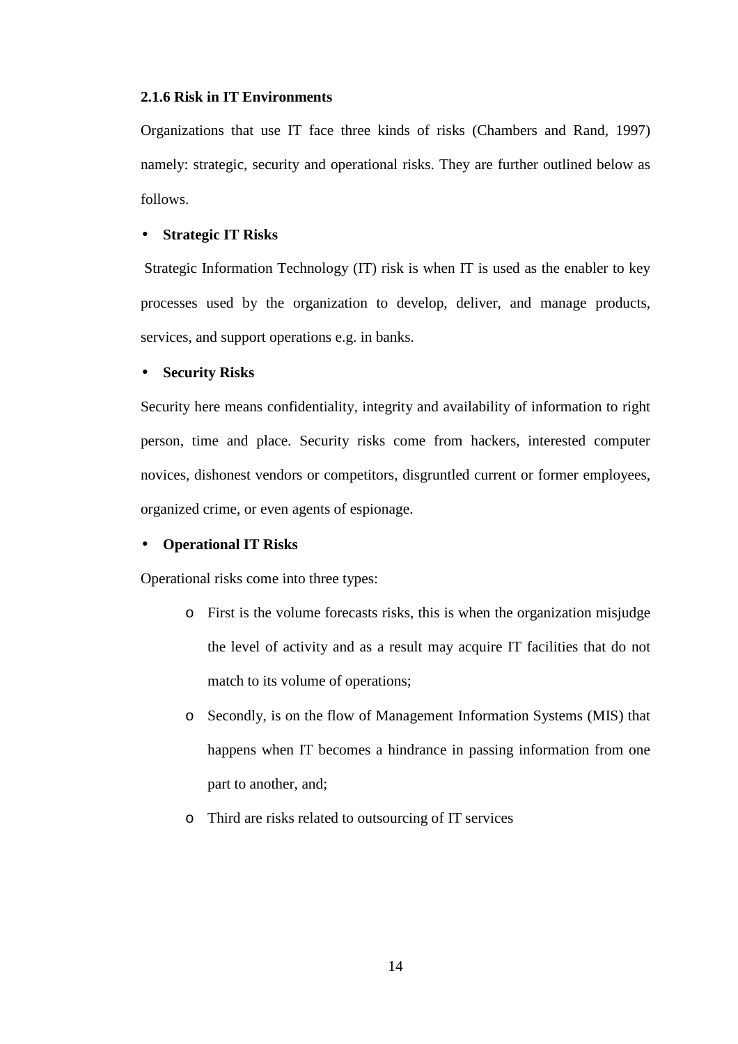### 2.1.6 Risk in IT Environments

Organizations that use IT face three kinds of risks (Chambers and Rand, 1997) namely: strategic, security and operational risks. They are further outlined below as follows.

- **Strategic IT Risks**

Strategic Information Technology (IT) risk is when IT is used as the enabler to key processes used by the organization to develop, deliver, and manage products, services, and support operations e.g. in banks.

- **Security Risks**

Security here means confidentiality, integrity and availability of information to right person, time and place. Security risks come from hackers, interested computer novices, dishonest vendors or competitors, disgruntled current or former employees, organized crime, or even agents of espionage.

- **Operational IT Risks**

Operational risks come into three types:

  - First is the volume forecasts risks, this is when the organization misjudge the level of activity and as a result may acquire IT facilities that do not match to its volume of operations;
  - Secondly, is on the flow of Management Information Systems (MIS) that happens when IT becomes a hindrance in passing information from one part to another, and;
  - Third are risks related to outsourcing of IT services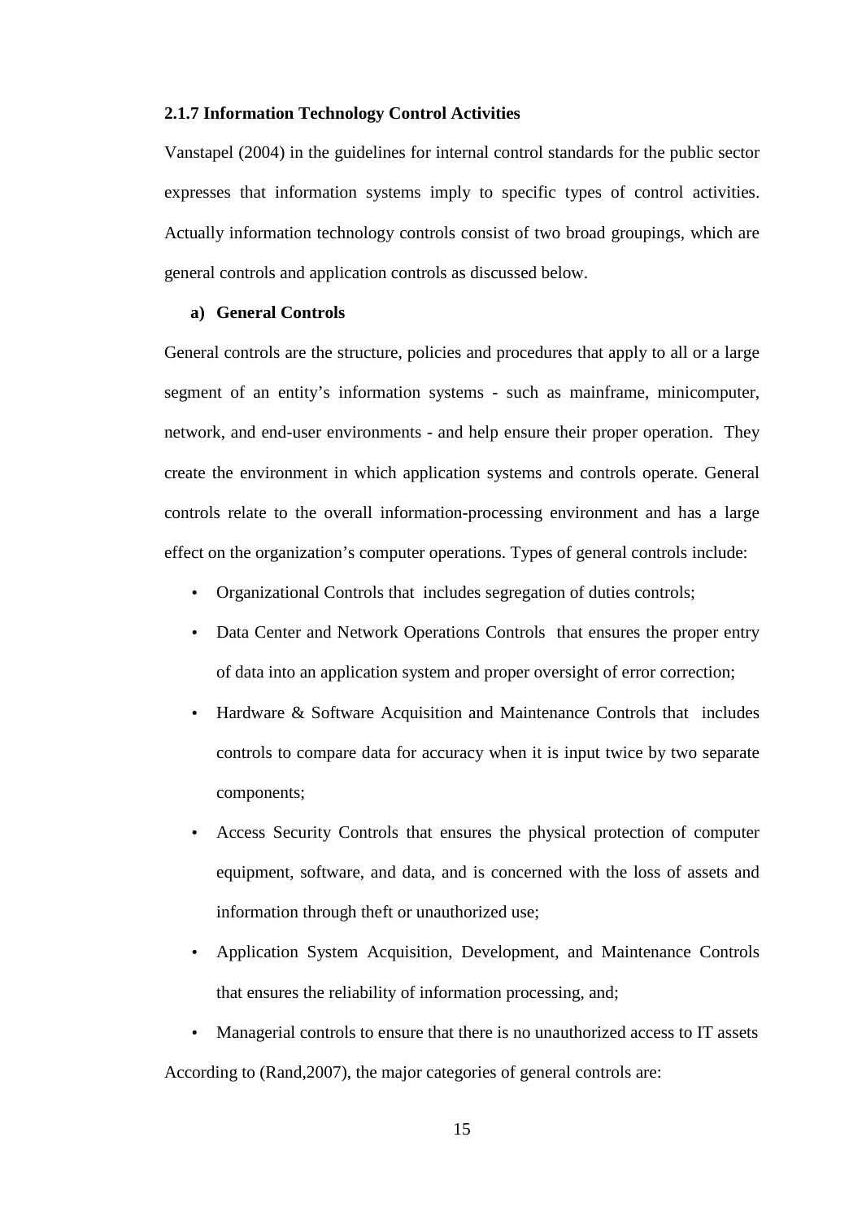### 2.1.7 Information Technology Control Activities

Vanstapel (2004) in the guidelines for internal control standards for the public sector expresses that information systems imply to specific types of control activities. Actually information technology controls consist of two broad groupings, which are general controls and application controls as discussed below.

**a) General Controls**

General controls are the structure, policies and procedures that apply to all or a large segment of an entity's information systems - such as mainframe, minicomputer, network, and end-user environments - and help ensure their proper operation. They create the environment in which application systems and controls operate. General controls relate to the overall information-processing environment and has a large effect on the organization's computer operations. Types of general controls include:

- Organizational Controls that includes segregation of duties controls;
- Data Center and Network Operations Controls that ensures the proper entry of data into an application system and proper oversight of error correction;
- Hardware & Software Acquisition and Maintenance Controls that includes controls to compare data for accuracy when it is input twice by two separate components;
- Access Security Controls that ensures the physical protection of computer equipment, software, and data, and is concerned with the loss of assets and information through theft or unauthorized use;
- Application System Acquisition, Development, and Maintenance Controls that ensures the reliability of information processing, and;
- Managerial controls to ensure that there is no unauthorized access to IT assets

According to (Rand,2007), the major categories of general controls are: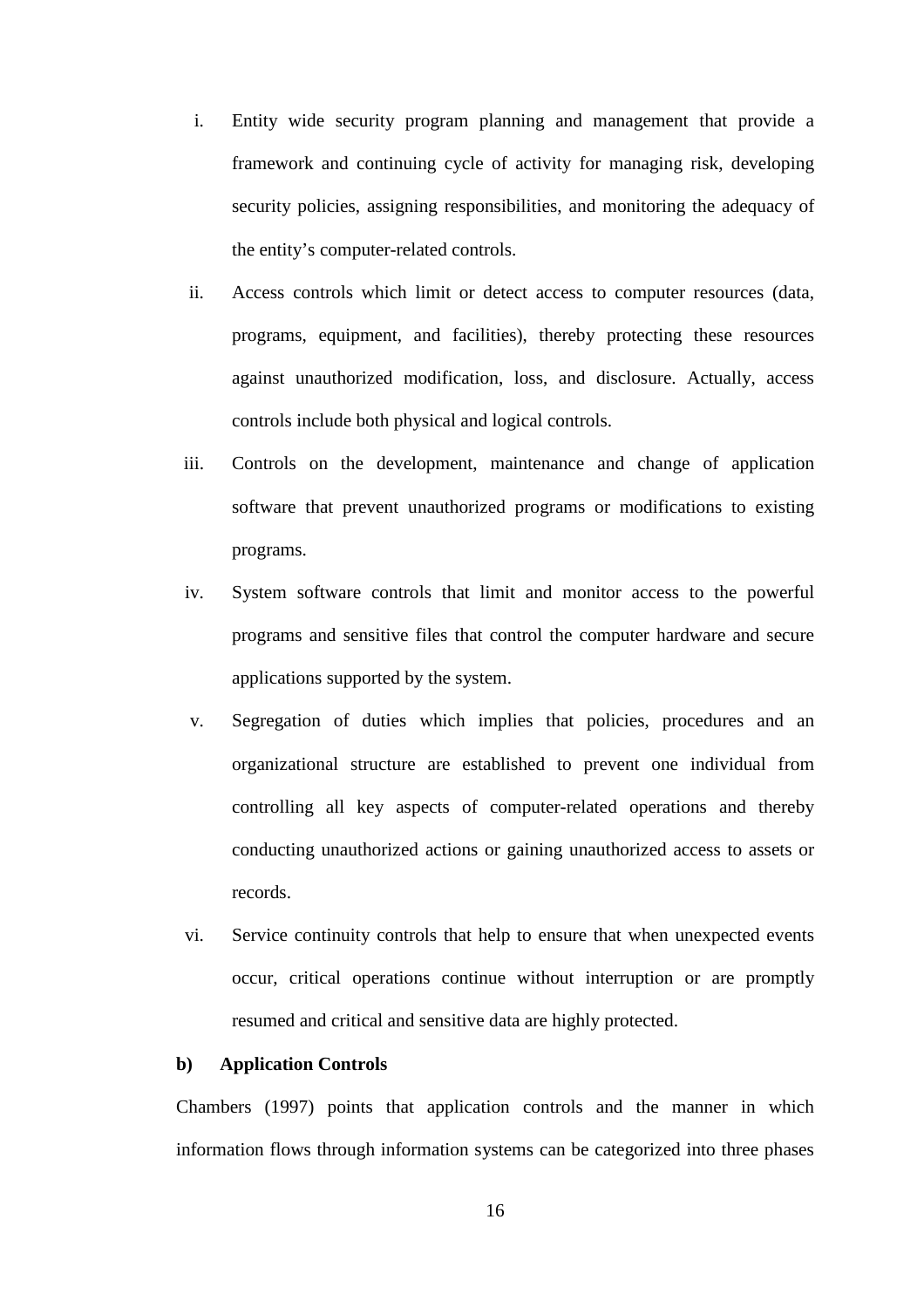i. Entity wide security program planning and management that provide a framework and continuing cycle of activity for managing risk, developing security policies, assigning responsibilities, and monitoring the adequacy of the entity's computer-related controls.

ii. Access controls which limit or detect access to computer resources (data, programs, equipment, and facilities), thereby protecting these resources against unauthorized modification, loss, and disclosure. Actually, access controls include both physical and logical controls.

iii. Controls on the development, maintenance and change of application software that prevent unauthorized programs or modifications to existing programs.

iv. System software controls that limit and monitor access to the powerful programs and sensitive files that control the computer hardware and secure applications supported by the system.

v. Segregation of duties which implies that policies, procedures and an organizational structure are established to prevent one individual from controlling all key aspects of computer-related operations and thereby conducting unauthorized actions or gaining unauthorized access to assets or records.

vi. Service continuity controls that help to ensure that when unexpected events occur, critical operations continue without interruption or are promptly resumed and critical and sensitive data are highly protected.

**b) Application Controls**

Chambers (1997) points that application controls and the manner in which information flows through information systems can be categorized into three phases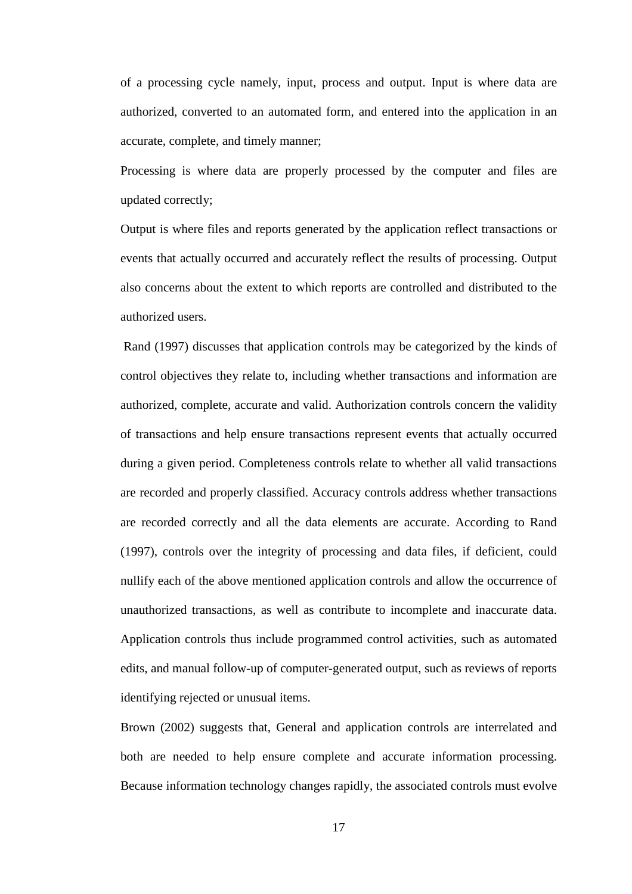of a processing cycle namely, input, process and output. Input is where data are authorized, converted to an automated form, and entered into the application in an accurate, complete, and timely manner;

Processing is where data are properly processed by the computer and files are updated correctly;

Output is where files and reports generated by the application reflect transactions or events that actually occurred and accurately reflect the results of processing. Output also concerns about the extent to which reports are controlled and distributed to the authorized users.

Rand (1997) discusses that application controls may be categorized by the kinds of control objectives they relate to, including whether transactions and information are authorized, complete, accurate and valid. Authorization controls concern the validity of transactions and help ensure transactions represent events that actually occurred during a given period. Completeness controls relate to whether all valid transactions are recorded and properly classified. Accuracy controls address whether transactions are recorded correctly and all the data elements are accurate. According to Rand (1997), controls over the integrity of processing and data files, if deficient, could nullify each of the above mentioned application controls and allow the occurrence of unauthorized transactions, as well as contribute to incomplete and inaccurate data. Application controls thus include programmed control activities, such as automated edits, and manual follow-up of computer-generated output, such as reviews of reports identifying rejected or unusual items.

Brown (2002) suggests that, General and application controls are interrelated and both are needed to help ensure complete and accurate information processing. Because information technology changes rapidly, the associated controls must evolve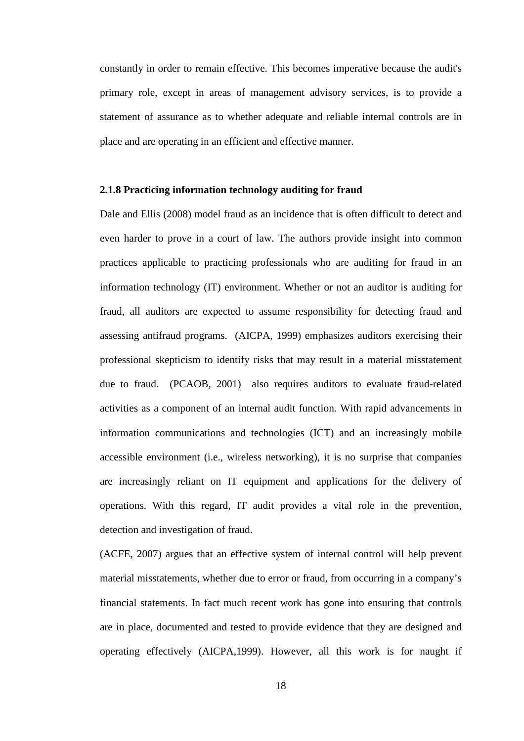constantly in order to remain effective. This becomes imperative because the audit's primary role, except in areas of management advisory services, is to provide a statement of assurance as to whether adequate and reliable internal controls are in place and are operating in an efficient and effective manner.

### 2.1.8 Practicing information technology auditing for fraud

Dale and Ellis (2008) model fraud as an incidence that is often difficult to detect and even harder to prove in a court of law. The authors provide insight into common practices applicable to practicing professionals who are auditing for fraud in an information technology (IT) environment. Whether or not an auditor is auditing for fraud, all auditors are expected to assume responsibility for detecting fraud and assessing antifraud programs. (AICPA, 1999) emphasizes auditors exercising their professional skepticism to identify risks that may result in a material misstatement due to fraud. (PCAOB, 2001) also requires auditors to evaluate fraud-related activities as a component of an internal audit function. With rapid advancements in information communications and technologies (ICT) and an increasingly mobile accessible environment (i.e., wireless networking), it is no surprise that companies are increasingly reliant on IT equipment and applications for the delivery of operations. With this regard, IT audit provides a vital role in the prevention, detection and investigation of fraud.

(ACFE, 2007) argues that an effective system of internal control will help prevent material misstatements, whether due to error or fraud, from occurring in a company's financial statements. In fact much recent work has gone into ensuring that controls are in place, documented and tested to provide evidence that they are designed and operating effectively (AICPA,1999). However, all this work is for naught if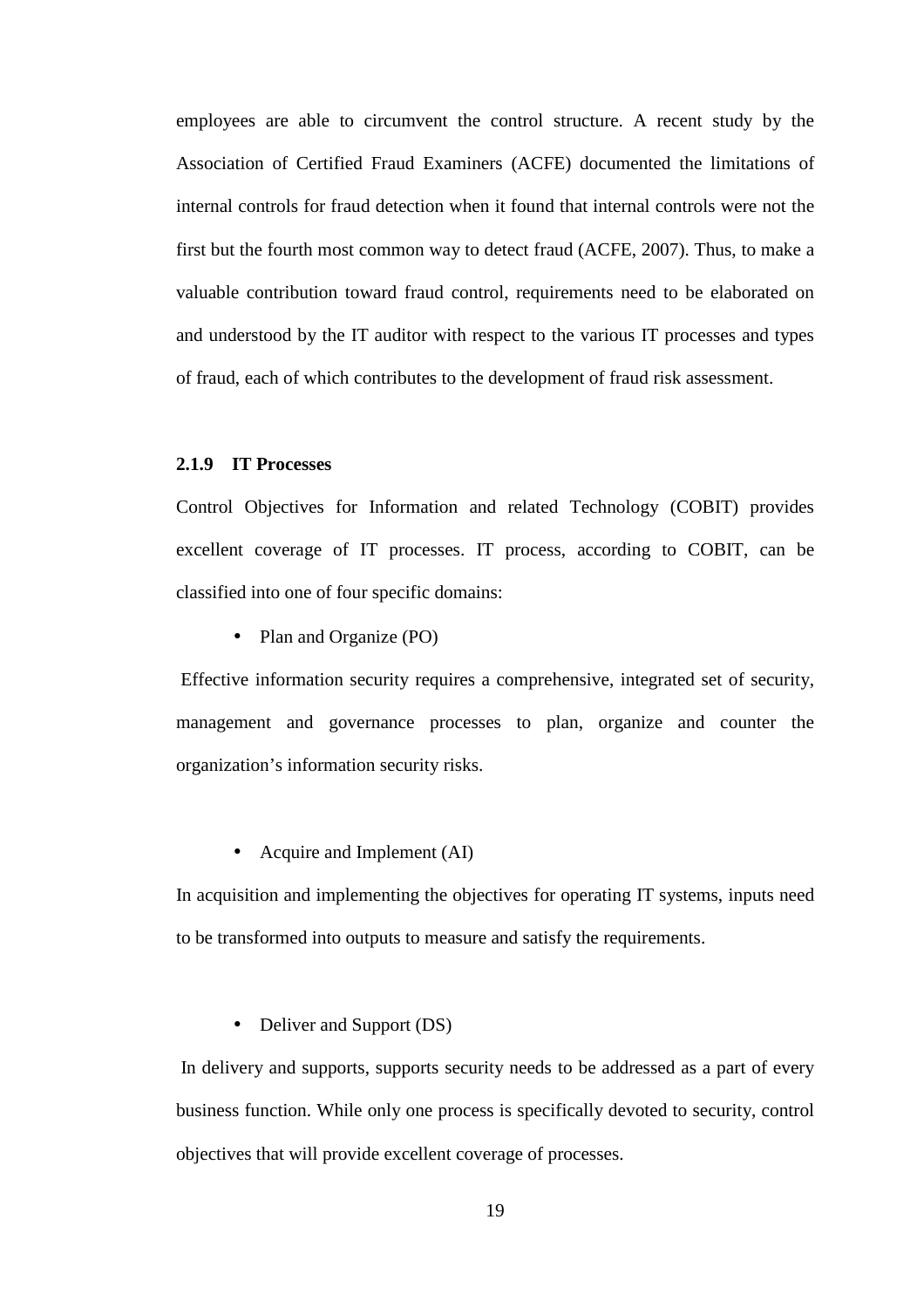employees are able to circumvent the control structure. A recent study by the Association of Certified Fraud Examiners (ACFE) documented the limitations of internal controls for fraud detection when it found that internal controls were not the first but the fourth most common way to detect fraud (ACFE, 2007). Thus, to make a valuable contribution toward fraud control, requirements need to be elaborated on and understood by the IT auditor with respect to the various IT processes and types of fraud, each of which contributes to the development of fraud risk assessment.

### 2.1.9 IT Processes

Control Objectives for Information and related Technology (COBIT) provides excellent coverage of IT processes. IT process, according to COBIT, can be classified into one of four specific domains:

- Plan and Organize (PO)

Effective information security requires a comprehensive, integrated set of security, management and governance processes to plan, organize and counter the organization's information security risks.

- Acquire and Implement (AI)

In acquisition and implementing the objectives for operating IT systems, inputs need to be transformed into outputs to measure and satisfy the requirements.

- Deliver and Support (DS)

In delivery and supports, supports security needs to be addressed as a part of every business function. While only one process is specifically devoted to security, control objectives that will provide excellent coverage of processes.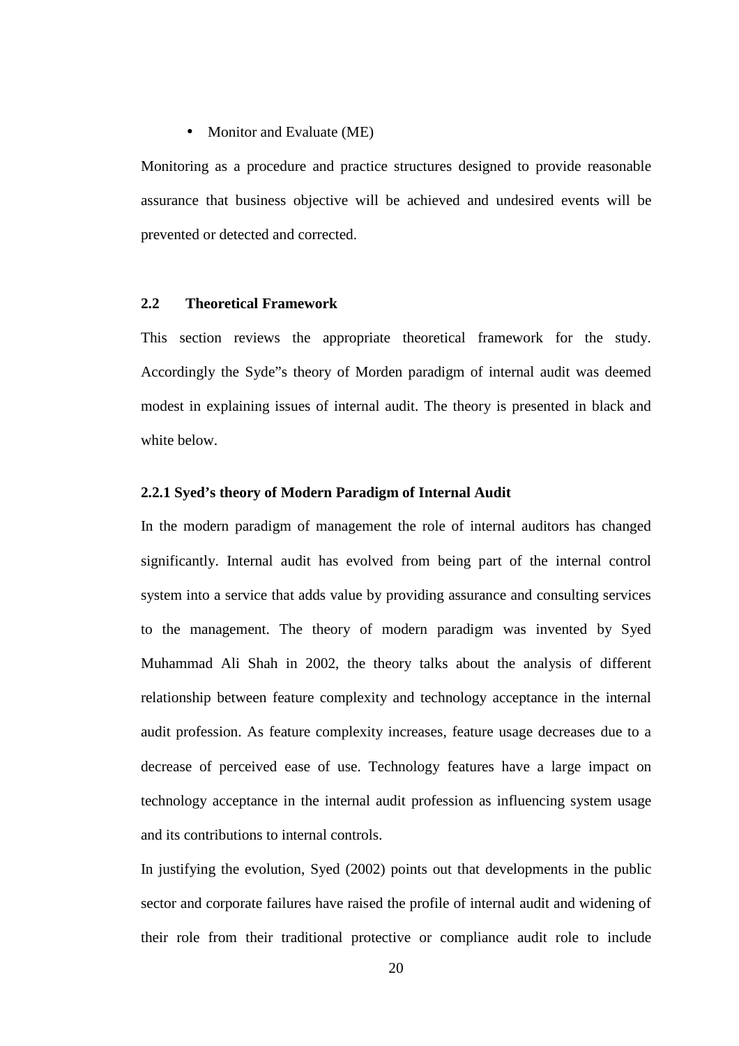- Monitor and Evaluate (ME)

Monitoring as a procedure and practice structures designed to provide reasonable assurance that business objective will be achieved and undesired events will be prevented or detected and corrected.

## 2.2 Theoretical Framework

This section reviews the appropriate theoretical framework for the study. Accordingly the Syde"s theory of Morden paradigm of internal audit was deemed modest in explaining issues of internal audit. The theory is presented in black and white below.

### 2.2.1 Syed's theory of Modern Paradigm of Internal Audit

In the modern paradigm of management the role of internal auditors has changed significantly. Internal audit has evolved from being part of the internal control system into a service that adds value by providing assurance and consulting services to the management. The theory of modern paradigm was invented by Syed Muhammad Ali Shah in 2002, the theory talks about the analysis of different relationship between feature complexity and technology acceptance in the internal audit profession. As feature complexity increases, feature usage decreases due to a decrease of perceived ease of use. Technology features have a large impact on technology acceptance in the internal audit profession as influencing system usage and its contributions to internal controls.

In justifying the evolution, Syed (2002) points out that developments in the public sector and corporate failures have raised the profile of internal audit and widening of their role from their traditional protective or compliance audit role to include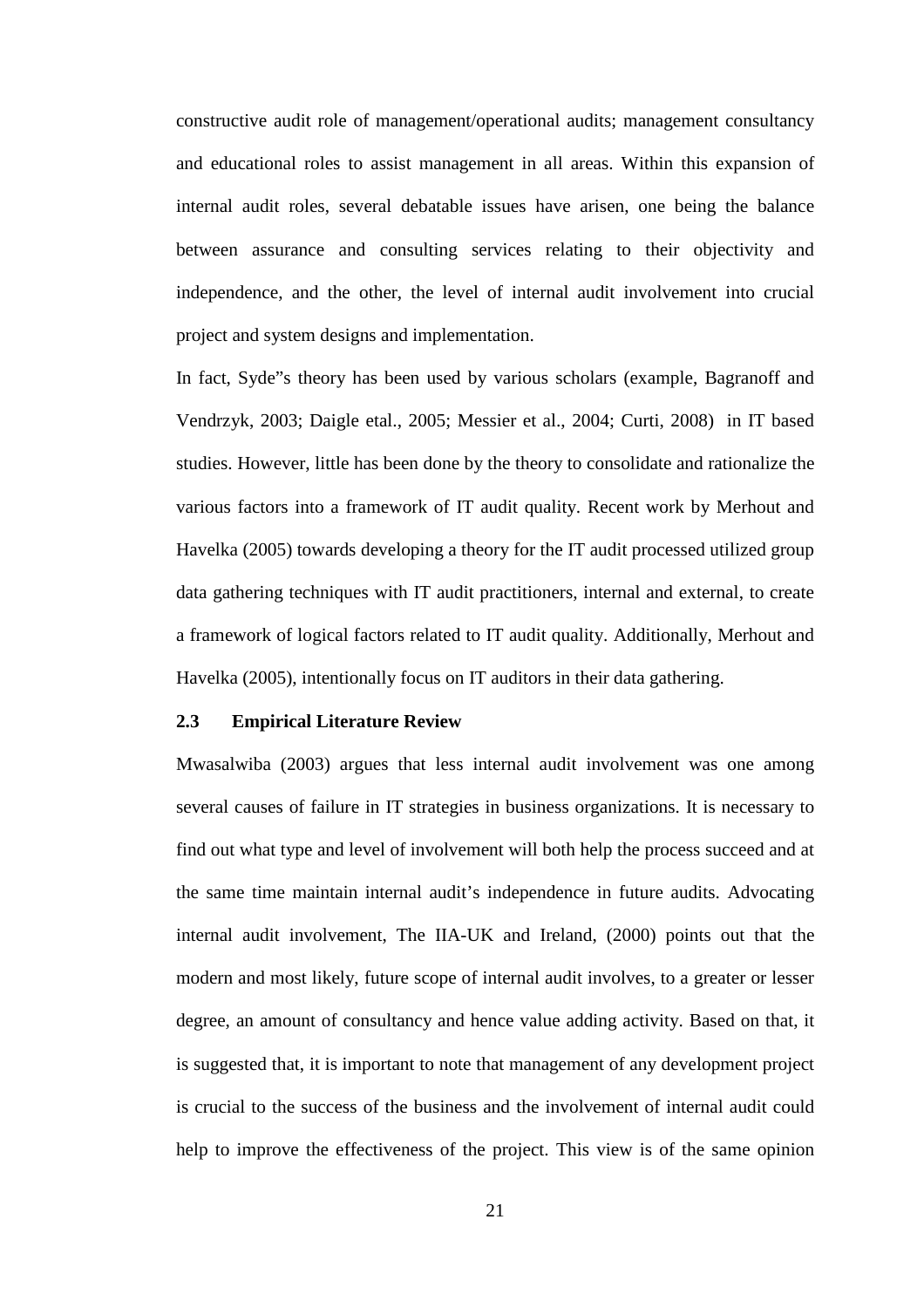constructive audit role of management/operational audits; management consultancy and educational roles to assist management in all areas. Within this expansion of internal audit roles, several debatable issues have arisen, one being the balance between assurance and consulting services relating to their objectivity and independence, and the other, the level of internal audit involvement into crucial project and system designs and implementation.

In fact, Syde"s theory has been used by various scholars (example, Bagranoff and Vendrzyk, 2003; Daigle etal., 2005; Messier et al., 2004; Curti, 2008) in IT based studies. However, little has been done by the theory to consolidate and rationalize the various factors into a framework of IT audit quality. Recent work by Merhout and Havelka (2005) towards developing a theory for the IT audit processed utilized group data gathering techniques with IT audit practitioners, internal and external, to create a framework of logical factors related to IT audit quality. Additionally, Merhout and Havelka (2005), intentionally focus on IT auditors in their data gathering.

### 2.3 Empirical Literature Review

Mwasalwiba (2003) argues that less internal audit involvement was one among several causes of failure in IT strategies in business organizations. It is necessary to find out what type and level of involvement will both help the process succeed and at the same time maintain internal audit's independence in future audits. Advocating internal audit involvement, The IIA-UK and Ireland, (2000) points out that the modern and most likely, future scope of internal audit involves, to a greater or lesser degree, an amount of consultancy and hence value adding activity. Based on that, it is suggested that, it is important to note that management of any development project is crucial to the success of the business and the involvement of internal audit could help to improve the effectiveness of the project. This view is of the same opinion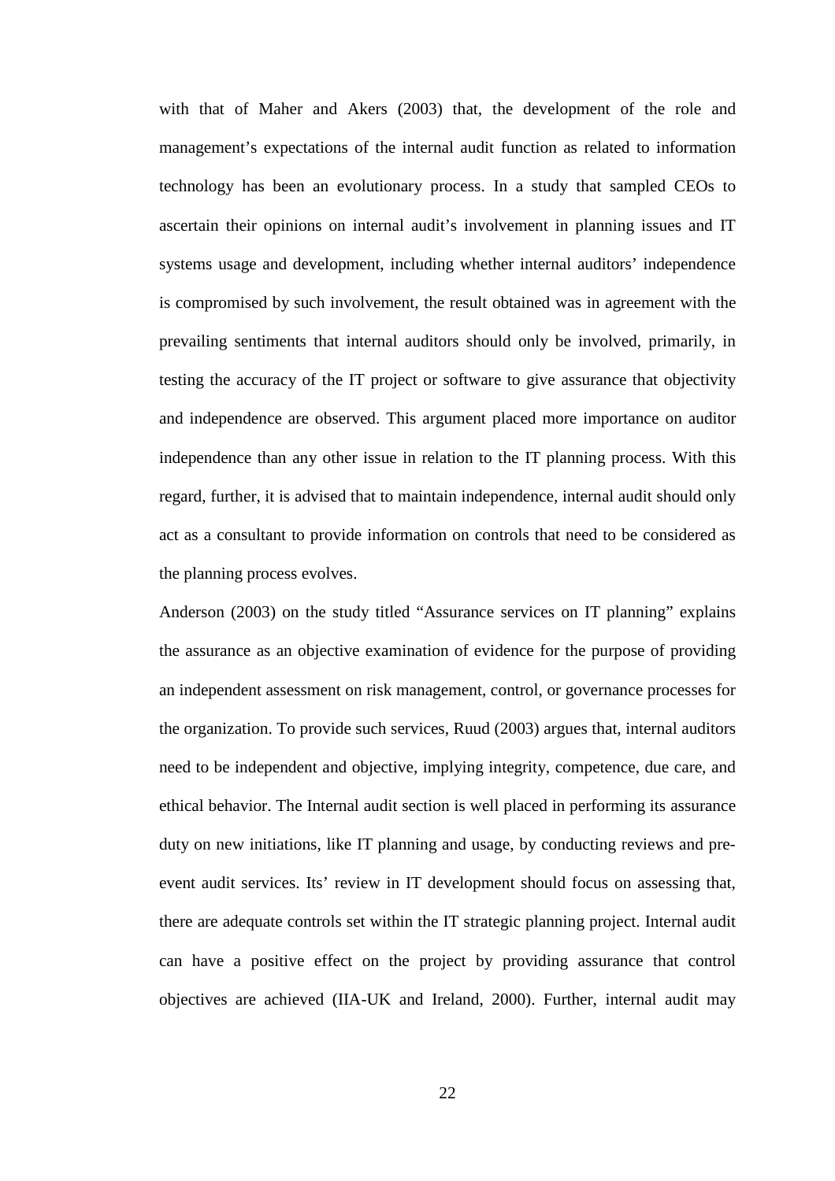with that of Maher and Akers (2003) that, the development of the role and management's expectations of the internal audit function as related to information technology has been an evolutionary process. In a study that sampled CEOs to ascertain their opinions on internal audit's involvement in planning issues and IT systems usage and development, including whether internal auditors' independence is compromised by such involvement, the result obtained was in agreement with the prevailing sentiments that internal auditors should only be involved, primarily, in testing the accuracy of the IT project or software to give assurance that objectivity and independence are observed. This argument placed more importance on auditor independence than any other issue in relation to the IT planning process. With this regard, further, it is advised that to maintain independence, internal audit should only act as a consultant to provide information on controls that need to be considered as the planning process evolves.

Anderson (2003) on the study titled "Assurance services on IT planning" explains the assurance as an objective examination of evidence for the purpose of providing an independent assessment on risk management, control, or governance processes for the organization. To provide such services, Ruud (2003) argues that, internal auditors need to be independent and objective, implying integrity, competence, due care, and ethical behavior. The Internal audit section is well placed in performing its assurance duty on new initiations, like IT planning and usage, by conducting reviews and pre-event audit services. Its' review in IT development should focus on assessing that, there are adequate controls set within the IT strategic planning project. Internal audit can have a positive effect on the project by providing assurance that control objectives are achieved (IIA-UK and Ireland, 2000). Further, internal audit may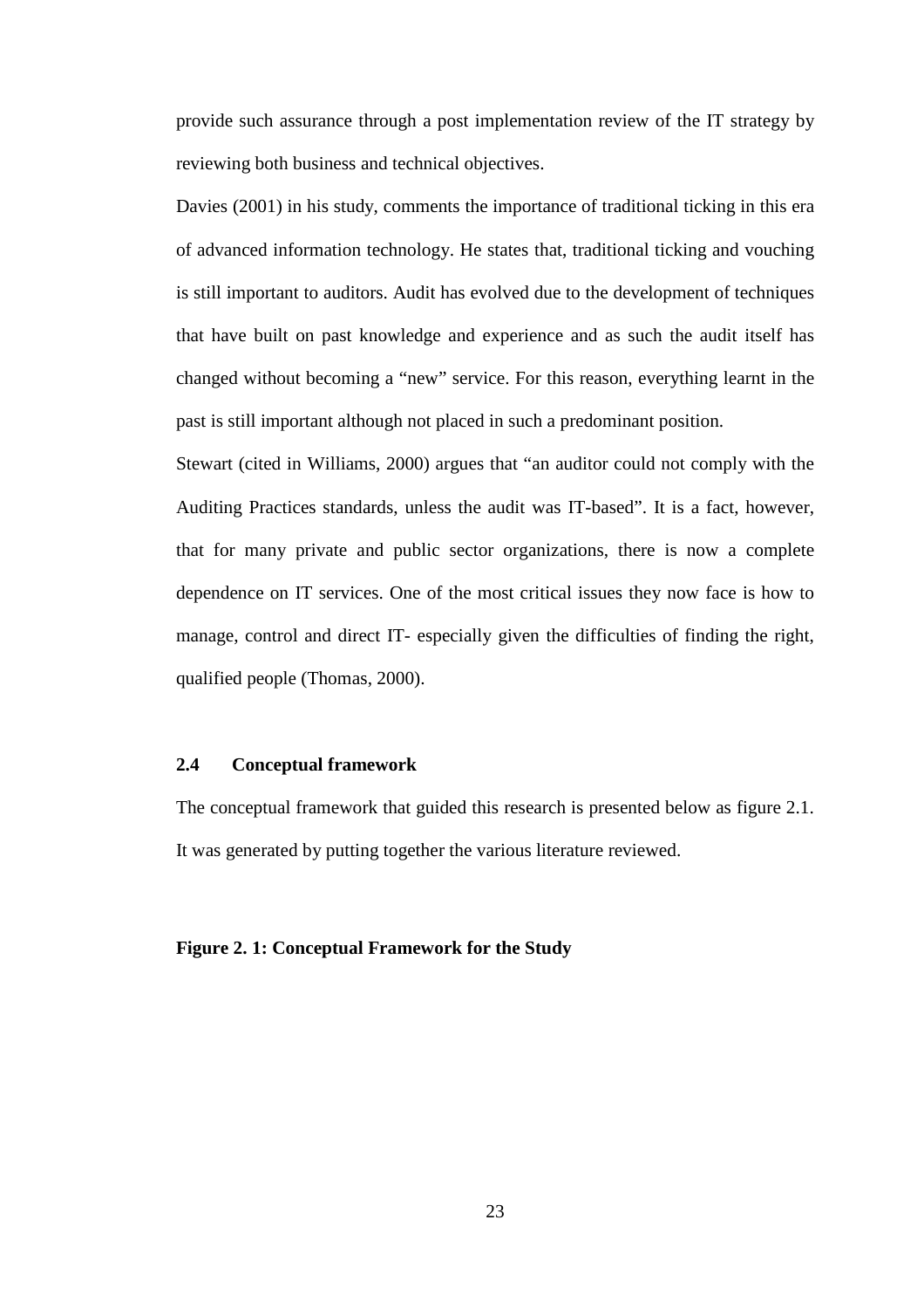provide such assurance through a post implementation review of the IT strategy by reviewing both business and technical objectives.

Davies (2001) in his study, comments the importance of traditional ticking in this era of advanced information technology. He states that, traditional ticking and vouching is still important to auditors. Audit has evolved due to the development of techniques that have built on past knowledge and experience and as such the audit itself has changed without becoming a "new" service. For this reason, everything learnt in the past is still important although not placed in such a predominant position.

Stewart (cited in Williams, 2000) argues that "an auditor could not comply with the Auditing Practices standards, unless the audit was IT-based". It is a fact, however, that for many private and public sector organizations, there is now a complete dependence on IT services. One of the most critical issues they now face is how to manage, control and direct IT- especially given the difficulties of finding the right, qualified people (Thomas, 2000).

### 2.4 Conceptual framework

The conceptual framework that guided this research is presented below as figure 2.1. It was generated by putting together the various literature reviewed.

**Figure 2. 1: Conceptual Framework for the Study**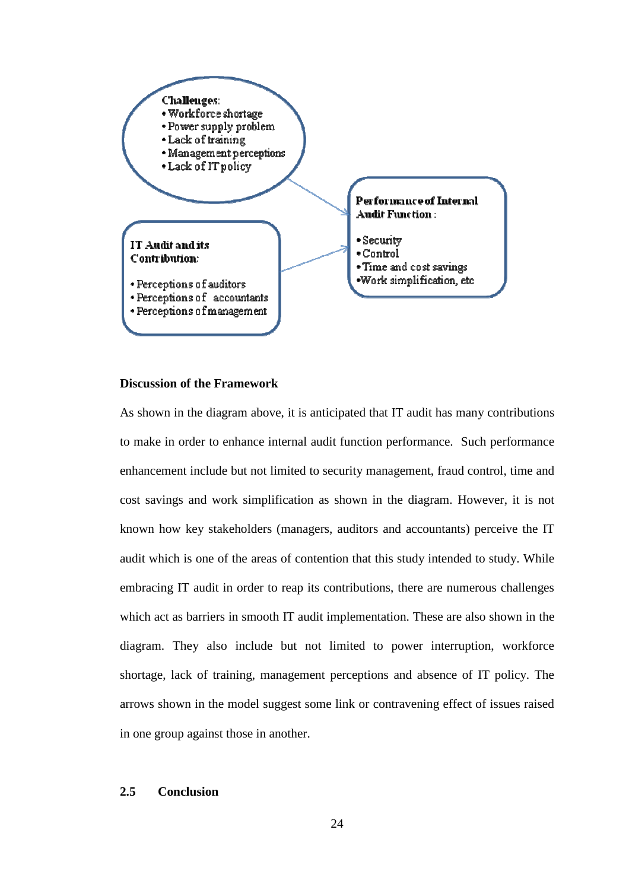**Challenges:**
- Workforce shortage
- Power supply problem
- Lack of training
- Management perceptions
- Lack of IT policy

**IT Audit and its Contribution:**
- Perceptions of auditors
- Perceptions of accountants
- Perceptions of management

**Performance of Internal Audit Function :**
- Security
- Control
- Time and cost savings
- Work simplification, etc

**Discussion of the Framework**

As shown in the diagram above, it is anticipated that IT audit has many contributions to make in order to enhance internal audit function performance. Such performance enhancement include but not limited to security management, fraud control, time and cost savings and work simplification as shown in the diagram. However, it is not known how key stakeholders (managers, auditors and accountants) perceive the IT audit which is one of the areas of contention that this study intended to study. While embracing IT audit in order to reap its contributions, there are numerous challenges which act as barriers in smooth IT audit implementation. These are also shown in the diagram. They also include but not limited to power interruption, workforce shortage, lack of training, management perceptions and absence of IT policy. The arrows shown in the model suggest some link or contravening effect of issues raised in one group against those in another.

## 2.5 Conclusion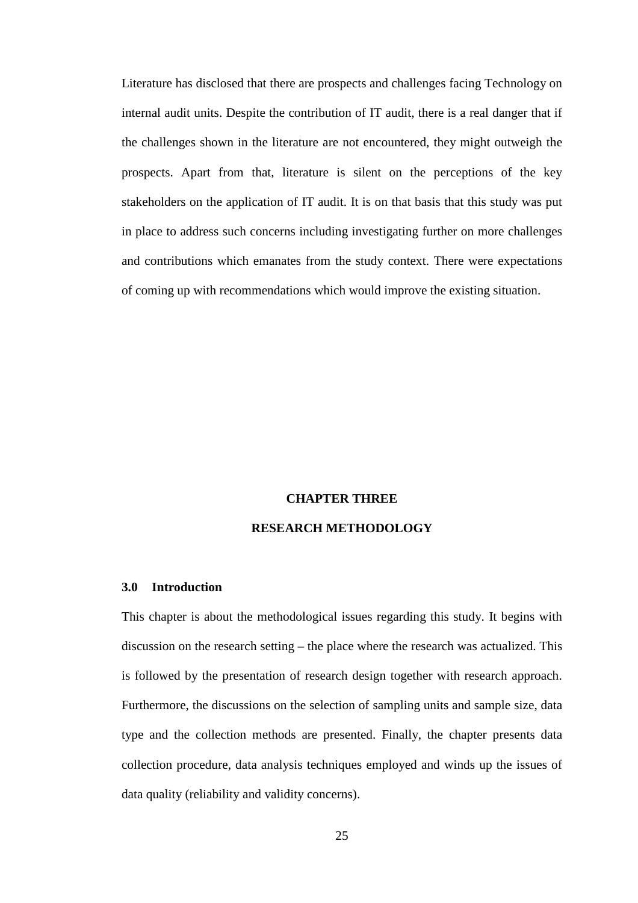Literature has disclosed that there are prospects and challenges facing Technology on internal audit units. Despite the contribution of IT audit, there is a real danger that if the challenges shown in the literature are not encountered, they might outweigh the prospects. Apart from that, literature is silent on the perceptions of the key stakeholders on the application of IT audit. It is on that basis that this study was put in place to address such concerns including investigating further on more challenges and contributions which emanates from the study context. There were expectations of coming up with recommendations which would improve the existing situation.

# CHAPTER THREE

# RESEARCH METHODOLOGY

## 3.0 Introduction

This chapter is about the methodological issues regarding this study. It begins with discussion on the research setting – the place where the research was actualized. This is followed by the presentation of research design together with research approach. Furthermore, the discussions on the selection of sampling units and sample size, data type and the collection methods are presented. Finally, the chapter presents data collection procedure, data analysis techniques employed and winds up the issues of data quality (reliability and validity concerns).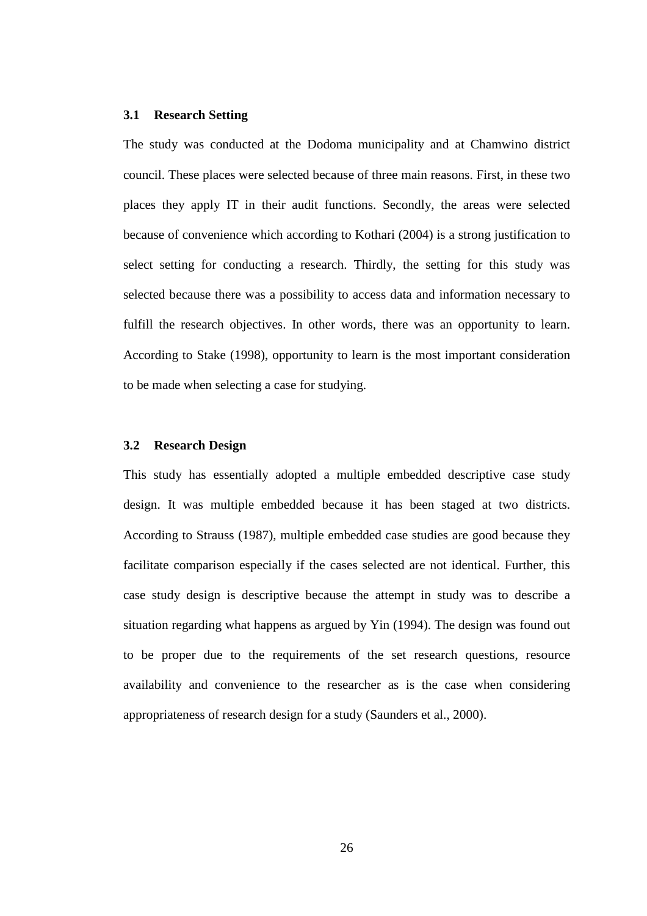### 3.1 Research Setting

The study was conducted at the Dodoma municipality and at Chamwino district council. These places were selected because of three main reasons. First, in these two places they apply IT in their audit functions. Secondly, the areas were selected because of convenience which according to Kothari (2004) is a strong justification to select setting for conducting a research. Thirdly, the setting for this study was selected because there was a possibility to access data and information necessary to fulfill the research objectives. In other words, there was an opportunity to learn. According to Stake (1998), opportunity to learn is the most important consideration to be made when selecting a case for studying.

### 3.2 Research Design

This study has essentially adopted a multiple embedded descriptive case study design. It was multiple embedded because it has been staged at two districts. According to Strauss (1987), multiple embedded case studies are good because they facilitate comparison especially if the cases selected are not identical. Further, this case study design is descriptive because the attempt in study was to describe a situation regarding what happens as argued by Yin (1994). The design was found out to be proper due to the requirements of the set research questions, resource availability and convenience to the researcher as is the case when considering appropriateness of research design for a study (Saunders et al., 2000).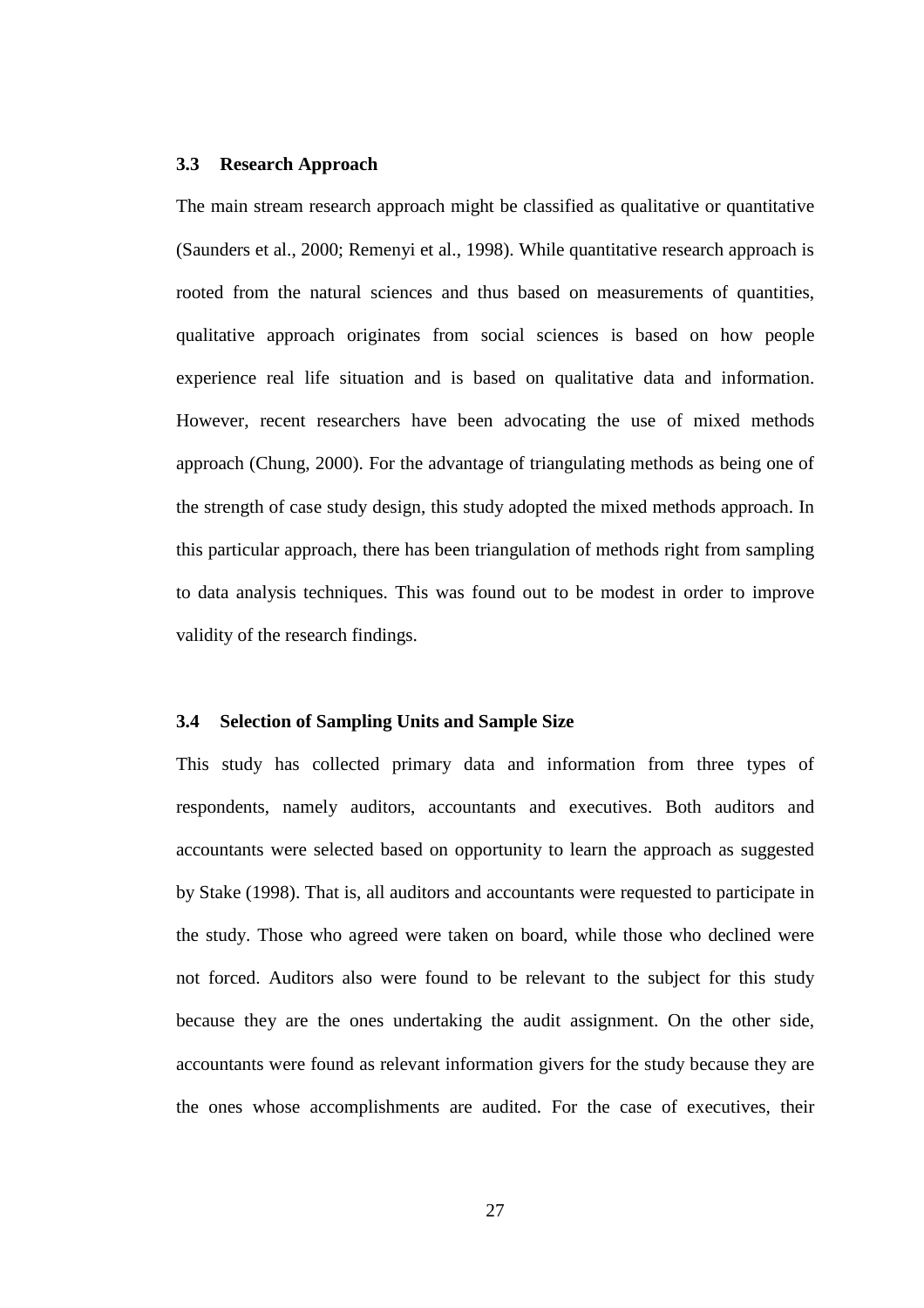### 3.3 Research Approach

The main stream research approach might be classified as qualitative or quantitative (Saunders et al., 2000; Remenyi et al., 1998). While quantitative research approach is rooted from the natural sciences and thus based on measurements of quantities, qualitative approach originates from social sciences is based on how people experience real life situation and is based on qualitative data and information. However, recent researchers have been advocating the use of mixed methods approach (Chung, 2000). For the advantage of triangulating methods as being one of the strength of case study design, this study adopted the mixed methods approach. In this particular approach, there has been triangulation of methods right from sampling to data analysis techniques. This was found out to be modest in order to improve validity of the research findings.

### 3.4 Selection of Sampling Units and Sample Size

This study has collected primary data and information from three types of respondents, namely auditors, accountants and executives. Both auditors and accountants were selected based on opportunity to learn the approach as suggested by Stake (1998). That is, all auditors and accountants were requested to participate in the study. Those who agreed were taken on board, while those who declined were not forced. Auditors also were found to be relevant to the subject for this study because they are the ones undertaking the audit assignment. On the other side, accountants were found as relevant information givers for the study because they are the ones whose accomplishments are audited. For the case of executives, their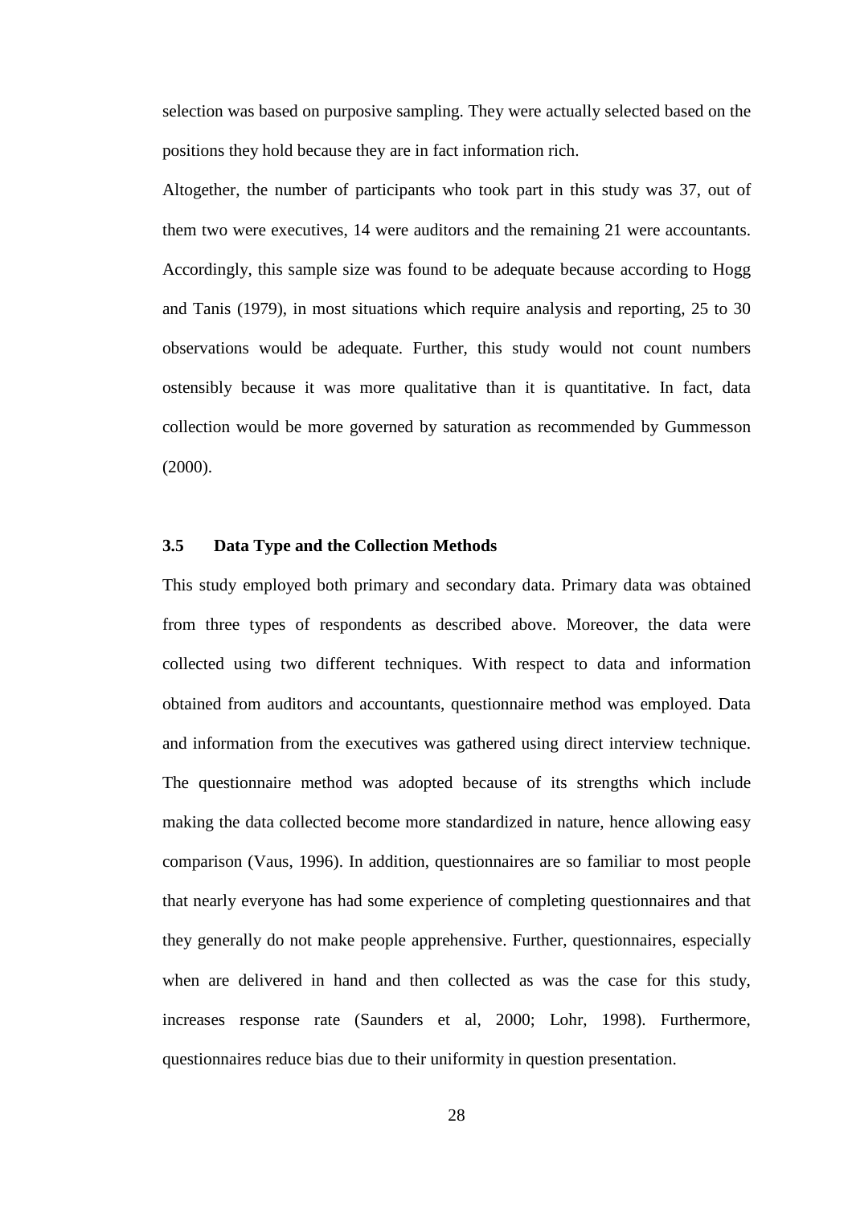selection was based on purposive sampling. They were actually selected based on the positions they hold because they are in fact information rich.

Altogether, the number of participants who took part in this study was 37, out of them two were executives, 14 were auditors and the remaining 21 were accountants. Accordingly, this sample size was found to be adequate because according to Hogg and Tanis (1979), in most situations which require analysis and reporting, 25 to 30 observations would be adequate. Further, this study would not count numbers ostensibly because it was more qualitative than it is quantitative. In fact, data collection would be more governed by saturation as recommended by Gummesson (2000).

### 3.5 Data Type and the Collection Methods

This study employed both primary and secondary data. Primary data was obtained from three types of respondents as described above. Moreover, the data were collected using two different techniques. With respect to data and information obtained from auditors and accountants, questionnaire method was employed. Data and information from the executives was gathered using direct interview technique. The questionnaire method was adopted because of its strengths which include making the data collected become more standardized in nature, hence allowing easy comparison (Vaus, 1996). In addition, questionnaires are so familiar to most people that nearly everyone has had some experience of completing questionnaires and that they generally do not make people apprehensive. Further, questionnaires, especially when are delivered in hand and then collected as was the case for this study, increases response rate (Saunders et al, 2000; Lohr, 1998). Furthermore, questionnaires reduce bias due to their uniformity in question presentation.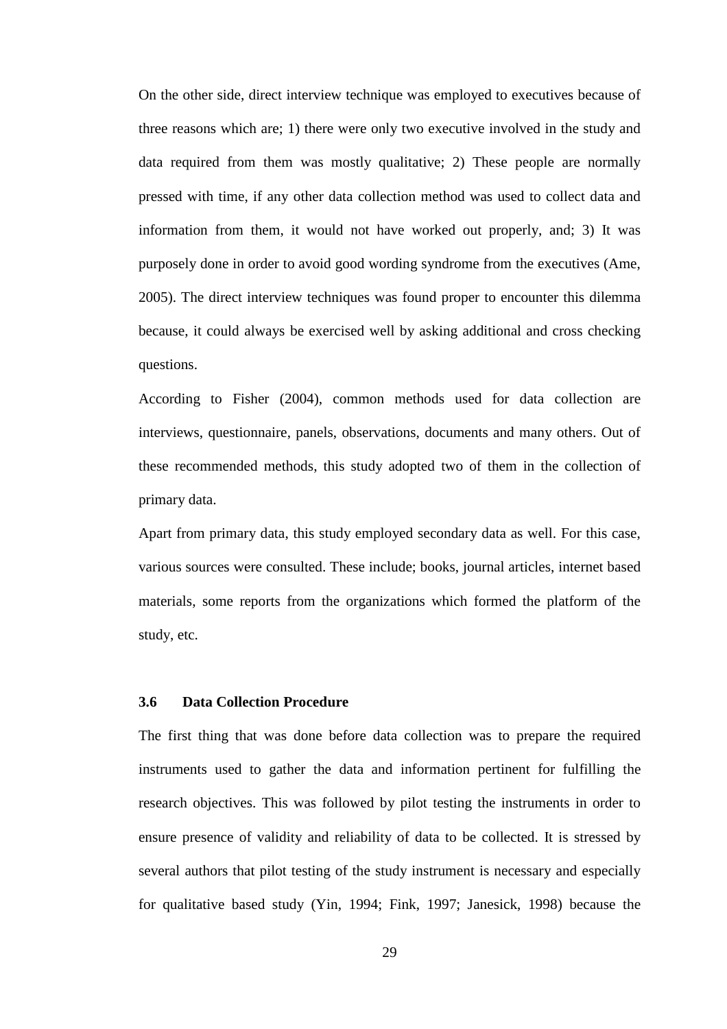On the other side, direct interview technique was employed to executives because of three reasons which are; 1) there were only two executive involved in the study and data required from them was mostly qualitative; 2) These people are normally pressed with time, if any other data collection method was used to collect data and information from them, it would not have worked out properly, and; 3) It was purposely done in order to avoid good wording syndrome from the executives (Ame, 2005). The direct interview techniques was found proper to encounter this dilemma because, it could always be exercised well by asking additional and cross checking questions.

According to Fisher (2004), common methods used for data collection are interviews, questionnaire, panels, observations, documents and many others. Out of these recommended methods, this study adopted two of them in the collection of primary data.

Apart from primary data, this study employed secondary data as well. For this case, various sources were consulted. These include; books, journal articles, internet based materials, some reports from the organizations which formed the platform of the study, etc.

### 3.6 Data Collection Procedure

The first thing that was done before data collection was to prepare the required instruments used to gather the data and information pertinent for fulfilling the research objectives. This was followed by pilot testing the instruments in order to ensure presence of validity and reliability of data to be collected. It is stressed by several authors that pilot testing of the study instrument is necessary and especially for qualitative based study (Yin, 1994; Fink, 1997; Janesick, 1998) because the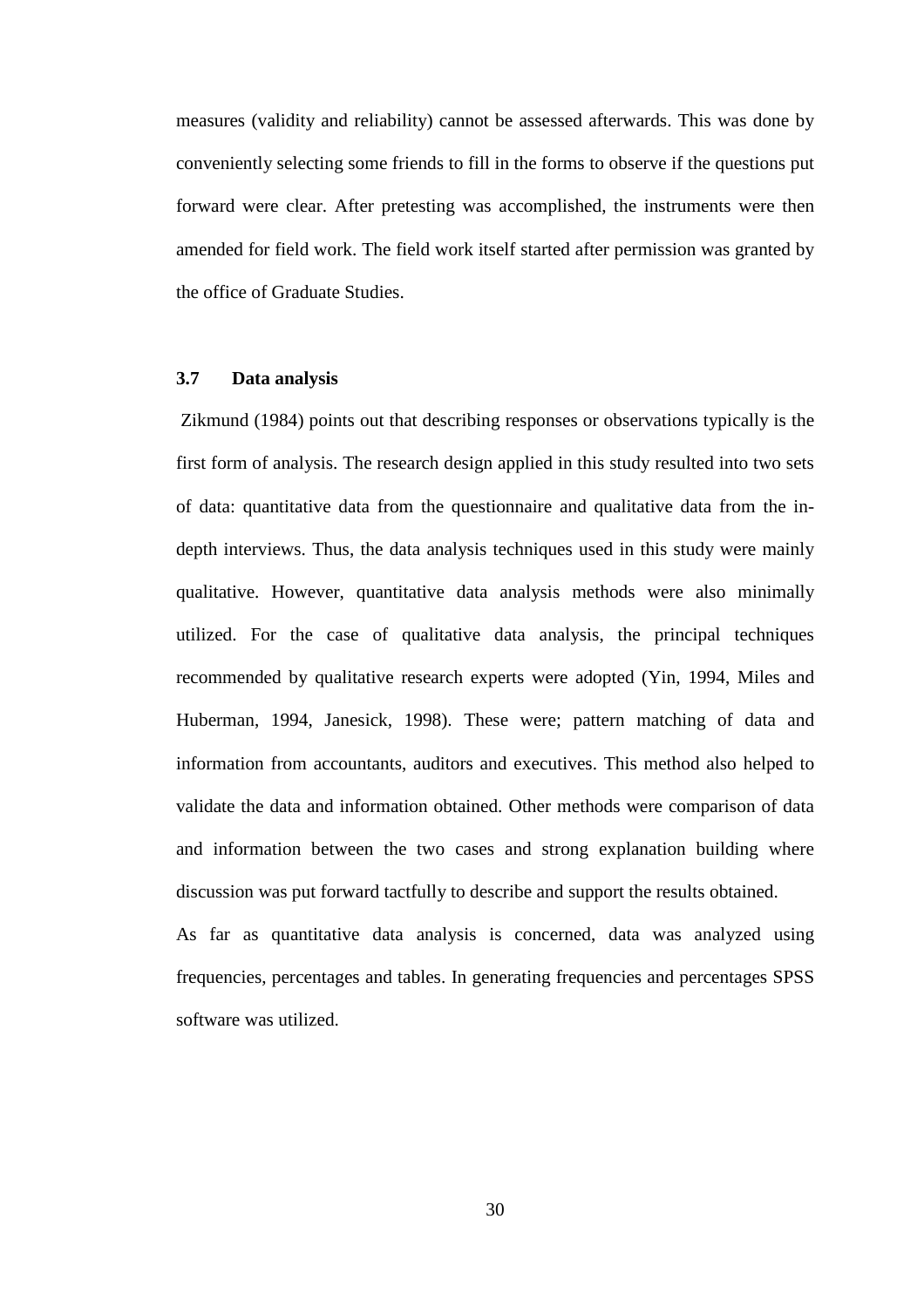measures (validity and reliability) cannot be assessed afterwards. This was done by conveniently selecting some friends to fill in the forms to observe if the questions put forward were clear. After pretesting was accomplished, the instruments were then amended for field work. The field work itself started after permission was granted by the office of Graduate Studies.

### 3.7 Data analysis

Zikmund (1984) points out that describing responses or observations typically is the first form of analysis. The research design applied in this study resulted into two sets of data: quantitative data from the questionnaire and qualitative data from the in-depth interviews. Thus, the data analysis techniques used in this study were mainly qualitative. However, quantitative data analysis methods were also minimally utilized. For the case of qualitative data analysis, the principal techniques recommended by qualitative research experts were adopted (Yin, 1994, Miles and Huberman, 1994, Janesick, 1998). These were; pattern matching of data and information from accountants, auditors and executives. This method also helped to validate the data and information obtained. Other methods were comparison of data and information between the two cases and strong explanation building where discussion was put forward tactfully to describe and support the results obtained.

As far as quantitative data analysis is concerned, data was analyzed using frequencies, percentages and tables. In generating frequencies and percentages SPSS software was utilized.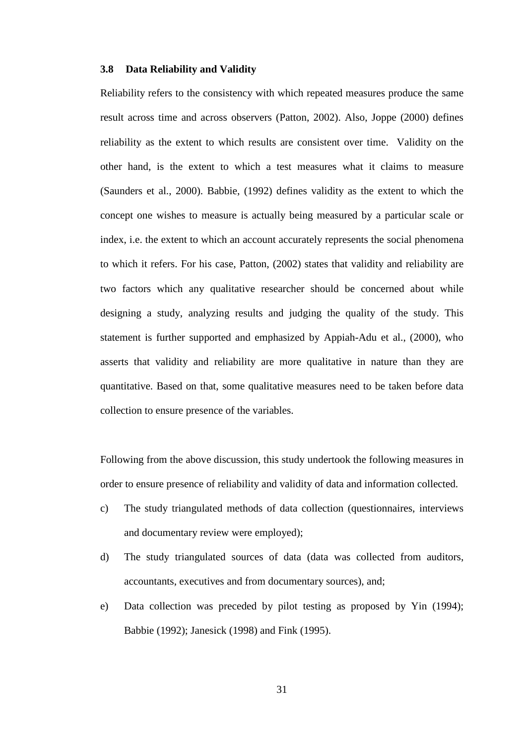### 3.8 Data Reliability and Validity

Reliability refers to the consistency with which repeated measures produce the same result across time and across observers (Patton, 2002). Also, Joppe (2000) defines reliability as the extent to which results are consistent over time. Validity on the other hand, is the extent to which a test measures what it claims to measure (Saunders et al., 2000). Babbie, (1992) defines validity as the extent to which the concept one wishes to measure is actually being measured by a particular scale or index, i.e. the extent to which an account accurately represents the social phenomena to which it refers. For his case, Patton, (2002) states that validity and reliability are two factors which any qualitative researcher should be concerned about while designing a study, analyzing results and judging the quality of the study. This statement is further supported and emphasized by Appiah-Adu et al., (2000), who asserts that validity and reliability are more qualitative in nature than they are quantitative. Based on that, some qualitative measures need to be taken before data collection to ensure presence of the variables.

Following from the above discussion, this study undertook the following measures in order to ensure presence of reliability and validity of data and information collected.

c) The study triangulated methods of data collection (questionnaires, interviews and documentary review were employed);

d) The study triangulated sources of data (data was collected from auditors, accountants, executives and from documentary sources), and;

e) Data collection was preceded by pilot testing as proposed by Yin (1994); Babbie (1992); Janesick (1998) and Fink (1995).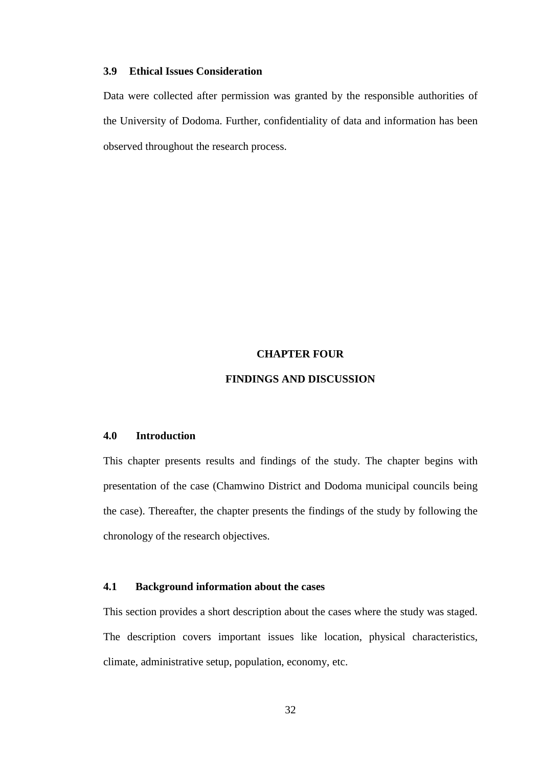### 3.9 Ethical Issues Consideration

Data were collected after permission was granted by the responsible authorities of the University of Dodoma. Further, confidentiality of data and information has been observed throughout the research process.

# CHAPTER FOUR

# FINDINGS AND DISCUSSION

### 4.0 Introduction

This chapter presents results and findings of the study. The chapter begins with presentation of the case (Chamwino District and Dodoma municipal councils being the case). Thereafter, the chapter presents the findings of the study by following the chronology of the research objectives.

### 4.1 Background information about the cases

This section provides a short description about the cases where the study was staged. The description covers important issues like location, physical characteristics, climate, administrative setup, population, economy, etc.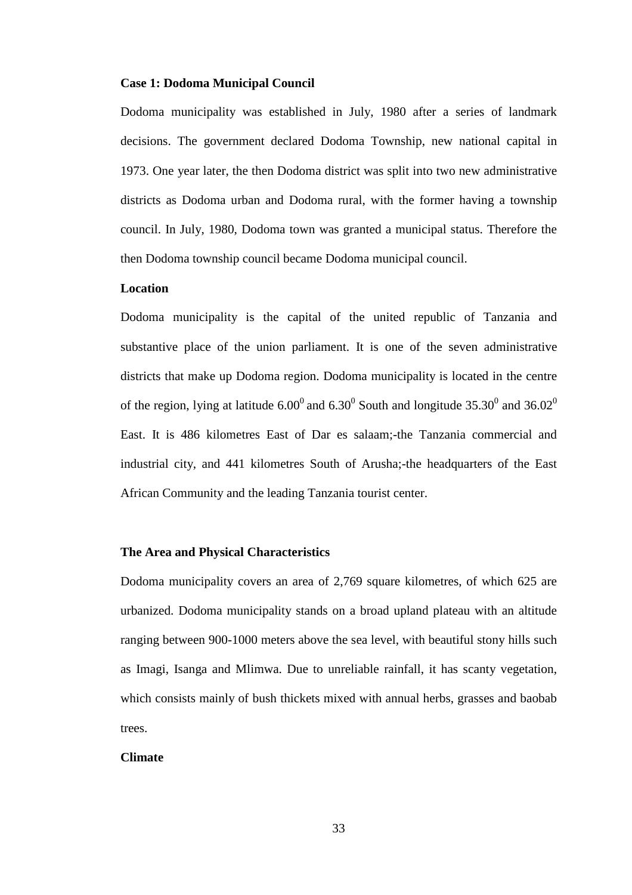**Case 1: Dodoma Municipal Council**

Dodoma municipality was established in July, 1980 after a series of landmark decisions. The government declared Dodoma Township, new national capital in 1973. One year later, the then Dodoma district was split into two new administrative districts as Dodoma urban and Dodoma rural, with the former having a township council. In July, 1980, Dodoma town was granted a municipal status. Therefore the then Dodoma township council became Dodoma municipal council.

**Location**

Dodoma municipality is the capital of the united republic of Tanzania and substantive place of the union parliament. It is one of the seven administrative districts that make up Dodoma region. Dodoma municipality is located in the centre of the region, lying at latitude $6.00^0$ and $6.30^0$ South and longitude $35.30^0$ and $36.02^0$ East. It is 486 kilometres East of Dar es salaam;-the Tanzania commercial and industrial city, and 441 kilometres South of Arusha;-the headquarters of the East African Community and the leading Tanzania tourist center.

**The Area and Physical Characteristics**

Dodoma municipality covers an area of 2,769 square kilometres, of which 625 are urbanized. Dodoma municipality stands on a broad upland plateau with an altitude ranging between 900-1000 meters above the sea level, with beautiful stony hills such as Imagi, Isanga and Mlimwa. Due to unreliable rainfall, it has scanty vegetation, which consists mainly of bush thickets mixed with annual herbs, grasses and baobab trees.

**Climate**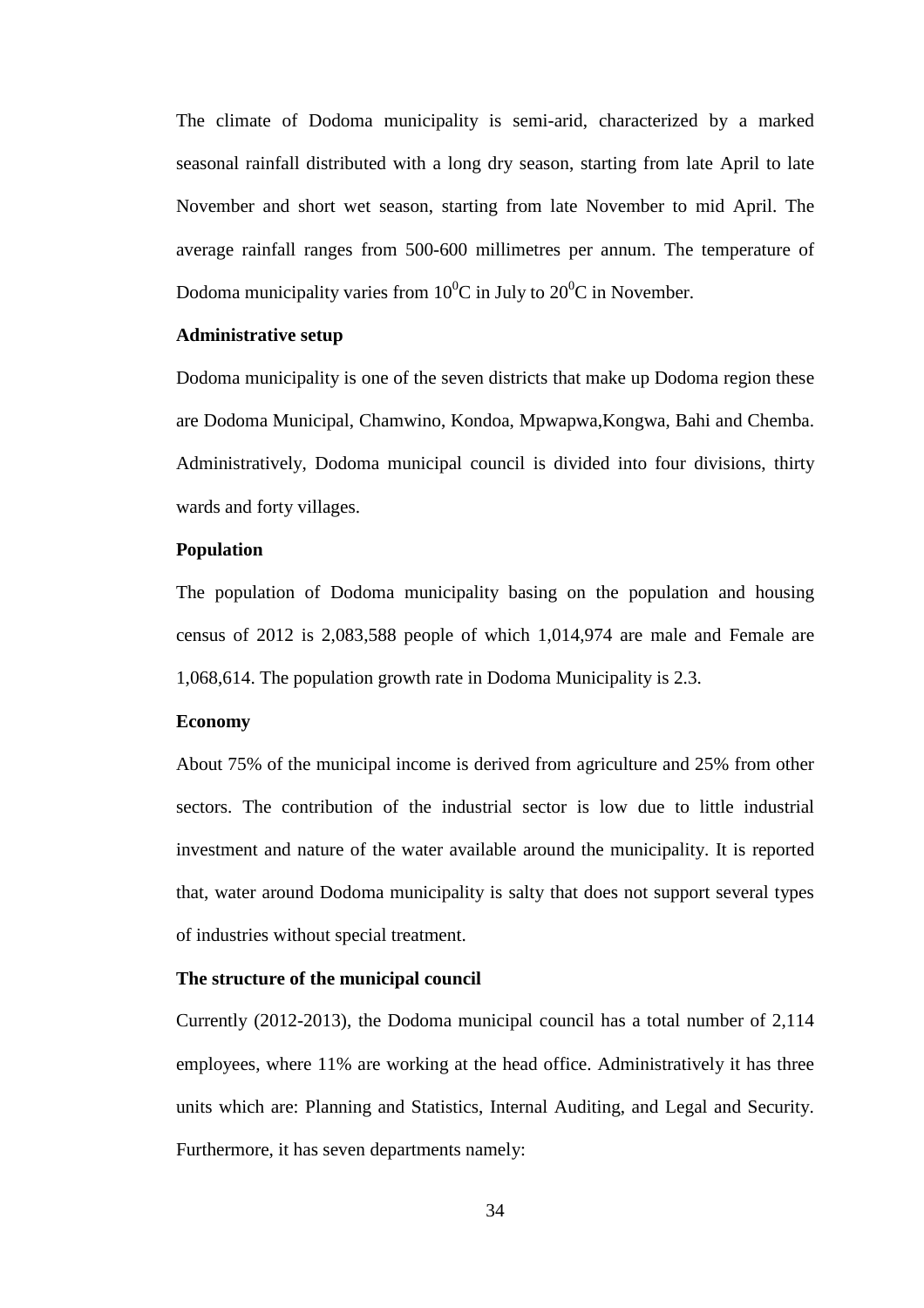The climate of Dodoma municipality is semi-arid, characterized by a marked seasonal rainfall distributed with a long dry season, starting from late April to late November and short wet season, starting from late November to mid April. The average rainfall ranges from 500-600 millimetres per annum. The temperature of Dodoma municipality varies from $10^0$C in July to $20^0$C in November.

**Administrative setup**

Dodoma municipality is one of the seven districts that make up Dodoma region these are Dodoma Municipal, Chamwino, Kondoa, Mpwapwa,Kongwa, Bahi and Chemba. Administratively, Dodoma municipal council is divided into four divisions, thirty wards and forty villages.

**Population**

The population of Dodoma municipality basing on the population and housing census of 2012 is 2,083,588 people of which 1,014,974 are male and Female are 1,068,614. The population growth rate in Dodoma Municipality is 2.3.

**Economy**

About 75% of the municipal income is derived from agriculture and 25% from other sectors. The contribution of the industrial sector is low due to little industrial investment and nature of the water available around the municipality. It is reported that, water around Dodoma municipality is salty that does not support several types of industries without special treatment.

**The structure of the municipal council**

Currently (2012-2013), the Dodoma municipal council has a total number of 2,114 employees, where 11% are working at the head office. Administratively it has three units which are: Planning and Statistics, Internal Auditing, and Legal and Security. Furthermore, it has seven departments namely: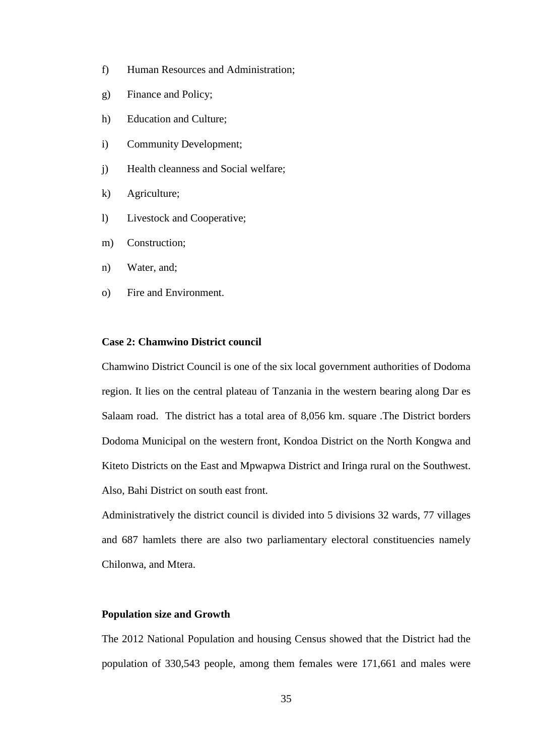f) Human Resources and Administration;

g) Finance and Policy;

h) Education and Culture;

i) Community Development;

j) Health cleanness and Social welfare;

k) Agriculture;

l) Livestock and Cooperative;

m) Construction;

n) Water, and;

o) Fire and Environment.

**Case 2: Chamwino District council**

Chamwino District Council is one of the six local government authorities of Dodoma region. It lies on the central plateau of Tanzania in the western bearing along Dar es Salaam road. The district has a total area of 8,056 km. square .The District borders Dodoma Municipal on the western front, Kondoa District on the North Kongwa and Kiteto Districts on the East and Mpwapwa District and Iringa rural on the Southwest. Also, Bahi District on south east front.

Administratively the district council is divided into 5 divisions 32 wards, 77 villages and 687 hamlets there are also two parliamentary electoral constituencies namely Chilonwa, and Mtera.

**Population size and Growth**

The 2012 National Population and housing Census showed that the District had the population of 330,543 people, among them females were 171,661 and males were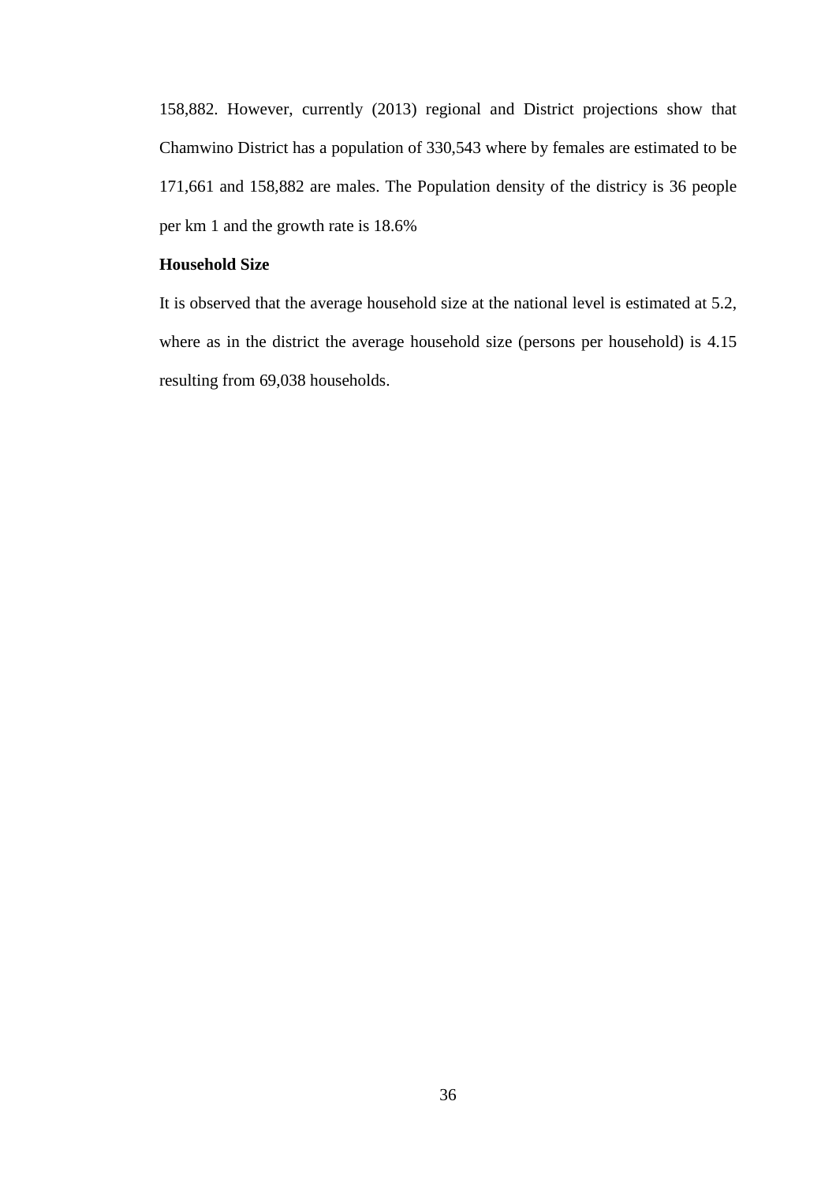158,882. However, currently (2013) regional and District projections show that Chamwino District has a population of 330,543 where by females are estimated to be 171,661 and 158,882 are males. The Population density of the districy is 36 people per km 1 and the growth rate is 18.6%

**Household Size**

It is observed that the average household size at the national level is estimated at 5.2, where as in the district the average household size (persons per household) is 4.15 resulting from 69,038 households.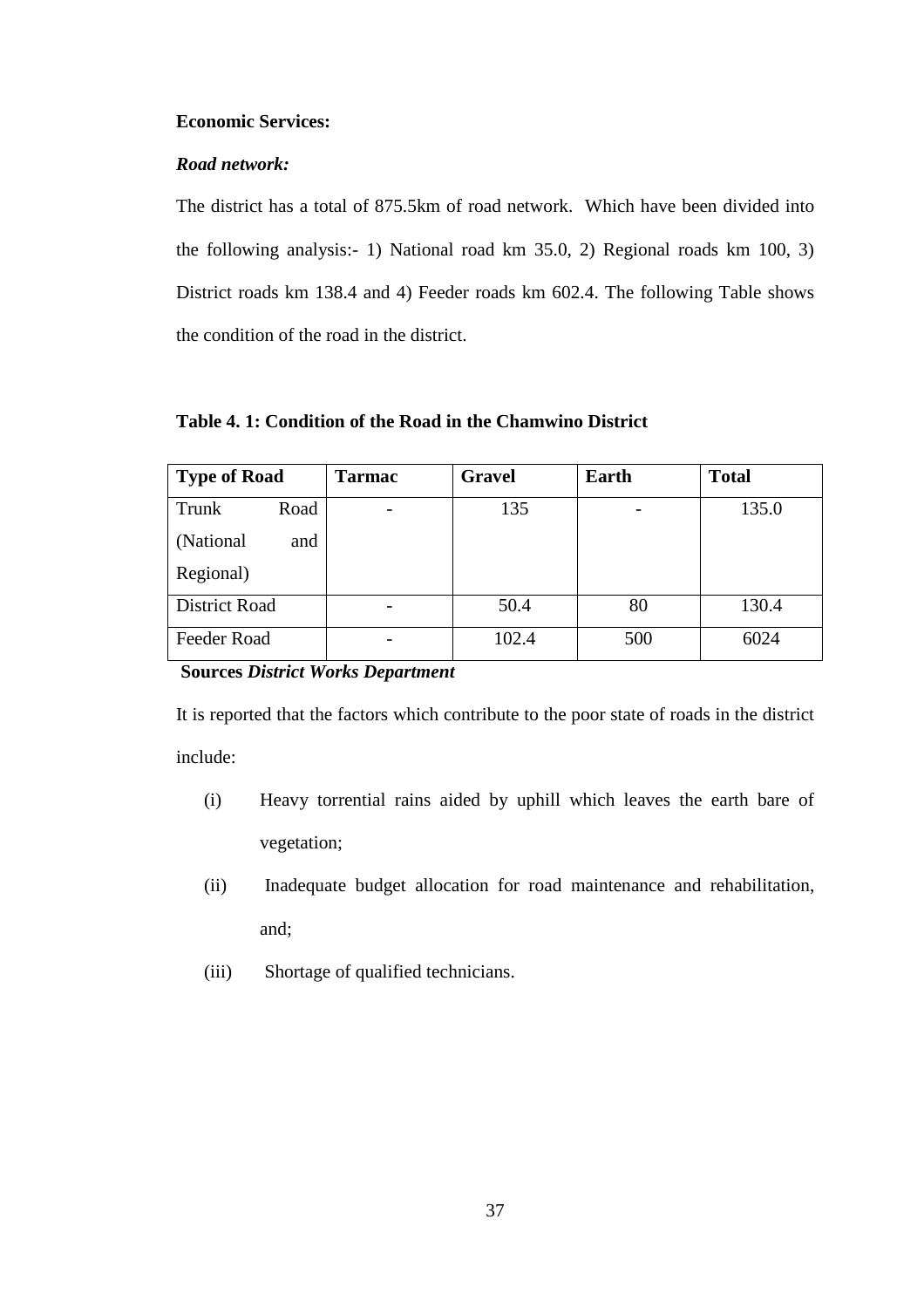**Economic Services:**

***Road network:***

The district has a total of 875.5km of road network. Which have been divided into the following analysis:- 1) National road km 35.0, 2) Regional roads km 100, 3) District roads km 138.4 and 4) Feeder roads km 602.4. The following Table shows the condition of the road in the district.

**Table 4. 1: Condition of the Road in the Chamwino District**

| Type of Road | Tarmac | Gravel | Earth | Total |
|---|---|---|---|---|
| Trunk Road (National and Regional) | - | 135 | - | 135.0 |
| District Road | - | 50.4 | 80 | 130.4 |
| Feeder Road | - | 102.4 | 500 | 6024 |

**Sources** ***District Works Department***

It is reported that the factors which contribute to the poor state of roads in the district include:

(i) Heavy torrential rains aided by uphill which leaves the earth bare of vegetation;

(ii) Inadequate budget allocation for road maintenance and rehabilitation, and;

(iii) Shortage of qualified technicians.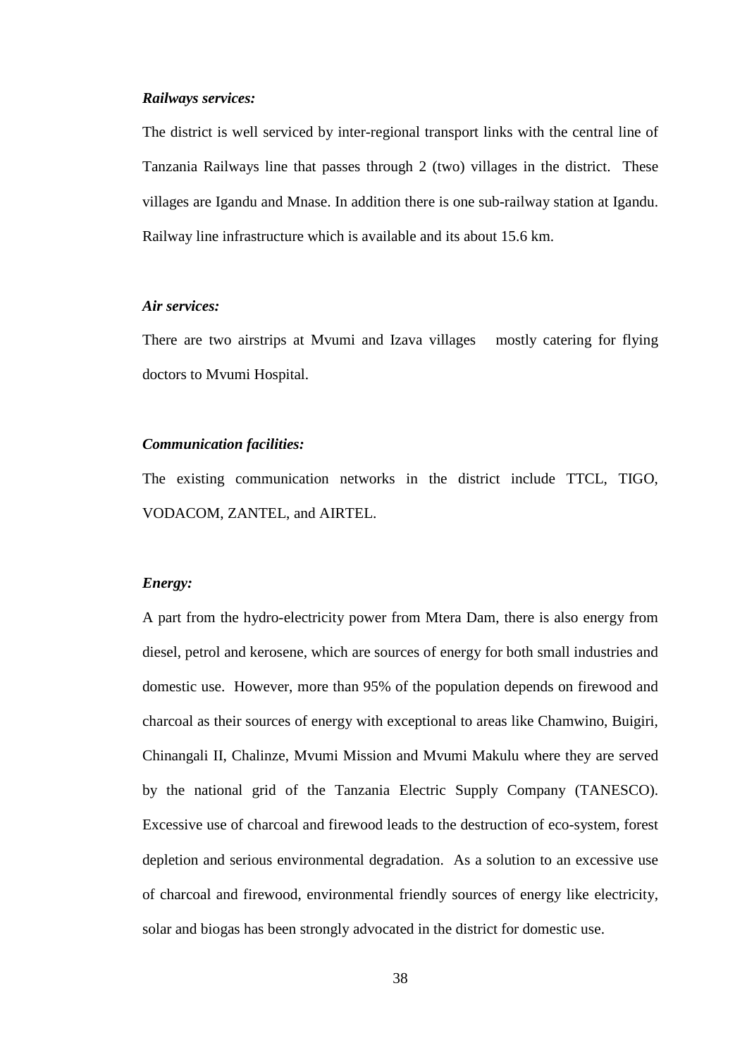***Railways services:***

The district is well serviced by inter-regional transport links with the central line of Tanzania Railways line that passes through 2 (two) villages in the district. These villages are Igandu and Mnase. In addition there is one sub-railway station at Igandu. Railway line infrastructure which is available and its about 15.6 km.

***Air services:***

There are two airstrips at Mvumi and Izava villages mostly catering for flying doctors to Mvumi Hospital.

***Communication facilities:***

The existing communication networks in the district include TTCL, TIGO, VODACOM, ZANTEL, and AIRTEL.

***Energy:***

A part from the hydro-electricity power from Mtera Dam, there is also energy from diesel, petrol and kerosene, which are sources of energy for both small industries and domestic use. However, more than 95% of the population depends on firewood and charcoal as their sources of energy with exceptional to areas like Chamwino, Buigiri, Chinangali II, Chalinze, Mvumi Mission and Mvumi Makulu where they are served by the national grid of the Tanzania Electric Supply Company (TANESCO). Excessive use of charcoal and firewood leads to the destruction of eco-system, forest depletion and serious environmental degradation. As a solution to an excessive use of charcoal and firewood, environmental friendly sources of energy like electricity, solar and biogas has been strongly advocated in the district for domestic use.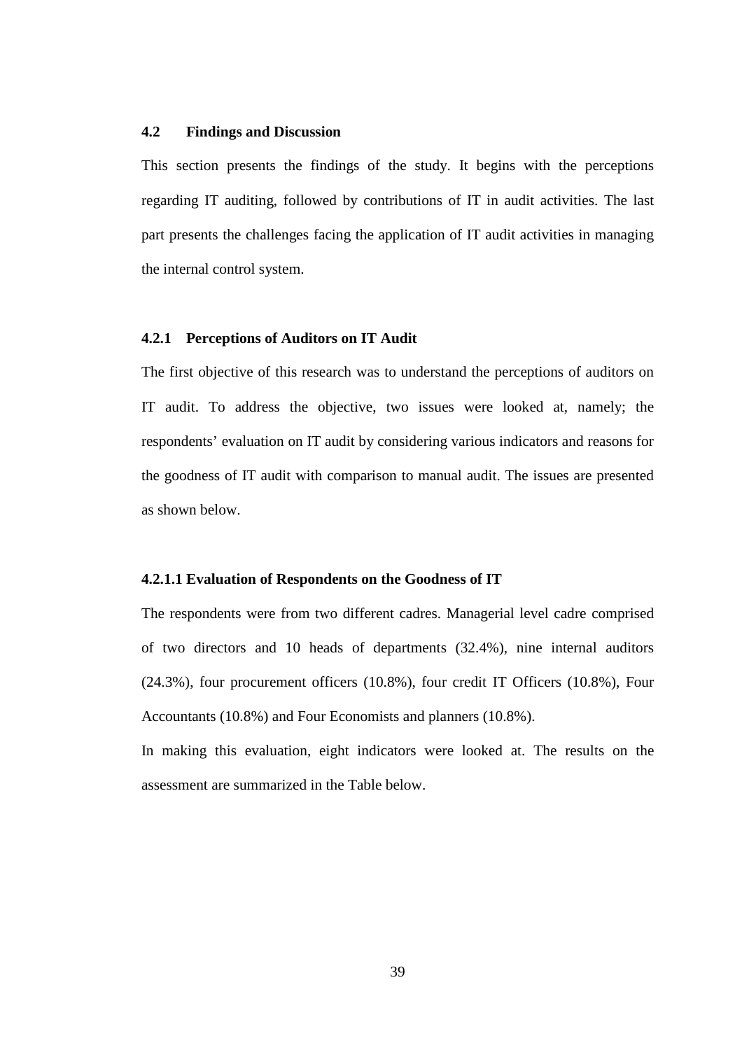### 4.2 Findings and Discussion

This section presents the findings of the study. It begins with the perceptions regarding IT auditing, followed by contributions of IT in audit activities. The last part presents the challenges facing the application of IT audit activities in managing the internal control system.

#### 4.2.1 Perceptions of Auditors on IT Audit

The first objective of this research was to understand the perceptions of auditors on IT audit. To address the objective, two issues were looked at, namely; the respondents' evaluation on IT audit by considering various indicators and reasons for the goodness of IT audit with comparison to manual audit. The issues are presented as shown below.

##### 4.2.1.1 Evaluation of Respondents on the Goodness of IT

The respondents were from two different cadres. Managerial level cadre comprised of two directors and 10 heads of departments (32.4%), nine internal auditors (24.3%), four procurement officers (10.8%), four credit IT Officers (10.8%), Four Accountants (10.8%) and Four Economists and planners (10.8%).

In making this evaluation, eight indicators were looked at. The results on the assessment are summarized in the Table below.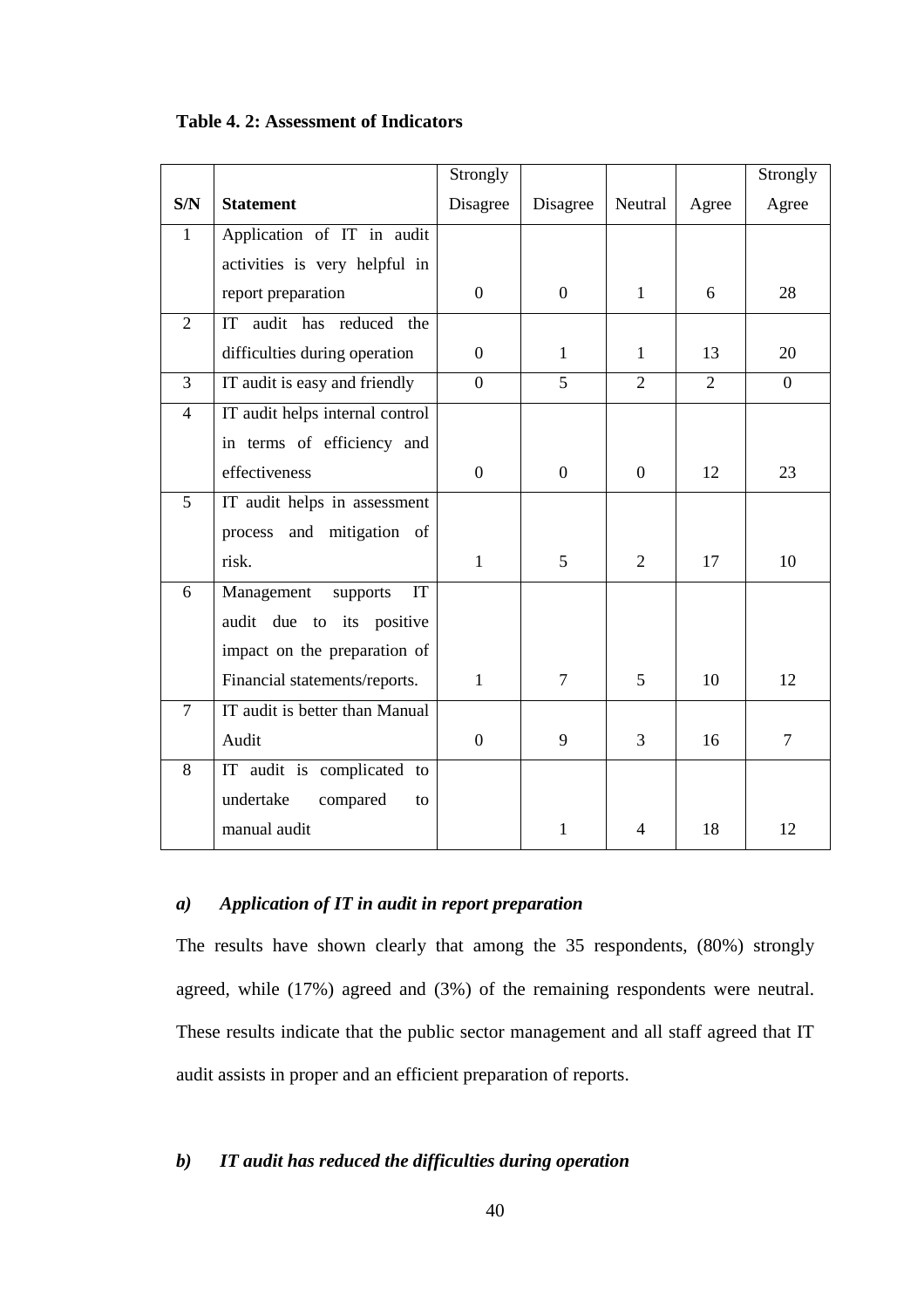**Table 4. 2: Assessment of Indicators**

| S/N | Statement | Strongly Disagree | Disagree | Neutral | Agree | Strongly Agree |
|---|---|---|---|---|---|---|
| 1 | Application of IT in audit activities is very helpful in report preparation | 0 | 0 | 1 | 6 | 28 |
| 2 | IT audit has reduced the difficulties during operation | 0 | 1 | 1 | 13 | 20 |
| 3 | IT audit is easy and friendly | 0 | 5 | 2 | 2 | 0 |
| 4 | IT audit helps internal control in terms of efficiency and effectiveness | 0 | 0 | 0 | 12 | 23 |
| 5 | IT audit helps in assessment process and mitigation of risk. | 1 | 5 | 2 | 17 | 10 |
| 6 | Management supports IT audit due to its positive impact on the preparation of Financial statements/reports. | 1 | 7 | 5 | 10 | 12 |
| 7 | IT audit is better than Manual Audit | 0 | 9 | 3 | 16 | 7 |
| 8 | IT audit is complicated to undertake compared to manual audit | | 1 | 4 | 18 | 12 |

### *a) Application of IT in audit in report preparation*

The results have shown clearly that among the 35 respondents, (80%) strongly agreed, while (17%) agreed and (3%) of the remaining respondents were neutral. These results indicate that the public sector management and all staff agreed that IT audit assists in proper and an efficient preparation of reports.

### *b) IT audit has reduced the difficulties during operation*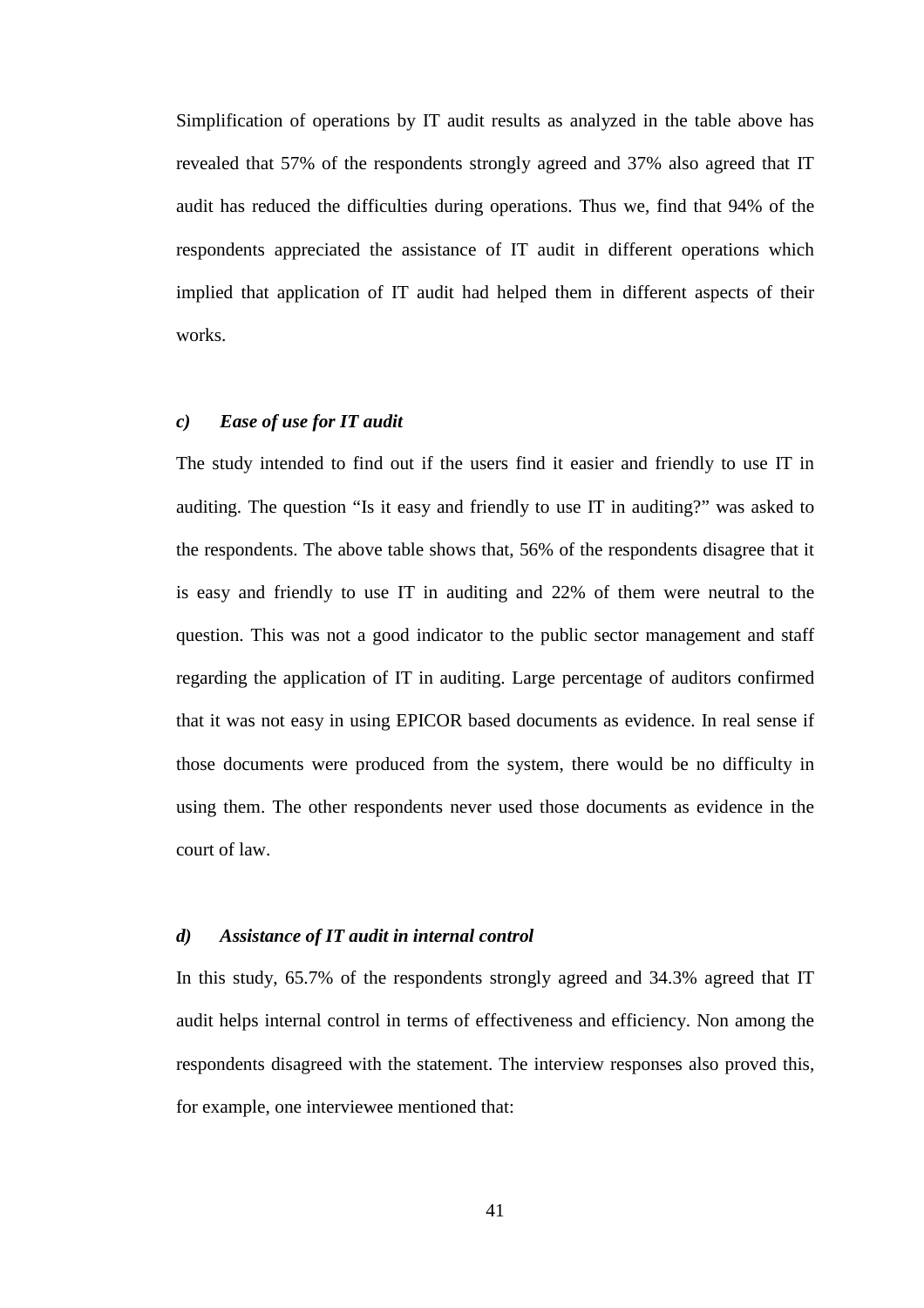Simplification of operations by IT audit results as analyzed in the table above has revealed that 57% of the respondents strongly agreed and 37% also agreed that IT audit has reduced the difficulties during operations. Thus we, find that 94% of the respondents appreciated the assistance of IT audit in different operations which implied that application of IT audit had helped them in different aspects of their works.

#### ***c) Ease of use for IT audit***

The study intended to find out if the users find it easier and friendly to use IT in auditing. The question "Is it easy and friendly to use IT in auditing?" was asked to the respondents. The above table shows that, 56% of the respondents disagree that it is easy and friendly to use IT in auditing and 22% of them were neutral to the question. This was not a good indicator to the public sector management and staff regarding the application of IT in auditing. Large percentage of auditors confirmed that it was not easy in using EPICOR based documents as evidence. In real sense if those documents were produced from the system, there would be no difficulty in using them. The other respondents never used those documents as evidence in the court of law.

#### ***d) Assistance of IT audit in internal control***

In this study, 65.7% of the respondents strongly agreed and 34.3% agreed that IT audit helps internal control in terms of effectiveness and efficiency. Non among the respondents disagreed with the statement. The interview responses also proved this, for example, one interviewee mentioned that: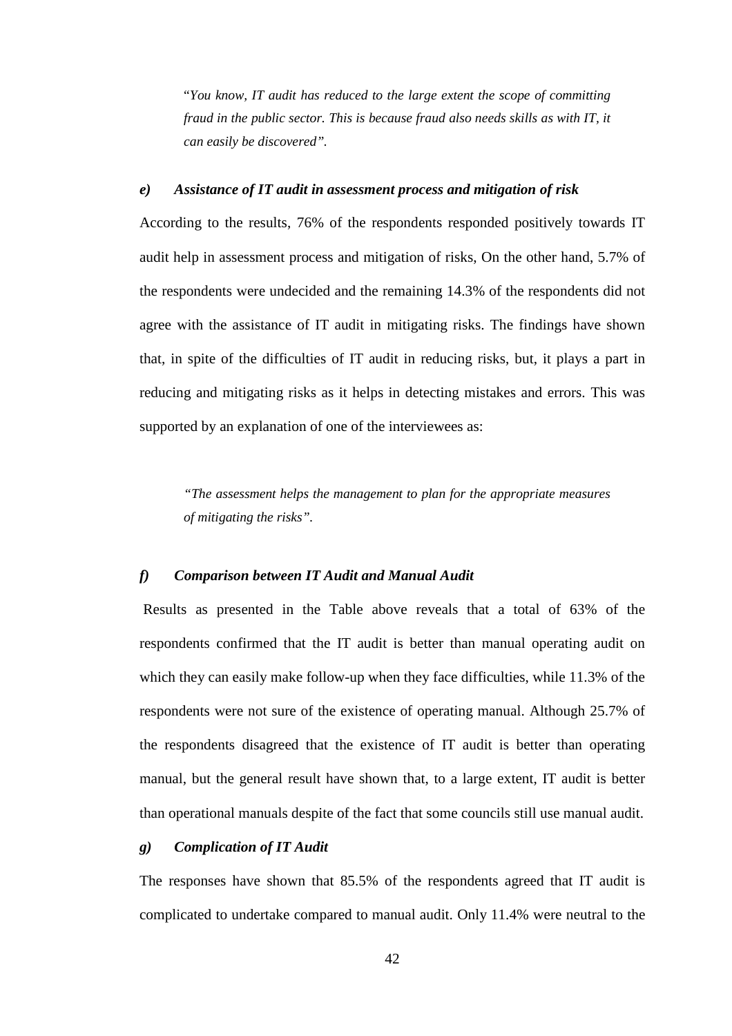"*You know, IT audit has reduced to the large extent the scope of committing fraud in the public sector. This is because fraud also needs skills as with IT, it can easily be discovered"*.

### *e) Assistance of IT audit in assessment process and mitigation of risk*

According to the results, 76% of the respondents responded positively towards IT audit help in assessment process and mitigation of risks, On the other hand, 5.7% of the respondents were undecided and the remaining 14.3% of the respondents did not agree with the assistance of IT audit in mitigating risks. The findings have shown that, in spite of the difficulties of IT audit in reducing risks, but, it plays a part in reducing and mitigating risks as it helps in detecting mistakes and errors. This was supported by an explanation of one of the interviewees as:

*"The assessment helps the management to plan for the appropriate measures of mitigating the risks"*.

### *f) Comparison between IT Audit and Manual Audit*

Results as presented in the Table above reveals that a total of 63% of the respondents confirmed that the IT audit is better than manual operating audit on which they can easily make follow-up when they face difficulties, while 11.3% of the respondents were not sure of the existence of operating manual. Although 25.7% of the respondents disagreed that the existence of IT audit is better than operating manual, but the general result have shown that, to a large extent, IT audit is better than operational manuals despite of the fact that some councils still use manual audit.

### *g) Complication of IT Audit*

The responses have shown that 85.5% of the respondents agreed that IT audit is complicated to undertake compared to manual audit. Only 11.4% were neutral to the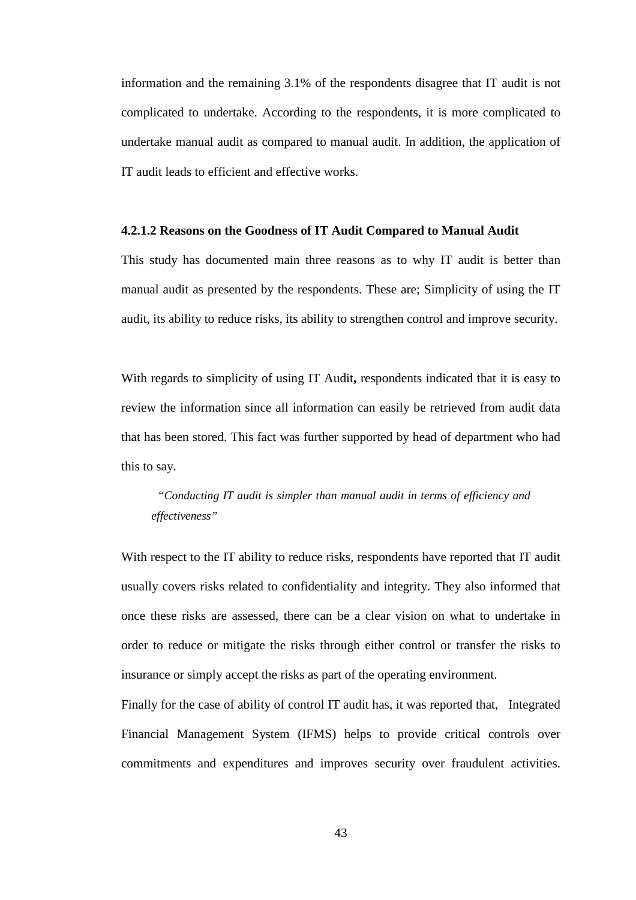information and the remaining 3.1% of the respondents disagree that IT audit is not complicated to undertake. According to the respondents, it is more complicated to undertake manual audit as compared to manual audit. In addition, the application of IT audit leads to efficient and effective works.

#### 4.2.1.2 Reasons on the Goodness of IT Audit Compared to Manual Audit

This study has documented main three reasons as to why IT audit is better than manual audit as presented by the respondents. These are; Simplicity of using the IT audit, its ability to reduce risks, its ability to strengthen control and improve security.

With regards to simplicity of using IT Audit**,** respondents indicated that it is easy to review the information since all information can easily be retrieved from audit data that has been stored. This fact was further supported by head of department who had this to say.

> *"Conducting IT audit is simpler than manual audit in terms of efficiency and effectiveness"*

With respect to the IT ability to reduce risks, respondents have reported that IT audit usually covers risks related to confidentiality and integrity. They also informed that once these risks are assessed, there can be a clear vision on what to undertake in order to reduce or mitigate the risks through either control or transfer the risks to insurance or simply accept the risks as part of the operating environment.

Finally for the case of ability of control IT audit has, it was reported that, Integrated Financial Management System (IFMS) helps to provide critical controls over commitments and expenditures and improves security over fraudulent activities.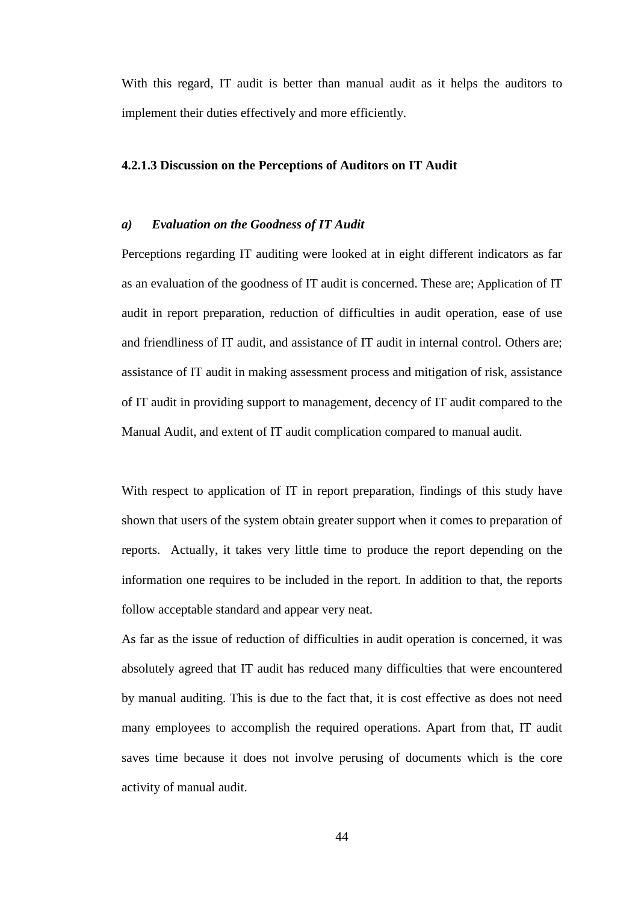With this regard, IT audit is better than manual audit as it helps the auditors to implement their duties effectively and more efficiently.

#### 4.2.1.3 Discussion on the Perceptions of Auditors on IT Audit

***a) Evaluation on the Goodness of IT Audit***

Perceptions regarding IT auditing were looked at in eight different indicators as far as an evaluation of the goodness of IT audit is concerned. These are; Application of IT audit in report preparation, reduction of difficulties in audit operation, ease of use and friendliness of IT audit, and assistance of IT audit in internal control. Others are; assistance of IT audit in making assessment process and mitigation of risk, assistance of IT audit in providing support to management, decency of IT audit compared to the Manual Audit, and extent of IT audit complication compared to manual audit.

With respect to application of IT in report preparation, findings of this study have shown that users of the system obtain greater support when it comes to preparation of reports. Actually, it takes very little time to produce the report depending on the information one requires to be included in the report. In addition to that, the reports follow acceptable standard and appear very neat.

As far as the issue of reduction of difficulties in audit operation is concerned, it was absolutely agreed that IT audit has reduced many difficulties that were encountered by manual auditing. This is due to the fact that, it is cost effective as does not need many employees to accomplish the required operations. Apart from that, IT audit saves time because it does not involve perusing of documents which is the core activity of manual audit.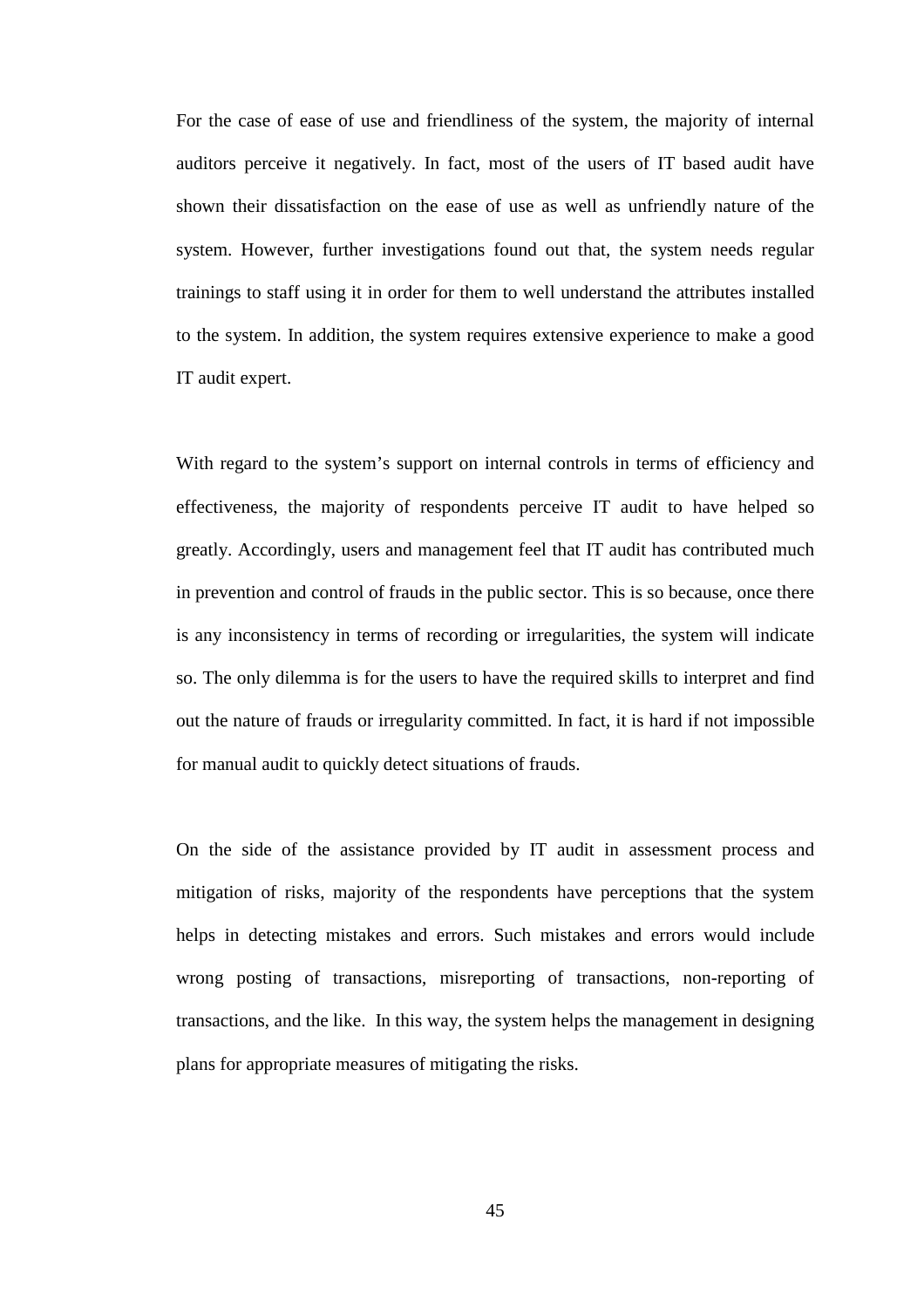For the case of ease of use and friendliness of the system, the majority of internal auditors perceive it negatively. In fact, most of the users of IT based audit have shown their dissatisfaction on the ease of use as well as unfriendly nature of the system. However, further investigations found out that, the system needs regular trainings to staff using it in order for them to well understand the attributes installed to the system. In addition, the system requires extensive experience to make a good IT audit expert.

With regard to the system's support on internal controls in terms of efficiency and effectiveness, the majority of respondents perceive IT audit to have helped so greatly. Accordingly, users and management feel that IT audit has contributed much in prevention and control of frauds in the public sector. This is so because, once there is any inconsistency in terms of recording or irregularities, the system will indicate so. The only dilemma is for the users to have the required skills to interpret and find out the nature of frauds or irregularity committed. In fact, it is hard if not impossible for manual audit to quickly detect situations of frauds.

On the side of the assistance provided by IT audit in assessment process and mitigation of risks, majority of the respondents have perceptions that the system helps in detecting mistakes and errors. Such mistakes and errors would include wrong posting of transactions, misreporting of transactions, non-reporting of transactions, and the like. In this way, the system helps the management in designing plans for appropriate measures of mitigating the risks.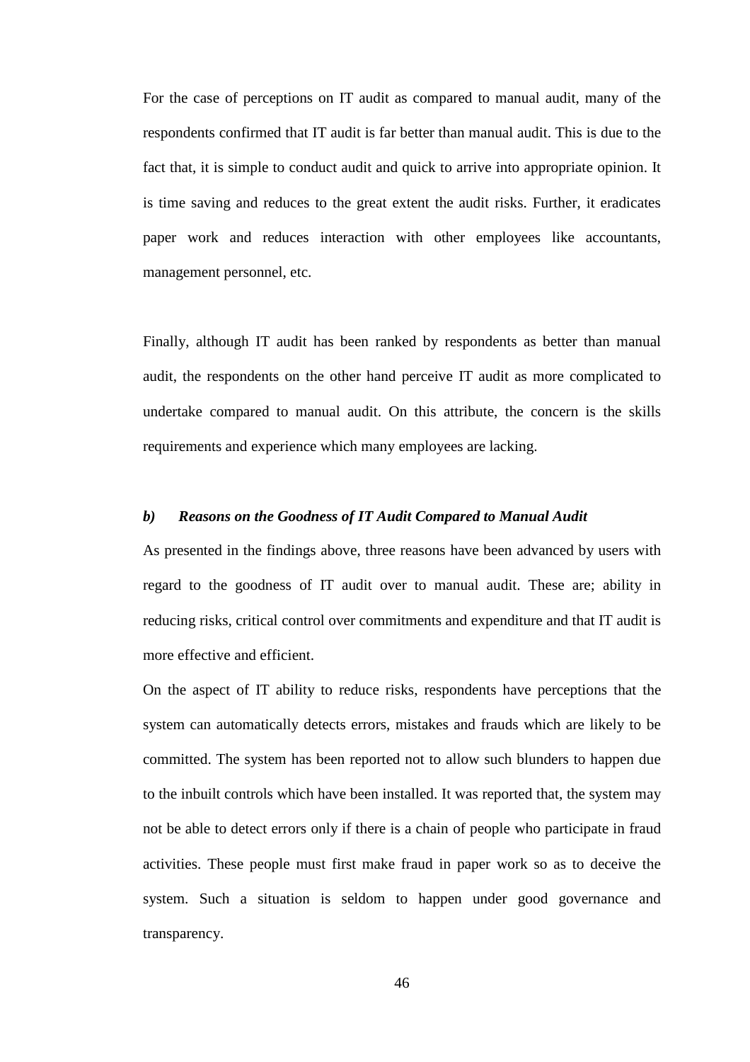For the case of perceptions on IT audit as compared to manual audit, many of the respondents confirmed that IT audit is far better than manual audit. This is due to the fact that, it is simple to conduct audit and quick to arrive into appropriate opinion. It is time saving and reduces to the great extent the audit risks. Further, it eradicates paper work and reduces interaction with other employees like accountants, management personnel, etc.

Finally, although IT audit has been ranked by respondents as better than manual audit, the respondents on the other hand perceive IT audit as more complicated to undertake compared to manual audit. On this attribute, the concern is the skills requirements and experience which many employees are lacking.

***b) Reasons on the Goodness of IT Audit Compared to Manual Audit***

As presented in the findings above, three reasons have been advanced by users with regard to the goodness of IT audit over to manual audit. These are; ability in reducing risks, critical control over commitments and expenditure and that IT audit is more effective and efficient.

On the aspect of IT ability to reduce risks, respondents have perceptions that the system can automatically detects errors, mistakes and frauds which are likely to be committed. The system has been reported not to allow such blunders to happen due to the inbuilt controls which have been installed. It was reported that, the system may not be able to detect errors only if there is a chain of people who participate in fraud activities. These people must first make fraud in paper work so as to deceive the system. Such a situation is seldom to happen under good governance and transparency.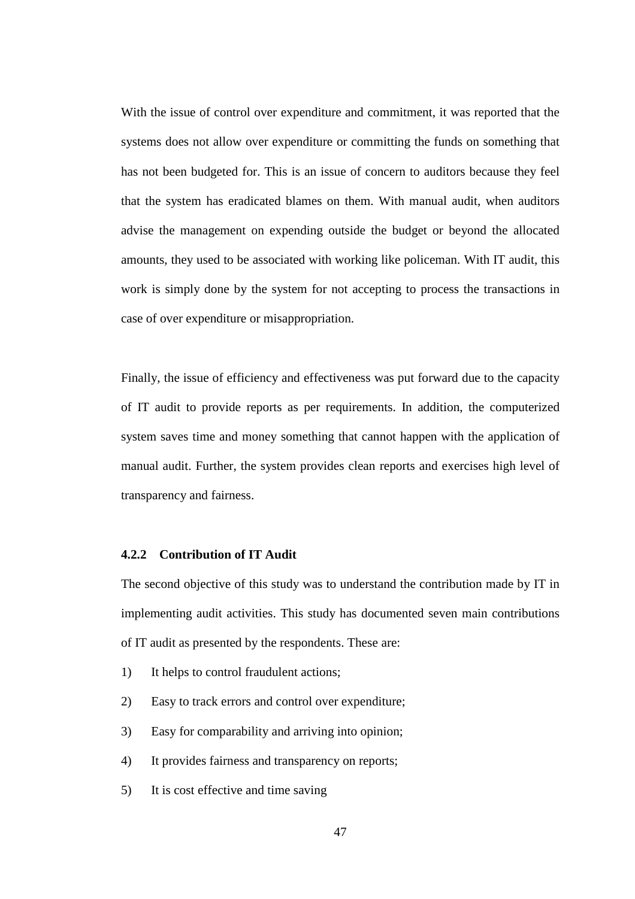With the issue of control over expenditure and commitment, it was reported that the systems does not allow over expenditure or committing the funds on something that has not been budgeted for. This is an issue of concern to auditors because they feel that the system has eradicated blames on them. With manual audit, when auditors advise the management on expending outside the budget or beyond the allocated amounts, they used to be associated with working like policeman. With IT audit, this work is simply done by the system for not accepting to process the transactions in case of over expenditure or misappropriation.

Finally, the issue of efficiency and effectiveness was put forward due to the capacity of IT audit to provide reports as per requirements. In addition, the computerized system saves time and money something that cannot happen with the application of manual audit. Further, the system provides clean reports and exercises high level of transparency and fairness.

#### 4.2.2 Contribution of IT Audit

The second objective of this study was to understand the contribution made by IT in implementing audit activities. This study has documented seven main contributions of IT audit as presented by the respondents. These are:

1) It helps to control fraudulent actions;
2) Easy to track errors and control over expenditure;
3) Easy for comparability and arriving into opinion;
4) It provides fairness and transparency on reports;
5) It is cost effective and time saving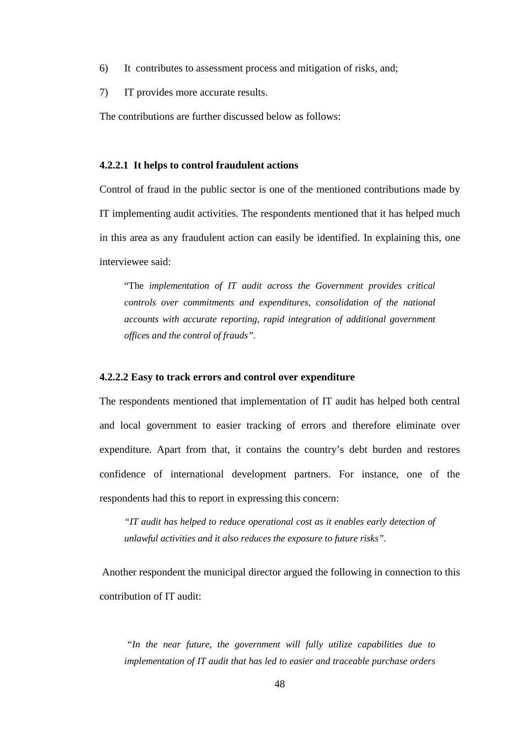6) It contributes to assessment process and mitigation of risks, and;

7) IT provides more accurate results.

The contributions are further discussed below as follows:

#### 4.2.2.1 It helps to control fraudulent actions

Control of fraud in the public sector is one of the mentioned contributions made by IT implementing audit activities. The respondents mentioned that it has helped much in this area as any fraudulent action can easily be identified. In explaining this, one interviewee said:

> "The *implementation of IT audit across the Government provides critical controls over commitments and expenditures, consolidation of the national accounts with accurate reporting, rapid integration of additional government offices and the control of frauds"*.

#### 4.2.2.2 Easy to track errors and control over expenditure

The respondents mentioned that implementation of IT audit has helped both central and local government to easier tracking of errors and therefore eliminate over expenditure. Apart from that, it contains the country's debt burden and restores confidence of international development partners. For instance, one of the respondents had this to report in expressing this concern:

> *"IT audit has helped to reduce operational cost as it enables early detection of unlawful activities and it also reduces the exposure to future risks".*

Another respondent the municipal director argued the following in connection to this contribution of IT audit:

> *"In the near future, the government will fully utilize capabilities due to implementation of IT audit that has led to easier and traceable purchase orders*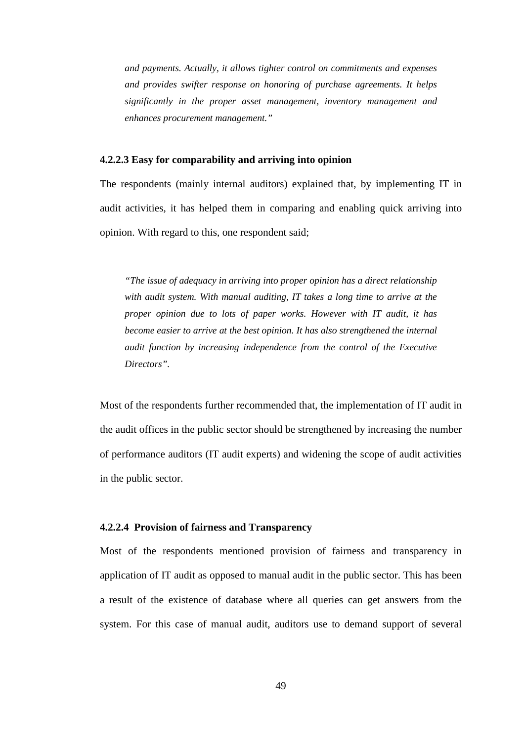*and payments. Actually, it allows tighter control on commitments and expenses and provides swifter response on honoring of purchase agreements. It helps significantly in the proper asset management, inventory management and enhances procurement management."*

#### 4.2.2.3 Easy for comparability and arriving into opinion

The respondents (mainly internal auditors) explained that, by implementing IT in audit activities, it has helped them in comparing and enabling quick arriving into opinion. With regard to this, one respondent said;

> *"The issue of adequacy in arriving into proper opinion has a direct relationship with audit system. With manual auditing, IT takes a long time to arrive at the proper opinion due to lots of paper works. However with IT audit, it has become easier to arrive at the best opinion. It has also strengthened the internal audit function by increasing independence from the control of the Executive Directors".*

Most of the respondents further recommended that, the implementation of IT audit in the audit offices in the public sector should be strengthened by increasing the number of performance auditors (IT audit experts) and widening the scope of audit activities in the public sector.

#### 4.2.2.4 Provision of fairness and Transparency

Most of the respondents mentioned provision of fairness and transparency in application of IT audit as opposed to manual audit in the public sector. This has been a result of the existence of database where all queries can get answers from the system. For this case of manual audit, auditors use to demand support of several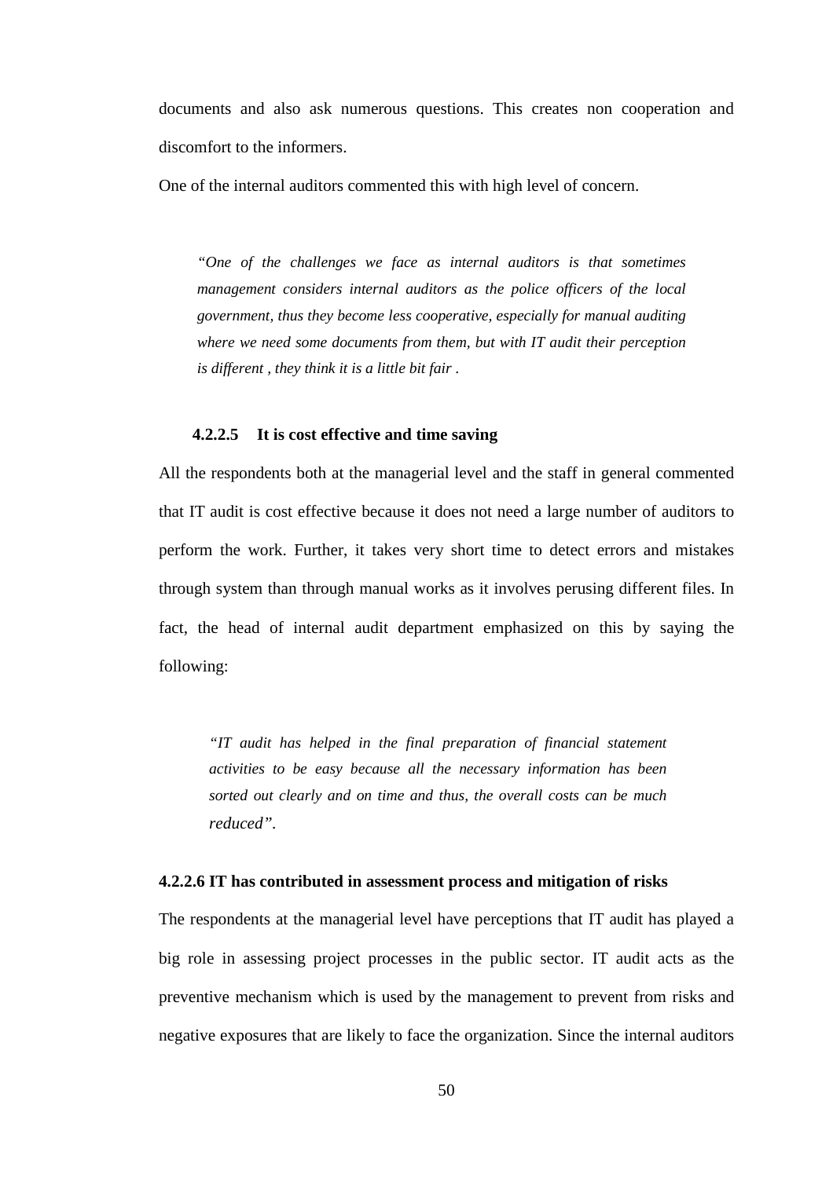documents and also ask numerous questions. This creates non cooperation and discomfort to the informers.

One of the internal auditors commented this with high level of concern.

> *"One of the challenges we face as internal auditors is that sometimes management considers internal auditors as the police officers of the local government, thus they become less cooperative, especially for manual auditing where we need some documents from them, but with IT audit their perception is different , they think it is a little bit fair .*

#### 4.2.2.5 It is cost effective and time saving

All the respondents both at the managerial level and the staff in general commented that IT audit is cost effective because it does not need a large number of auditors to perform the work. Further, it takes very short time to detect errors and mistakes through system than through manual works as it involves perusing different files. In fact, the head of internal audit department emphasized on this by saying the following:

> *"IT audit has helped in the final preparation of financial statement activities to be easy because all the necessary information has been sorted out clearly and on time and thus, the overall costs can be much reduced".*

#### 4.2.2.6 IT has contributed in assessment process and mitigation of risks

The respondents at the managerial level have perceptions that IT audit has played a big role in assessing project processes in the public sector. IT audit acts as the preventive mechanism which is used by the management to prevent from risks and negative exposures that are likely to face the organization. Since the internal auditors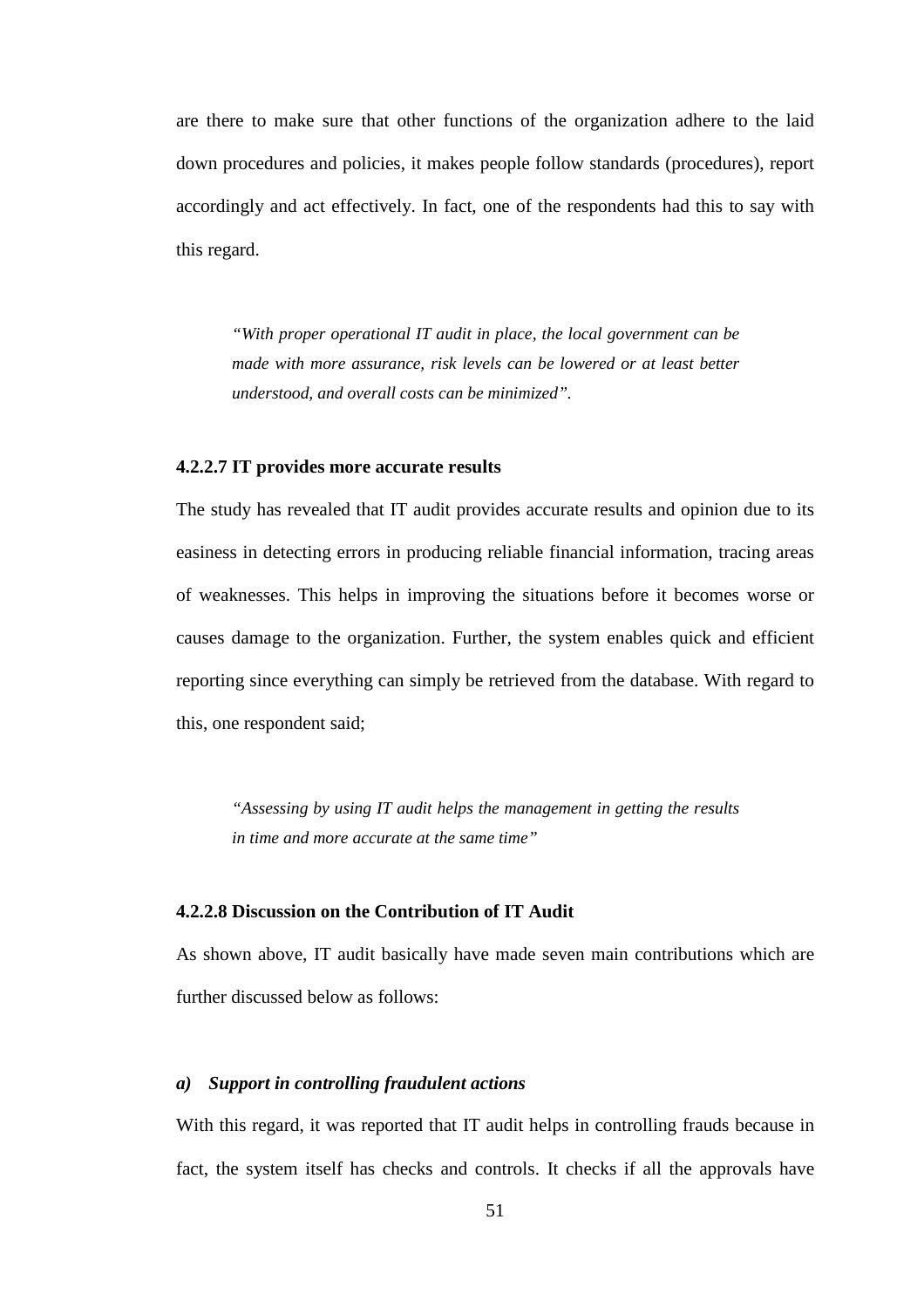are there to make sure that other functions of the organization adhere to the laid down procedures and policies, it makes people follow standards (procedures), report accordingly and act effectively. In fact, one of the respondents had this to say with this regard.

> *"With proper operational IT audit in place, the local government can be made with more assurance, risk levels can be lowered or at least better understood, and overall costs can be minimized".*

#### 4.2.2.7 IT provides more accurate results

The study has revealed that IT audit provides accurate results and opinion due to its easiness in detecting errors in producing reliable financial information, tracing areas of weaknesses. This helps in improving the situations before it becomes worse or causes damage to the organization. Further, the system enables quick and efficient reporting since everything can simply be retrieved from the database. With regard to this, one respondent said;

> *"Assessing by using IT audit helps the management in getting the results in time and more accurate at the same time"*

#### 4.2.2.8 Discussion on the Contribution of IT Audit

As shown above, IT audit basically have made seven main contributions which are further discussed below as follows:

***a) Support in controlling fraudulent actions***

With this regard, it was reported that IT audit helps in controlling frauds because in fact, the system itself has checks and controls. It checks if all the approvals have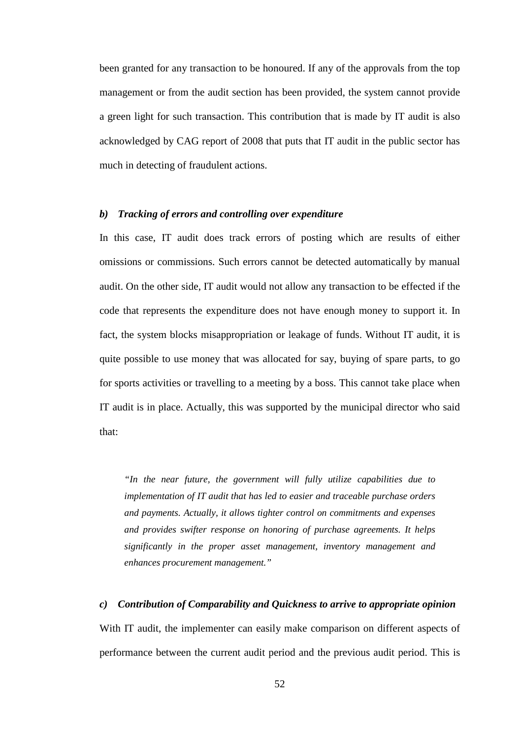been granted for any transaction to be honoured. If any of the approvals from the top management or from the audit section has been provided, the system cannot provide a green light for such transaction. This contribution that is made by IT audit is also acknowledged by CAG report of 2008 that puts that IT audit in the public sector has much in detecting of fraudulent actions.

***b) Tracking of errors and controlling over expenditure***

In this case, IT audit does track errors of posting which are results of either omissions or commissions. Such errors cannot be detected automatically by manual audit. On the other side, IT audit would not allow any transaction to be effected if the code that represents the expenditure does not have enough money to support it. In fact, the system blocks misappropriation or leakage of funds. Without IT audit, it is quite possible to use money that was allocated for say, buying of spare parts, to go for sports activities or travelling to a meeting by a boss. This cannot take place when IT audit is in place. Actually, this was supported by the municipal director who said that:

> *"In the near future, the government will fully utilize capabilities due to implementation of IT audit that has led to easier and traceable purchase orders and payments. Actually, it allows tighter control on commitments and expenses and provides swifter response on honoring of purchase agreements. It helps significantly in the proper asset management, inventory management and enhances procurement management."*

***c) Contribution of Comparability and Quickness to arrive to appropriate opinion***

With IT audit, the implementer can easily make comparison on different aspects of performance between the current audit period and the previous audit period. This is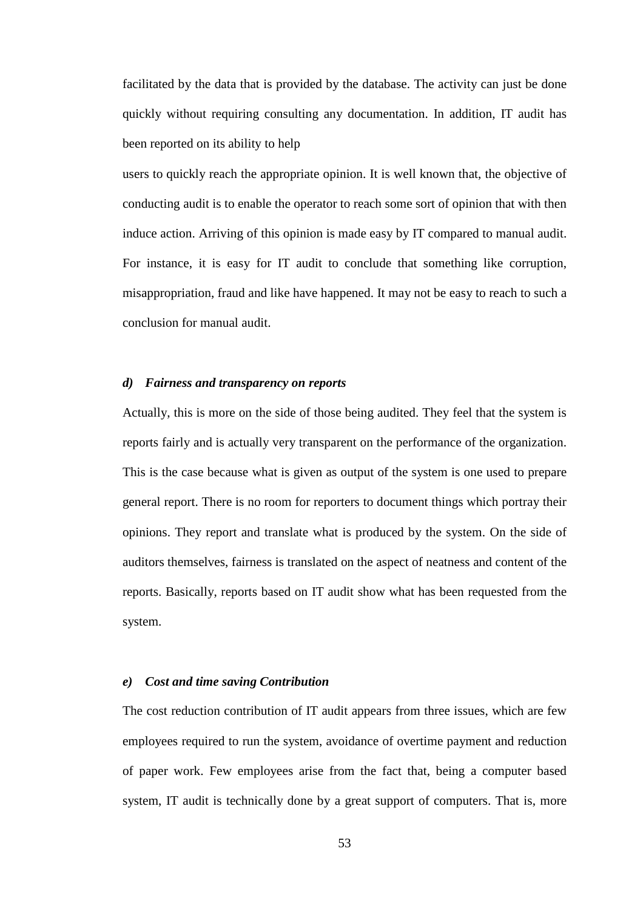facilitated by the data that is provided by the database. The activity can just be done quickly without requiring consulting any documentation. In addition, IT audit has been reported on its ability to help

users to quickly reach the appropriate opinion. It is well known that, the objective of conducting audit is to enable the operator to reach some sort of opinion that with then induce action. Arriving of this opinion is made easy by IT compared to manual audit. For instance, it is easy for IT audit to conclude that something like corruption, misappropriation, fraud and like have happened. It may not be easy to reach to such a conclusion for manual audit.

#### ***d) Fairness and transparency on reports***

Actually, this is more on the side of those being audited. They feel that the system is reports fairly and is actually very transparent on the performance of the organization. This is the case because what is given as output of the system is one used to prepare general report. There is no room for reporters to document things which portray their opinions. They report and translate what is produced by the system. On the side of auditors themselves, fairness is translated on the aspect of neatness and content of the reports. Basically, reports based on IT audit show what has been requested from the system.

#### ***e) Cost and time saving Contribution***

The cost reduction contribution of IT audit appears from three issues, which are few employees required to run the system, avoidance of overtime payment and reduction of paper work. Few employees arise from the fact that, being a computer based system, IT audit is technically done by a great support of computers. That is, more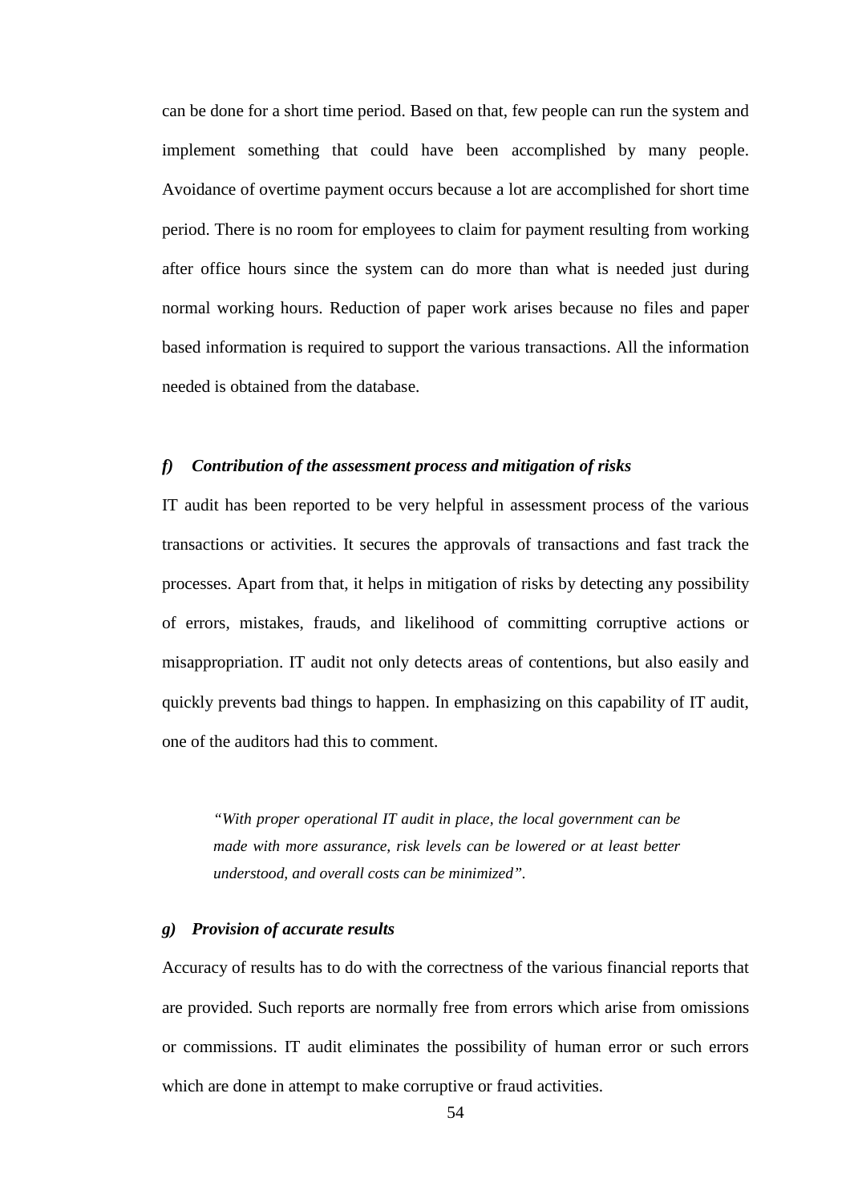can be done for a short time period. Based on that, few people can run the system and implement something that could have been accomplished by many people. Avoidance of overtime payment occurs because a lot are accomplished for short time period. There is no room for employees to claim for payment resulting from working after office hours since the system can do more than what is needed just during normal working hours. Reduction of paper work arises because no files and paper based information is required to support the various transactions. All the information needed is obtained from the database.

#### *f) Contribution of the assessment process and mitigation of risks*

IT audit has been reported to be very helpful in assessment process of the various transactions or activities. It secures the approvals of transactions and fast track the processes. Apart from that, it helps in mitigation of risks by detecting any possibility of errors, mistakes, frauds, and likelihood of committing corruptive actions or misappropriation. IT audit not only detects areas of contentions, but also easily and quickly prevents bad things to happen. In emphasizing on this capability of IT audit, one of the auditors had this to comment.

> *"With proper operational IT audit in place, the local government can be made with more assurance, risk levels can be lowered or at least better understood, and overall costs can be minimized".*

#### *g) Provision of accurate results*

Accuracy of results has to do with the correctness of the various financial reports that are provided. Such reports are normally free from errors which arise from omissions or commissions. IT audit eliminates the possibility of human error or such errors which are done in attempt to make corruptive or fraud activities.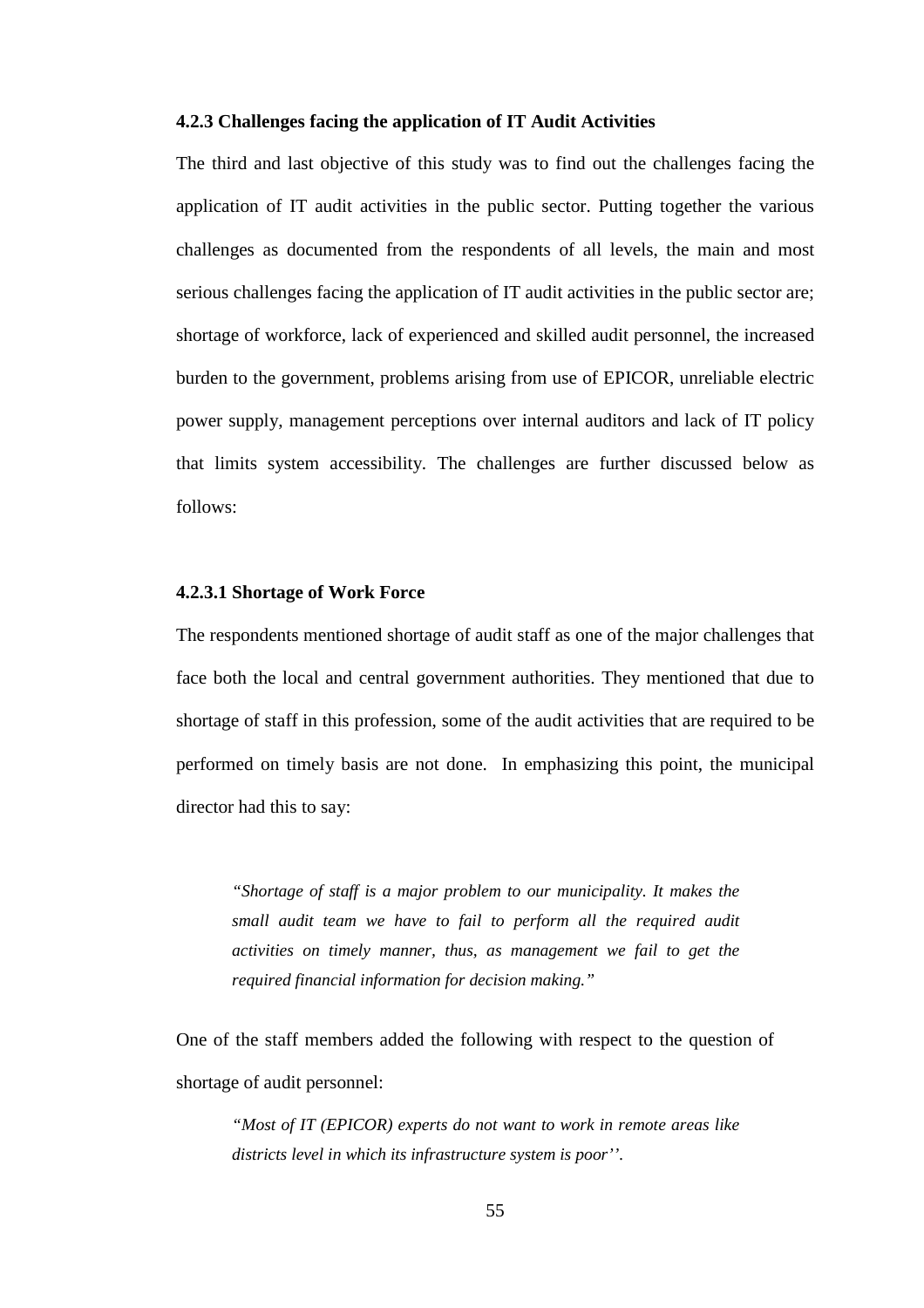### 4.2.3 Challenges facing the application of IT Audit Activities

The third and last objective of this study was to find out the challenges facing the application of IT audit activities in the public sector. Putting together the various challenges as documented from the respondents of all levels, the main and most serious challenges facing the application of IT audit activities in the public sector are; shortage of workforce, lack of experienced and skilled audit personnel, the increased burden to the government, problems arising from use of EPICOR, unreliable electric power supply, management perceptions over internal auditors and lack of IT policy that limits system accessibility. The challenges are further discussed below as follows:

#### 4.2.3.1 Shortage of Work Force

The respondents mentioned shortage of audit staff as one of the major challenges that face both the local and central government authorities. They mentioned that due to shortage of staff in this profession, some of the audit activities that are required to be performed on timely basis are not done. In emphasizing this point, the municipal director had this to say:

> *"Shortage of staff is a major problem to our municipality. It makes the small audit team we have to fail to perform all the required audit activities on timely manner, thus, as management we fail to get the required financial information for decision making."*

One of the staff members added the following with respect to the question of shortage of audit personnel:

> *"Most of IT (EPICOR) experts do not want to work in remote areas like districts level in which its infrastructure system is poor''.*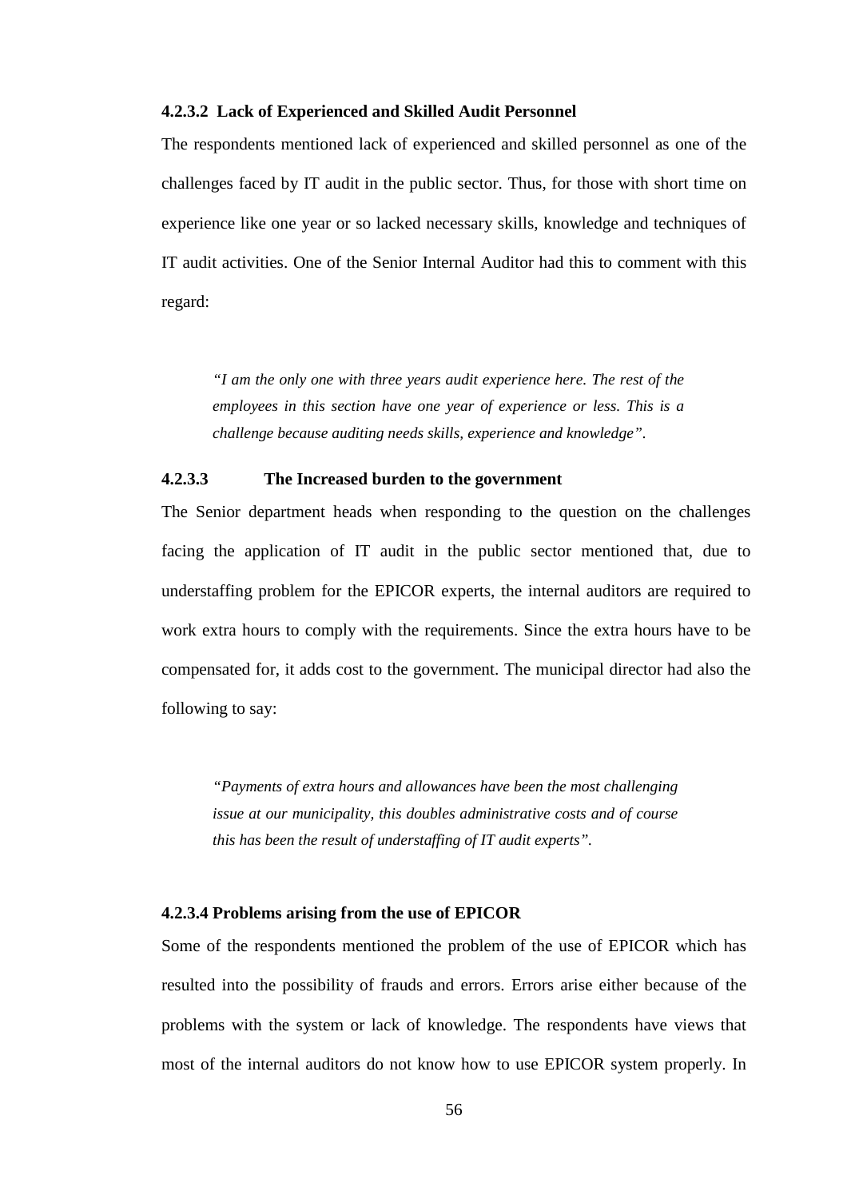#### 4.2.3.2 Lack of Experienced and Skilled Audit Personnel

The respondents mentioned lack of experienced and skilled personnel as one of the challenges faced by IT audit in the public sector. Thus, for those with short time on experience like one year or so lacked necessary skills, knowledge and techniques of IT audit activities. One of the Senior Internal Auditor had this to comment with this regard:

> *"I am the only one with three years audit experience here. The rest of the employees in this section have one year of experience or less. This is a challenge because auditing needs skills, experience and knowledge".*

#### 4.2.3.3 The Increased burden to the government

The Senior department heads when responding to the question on the challenges facing the application of IT audit in the public sector mentioned that, due to understaffing problem for the EPICOR experts, the internal auditors are required to work extra hours to comply with the requirements. Since the extra hours have to be compensated for, it adds cost to the government. The municipal director had also the following to say:

> *"Payments of extra hours and allowances have been the most challenging issue at our municipality, this doubles administrative costs and of course this has been the result of understaffing of IT audit experts".*

#### 4.2.3.4 Problems arising from the use of EPICOR

Some of the respondents mentioned the problem of the use of EPICOR which has resulted into the possibility of frauds and errors. Errors arise either because of the problems with the system or lack of knowledge. The respondents have views that most of the internal auditors do not know how to use EPICOR system properly. In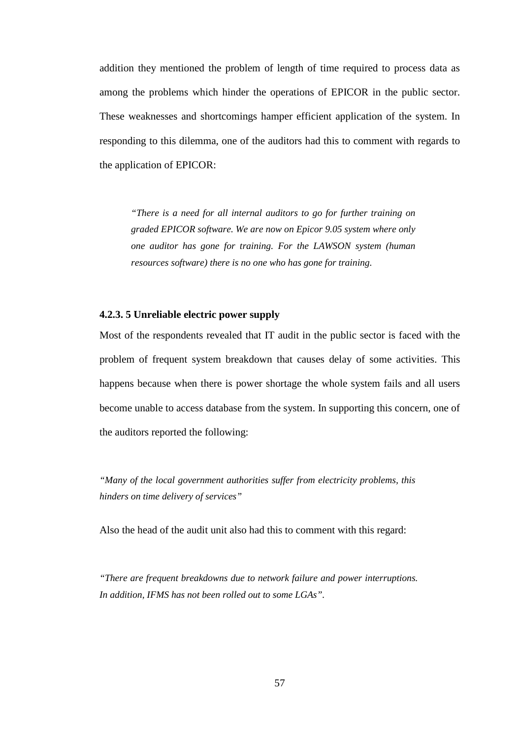addition they mentioned the problem of length of time required to process data as among the problems which hinder the operations of EPICOR in the public sector. These weaknesses and shortcomings hamper efficient application of the system. In responding to this dilemma, one of the auditors had this to comment with regards to the application of EPICOR:

> *"There is a need for all internal auditors to go for further training on graded EPICOR software. We are now on Epicor 9.05 system where only one auditor has gone for training. For the LAWSON system (human resources software) there is no one who has gone for training.*

#### 4.2.3. 5 Unreliable electric power supply

Most of the respondents revealed that IT audit in the public sector is faced with the problem of frequent system breakdown that causes delay of some activities. This happens because when there is power shortage the whole system fails and all users become unable to access database from the system. In supporting this concern, one of the auditors reported the following:

*"Many of the local government authorities suffer from electricity problems, this hinders on time delivery of services"*

Also the head of the audit unit also had this to comment with this regard:

*"There are frequent breakdowns due to network failure and power interruptions. In addition, IFMS has not been rolled out to some LGAs".*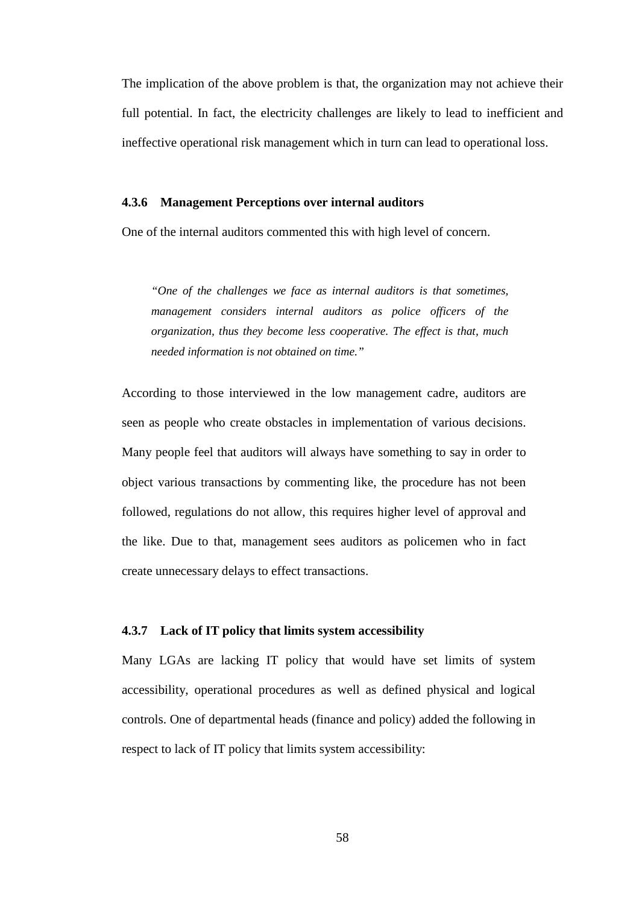The implication of the above problem is that, the organization may not achieve their full potential. In fact, the electricity challenges are likely to lead to inefficient and ineffective operational risk management which in turn can lead to operational loss.

### 4.3.6 Management Perceptions over internal auditors

One of the internal auditors commented this with high level of concern.

> *"One of the challenges we face as internal auditors is that sometimes, management considers internal auditors as police officers of the organization, thus they become less cooperative. The effect is that, much needed information is not obtained on time."*

According to those interviewed in the low management cadre, auditors are seen as people who create obstacles in implementation of various decisions. Many people feel that auditors will always have something to say in order to object various transactions by commenting like, the procedure has not been followed, regulations do not allow, this requires higher level of approval and the like. Due to that, management sees auditors as policemen who in fact create unnecessary delays to effect transactions.

### 4.3.7 Lack of IT policy that limits system accessibility

Many LGAs are lacking IT policy that would have set limits of system accessibility, operational procedures as well as defined physical and logical controls. One of departmental heads (finance and policy) added the following in respect to lack of IT policy that limits system accessibility: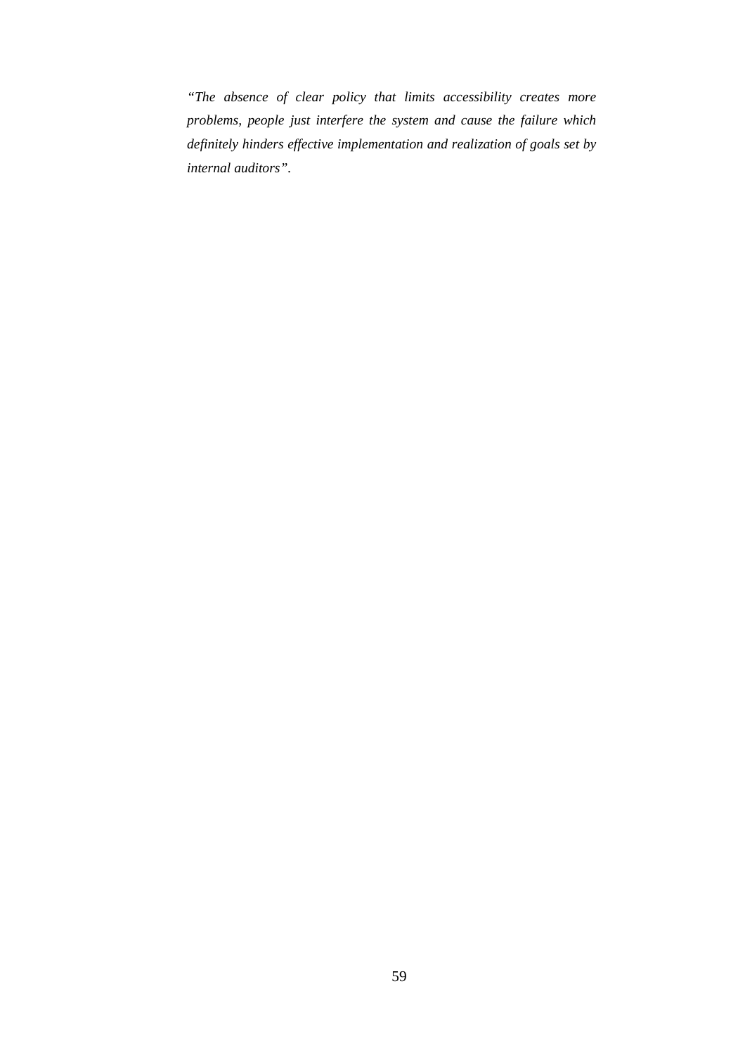*"The absence of clear policy that limits accessibility creates more problems, people just interfere the system and cause the failure which definitely hinders effective implementation and realization of goals set by internal auditors".*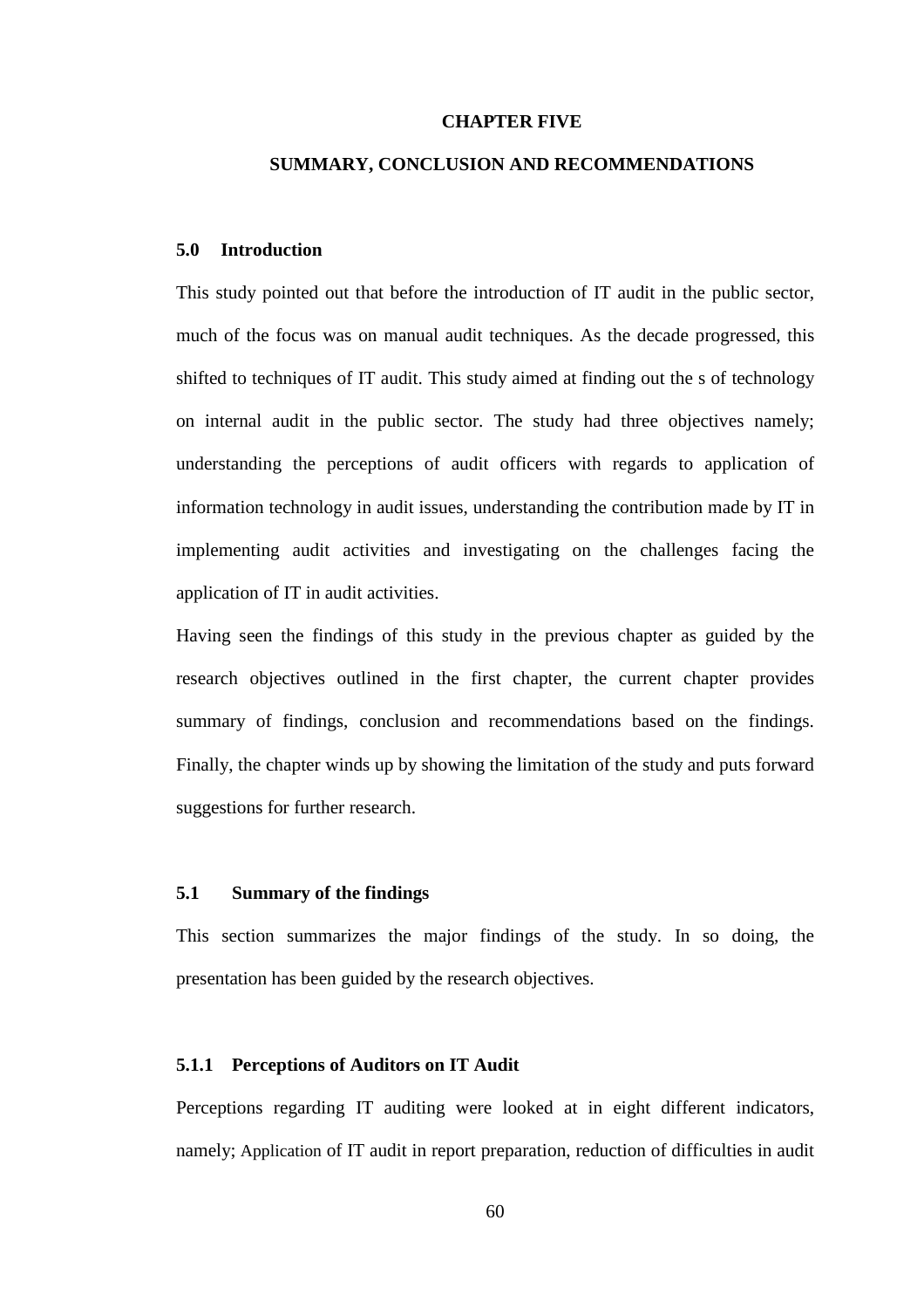# CHAPTER FIVE

## SUMMARY, CONCLUSION AND RECOMMENDATIONS

### 5.0 Introduction

This study pointed out that before the introduction of IT audit in the public sector, much of the focus was on manual audit techniques. As the decade progressed, this shifted to techniques of IT audit. This study aimed at finding out the s of technology on internal audit in the public sector. The study had three objectives namely; understanding the perceptions of audit officers with regards to application of information technology in audit issues, understanding the contribution made by IT in implementing audit activities and investigating on the challenges facing the application of IT in audit activities.

Having seen the findings of this study in the previous chapter as guided by the research objectives outlined in the first chapter, the current chapter provides summary of findings, conclusion and recommendations based on the findings. Finally, the chapter winds up by showing the limitation of the study and puts forward suggestions for further research.

### 5.1 Summary of the findings

This section summarizes the major findings of the study. In so doing, the presentation has been guided by the research objectives.

#### 5.1.1 Perceptions of Auditors on IT Audit

Perceptions regarding IT auditing were looked at in eight different indicators, namely; Application of IT audit in report preparation, reduction of difficulties in audit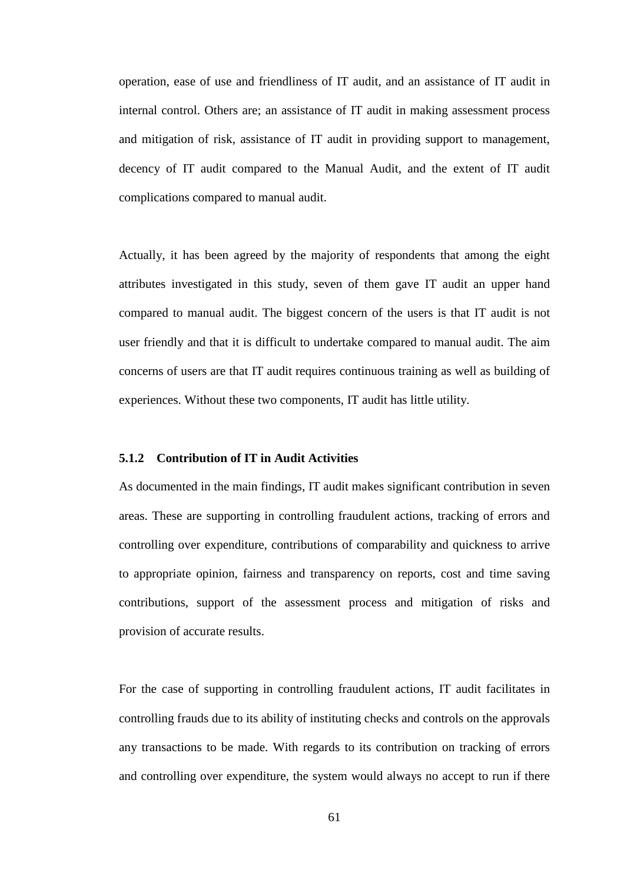operation, ease of use and friendliness of IT audit, and an assistance of IT audit in internal control. Others are; an assistance of IT audit in making assessment process and mitigation of risk, assistance of IT audit in providing support to management, decency of IT audit compared to the Manual Audit, and the extent of IT audit complications compared to manual audit.

Actually, it has been agreed by the majority of respondents that among the eight attributes investigated in this study, seven of them gave IT audit an upper hand compared to manual audit. The biggest concern of the users is that IT audit is not user friendly and that it is difficult to undertake compared to manual audit. The aim concerns of users are that IT audit requires continuous training as well as building of experiences. Without these two components, IT audit has little utility.

### 5.1.2 Contribution of IT in Audit Activities

As documented in the main findings, IT audit makes significant contribution in seven areas. These are supporting in controlling fraudulent actions, tracking of errors and controlling over expenditure, contributions of comparability and quickness to arrive to appropriate opinion, fairness and transparency on reports, cost and time saving contributions, support of the assessment process and mitigation of risks and provision of accurate results.

For the case of supporting in controlling fraudulent actions, IT audit facilitates in controlling frauds due to its ability of instituting checks and controls on the approvals any transactions to be made. With regards to its contribution on tracking of errors and controlling over expenditure, the system would always no accept to run if there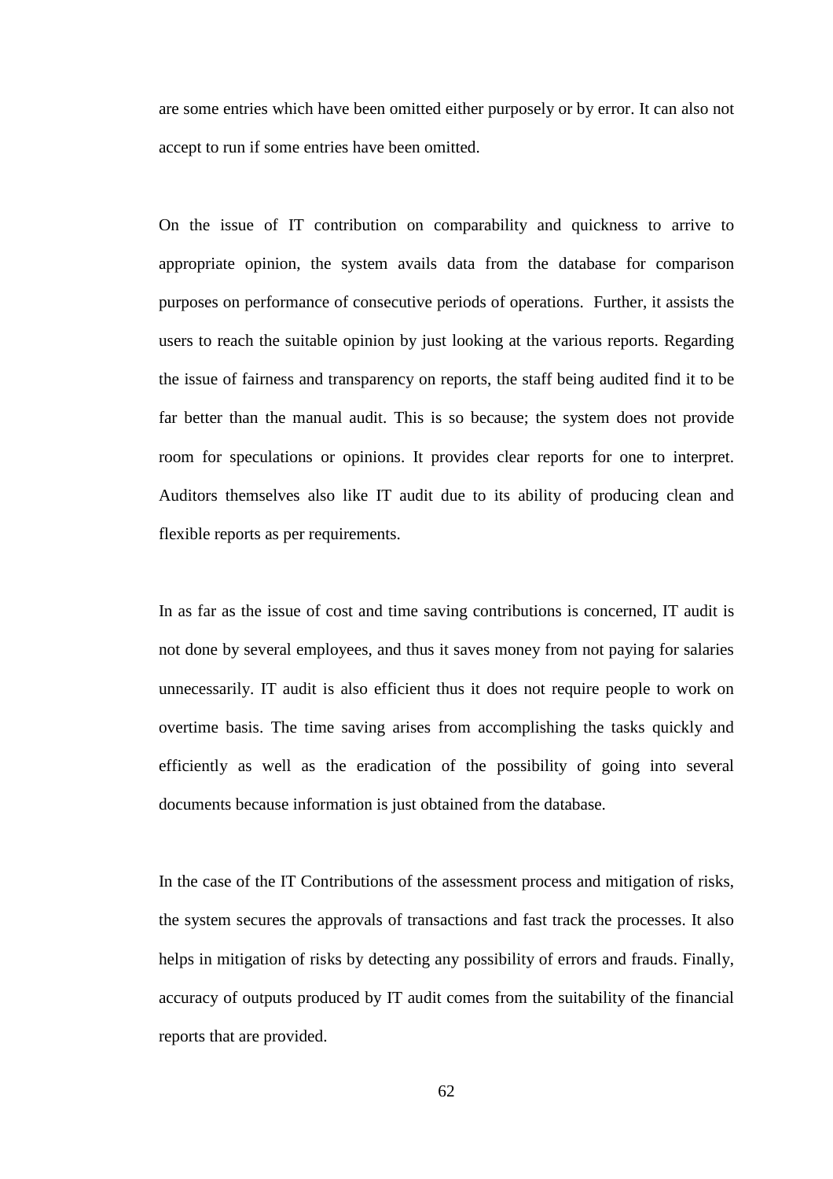are some entries which have been omitted either purposely or by error. It can also not accept to run if some entries have been omitted.

On the issue of IT contribution on comparability and quickness to arrive to appropriate opinion, the system avails data from the database for comparison purposes on performance of consecutive periods of operations. Further, it assists the users to reach the suitable opinion by just looking at the various reports. Regarding the issue of fairness and transparency on reports, the staff being audited find it to be far better than the manual audit. This is so because; the system does not provide room for speculations or opinions. It provides clear reports for one to interpret. Auditors themselves also like IT audit due to its ability of producing clean and flexible reports as per requirements.

In as far as the issue of cost and time saving contributions is concerned, IT audit is not done by several employees, and thus it saves money from not paying for salaries unnecessarily. IT audit is also efficient thus it does not require people to work on overtime basis. The time saving arises from accomplishing the tasks quickly and efficiently as well as the eradication of the possibility of going into several documents because information is just obtained from the database.

In the case of the IT Contributions of the assessment process and mitigation of risks, the system secures the approvals of transactions and fast track the processes. It also helps in mitigation of risks by detecting any possibility of errors and frauds. Finally, accuracy of outputs produced by IT audit comes from the suitability of the financial reports that are provided.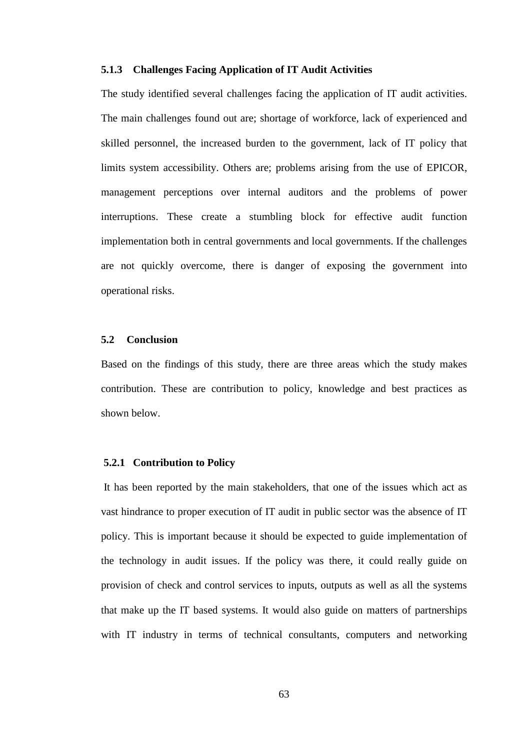### 5.1.3 Challenges Facing Application of IT Audit Activities

The study identified several challenges facing the application of IT audit activities. The main challenges found out are; shortage of workforce, lack of experienced and skilled personnel, the increased burden to the government, lack of IT policy that limits system accessibility. Others are; problems arising from the use of EPICOR, management perceptions over internal auditors and the problems of power interruptions. These create a stumbling block for effective audit function implementation both in central governments and local governments. If the challenges are not quickly overcome, there is danger of exposing the government into operational risks.

## 5.2 Conclusion

Based on the findings of this study, there are three areas which the study makes contribution. These are contribution to policy, knowledge and best practices as shown below.

### 5.2.1 Contribution to Policy

It has been reported by the main stakeholders, that one of the issues which act as vast hindrance to proper execution of IT audit in public sector was the absence of IT policy. This is important because it should be expected to guide implementation of the technology in audit issues. If the policy was there, it could really guide on provision of check and control services to inputs, outputs as well as all the systems that make up the IT based systems. It would also guide on matters of partnerships with IT industry in terms of technical consultants, computers and networking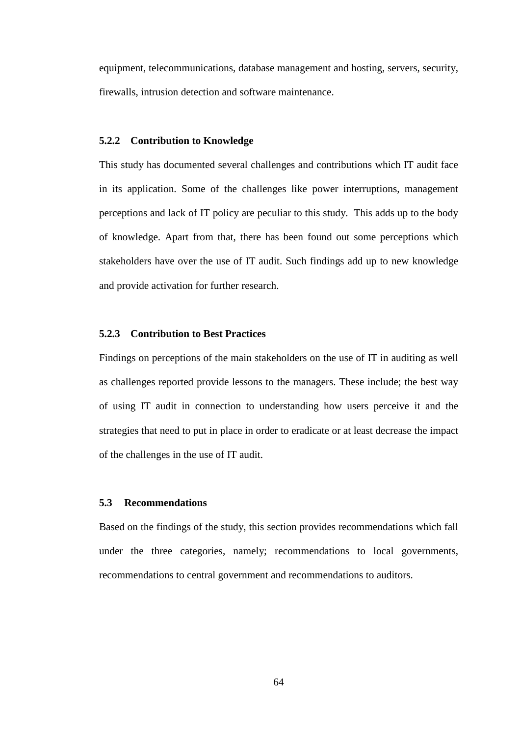equipment, telecommunications, database management and hosting, servers, security, firewalls, intrusion detection and software maintenance.

### 5.2.2 Contribution to Knowledge

This study has documented several challenges and contributions which IT audit face in its application. Some of the challenges like power interruptions, management perceptions and lack of IT policy are peculiar to this study. This adds up to the body of knowledge. Apart from that, there has been found out some perceptions which stakeholders have over the use of IT audit. Such findings add up to new knowledge and provide activation for further research.

### 5.2.3 Contribution to Best Practices

Findings on perceptions of the main stakeholders on the use of IT in auditing as well as challenges reported provide lessons to the managers. These include; the best way of using IT audit in connection to understanding how users perceive it and the strategies that need to put in place in order to eradicate or at least decrease the impact of the challenges in the use of IT audit.

## 5.3 Recommendations

Based on the findings of the study, this section provides recommendations which fall under the three categories, namely; recommendations to local governments, recommendations to central government and recommendations to auditors.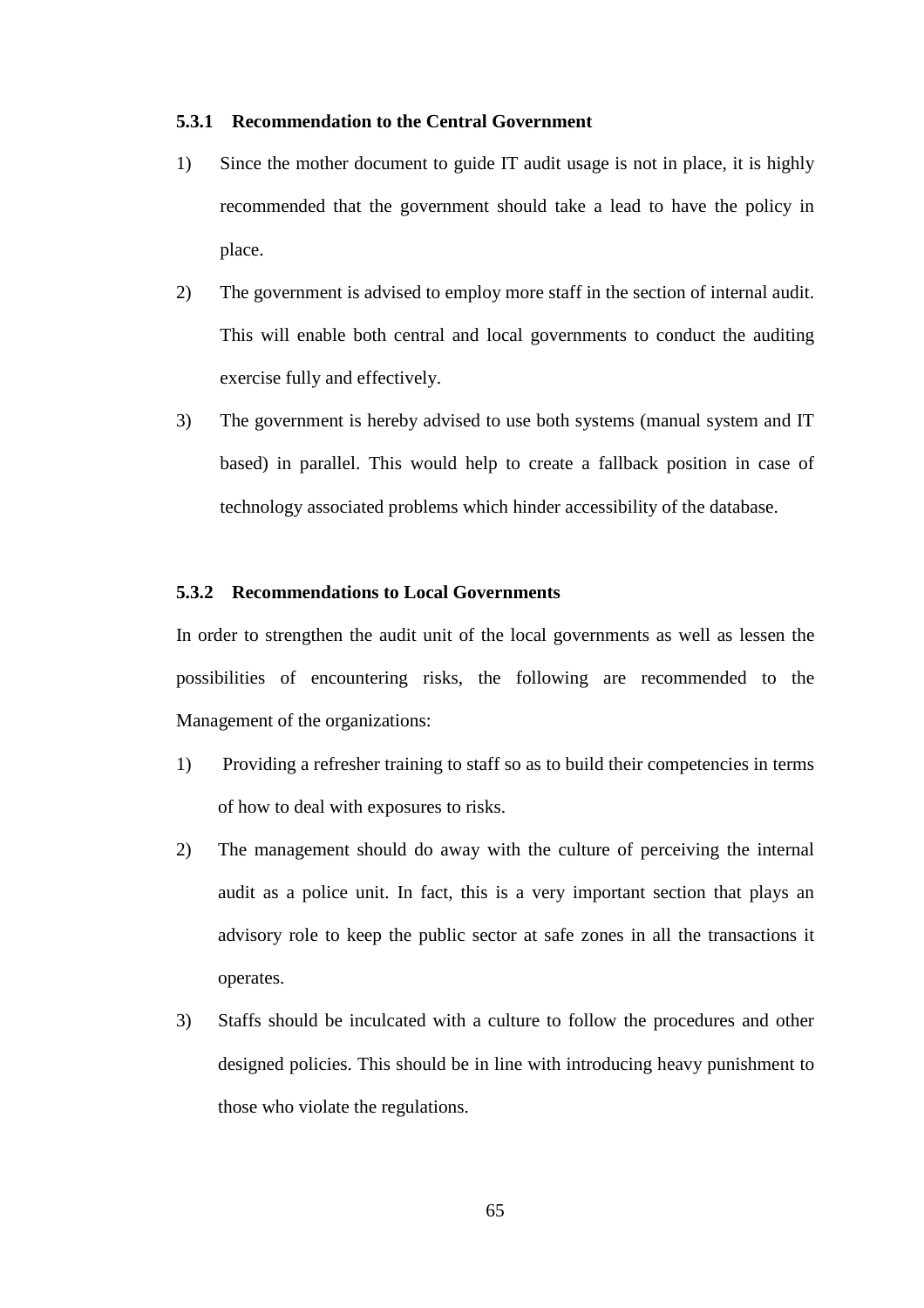### 5.3.1 Recommendation to the Central Government

1) Since the mother document to guide IT audit usage is not in place, it is highly recommended that the government should take a lead to have the policy in place.
2) The government is advised to employ more staff in the section of internal audit. This will enable both central and local governments to conduct the auditing exercise fully and effectively.
3) The government is hereby advised to use both systems (manual system and IT based) in parallel. This would help to create a fallback position in case of technology associated problems which hinder accessibility of the database.

### 5.3.2 Recommendations to Local Governments

In order to strengthen the audit unit of the local governments as well as lessen the possibilities of encountering risks, the following are recommended to the Management of the organizations:

1) Providing a refresher training to staff so as to build their competencies in terms of how to deal with exposures to risks.
2) The management should do away with the culture of perceiving the internal audit as a police unit. In fact, this is a very important section that plays an advisory role to keep the public sector at safe zones in all the transactions it operates.
3) Staffs should be inculcated with a culture to follow the procedures and other designed policies. This should be in line with introducing heavy punishment to those who violate the regulations.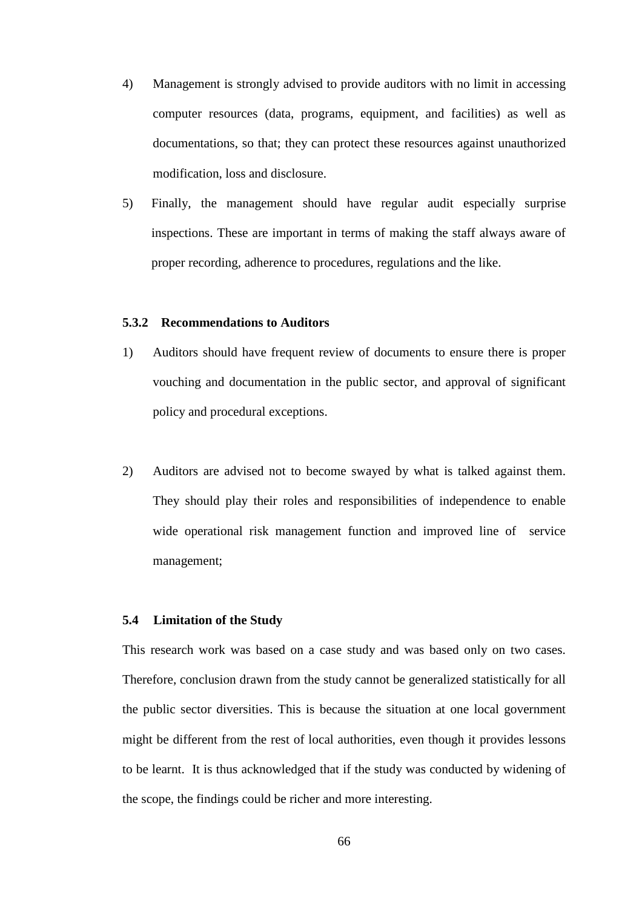4) Management is strongly advised to provide auditors with no limit in accessing computer resources (data, programs, equipment, and facilities) as well as documentations, so that; they can protect these resources against unauthorized modification, loss and disclosure.

5) Finally, the management should have regular audit especially surprise inspections. These are important in terms of making the staff always aware of proper recording, adherence to procedures, regulations and the like.

### 5.3.2 Recommendations to Auditors

1) Auditors should have frequent review of documents to ensure there is proper vouching and documentation in the public sector, and approval of significant policy and procedural exceptions.

2) Auditors are advised not to become swayed by what is talked against them. They should play their roles and responsibilities of independence to enable wide operational risk management function and improved line of service management;

## 5.4 Limitation of the Study

This research work was based on a case study and was based only on two cases. Therefore, conclusion drawn from the study cannot be generalized statistically for all the public sector diversities. This is because the situation at one local government might be different from the rest of local authorities, even though it provides lessons to be learnt. It is thus acknowledged that if the study was conducted by widening of the scope, the findings could be richer and more interesting.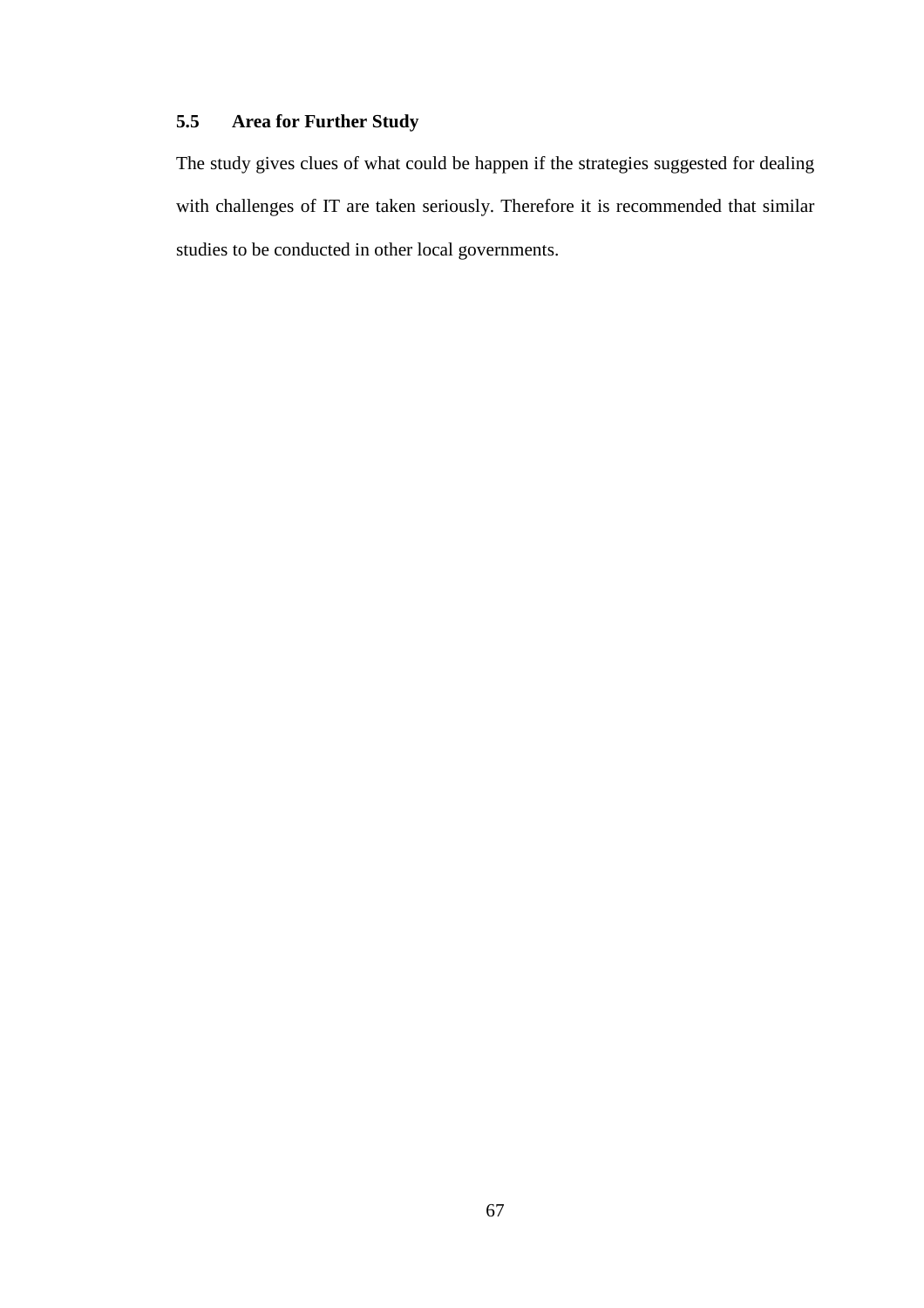## 5.5 Area for Further Study

The study gives clues of what could be happen if the strategies suggested for dealing with challenges of IT are taken seriously. Therefore it is recommended that similar studies to be conducted in other local governments.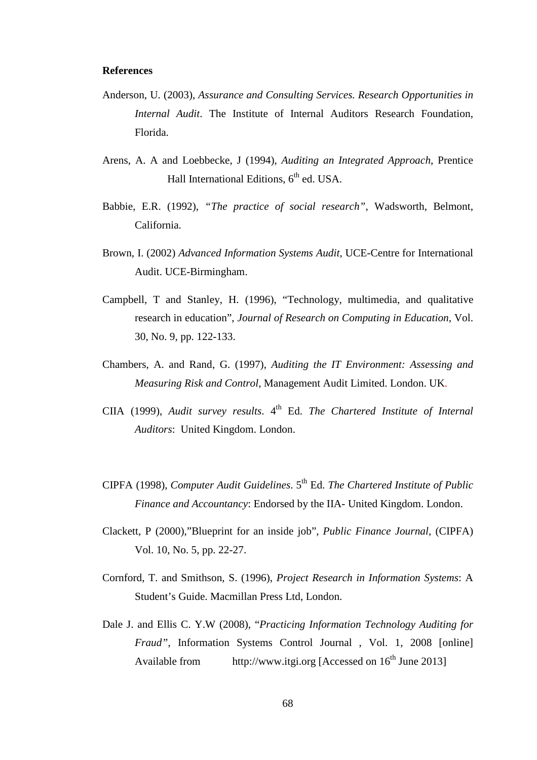**References**

Anderson, U. (2003), *Assurance and Consulting Services. Research Opportunities in Internal Audit*. The Institute of Internal Auditors Research Foundation, Florida.

Arens, A. A and Loebbecke, J (1994), *Auditing an Integrated Approach*, Prentice Hall International Editions, 6th ed. USA.

Babbie, E.R. (1992), *"The practice of social research"*, Wadsworth, Belmont, California.

Brown, I. (2002) *Advanced Information Systems Audit*, UCE-Centre for International Audit. UCE-Birmingham.

Campbell, T and Stanley, H. (1996), "Technology, multimedia, and qualitative research in education", *Journal of Research on Computing in Education*, Vol. 30, No. 9, pp. 122-133.

Chambers, A. and Rand, G. (1997), *Auditing the IT Environment: Assessing and Measuring Risk and Control*, Management Audit Limited. London. UK.

CIIA (1999), *Audit survey results*. 4th Ed. *The Chartered Institute of Internal Auditors*: United Kingdom. London.

CIPFA (1998), *Computer Audit Guidelines*. 5th Ed. *The Chartered Institute of Public Finance and Accountancy*: Endorsed by the IIA- United Kingdom. London.

Clackett, P (2000),"Blueprint for an inside job", *Public Finance Journal*, (CIPFA) Vol. 10, No. 5, pp. 22-27.

Cornford, T. and Smithson, S. (1996), *Project Research in Information Systems*: A Student's Guide. Macmillan Press Ltd, London.

Dale J. and Ellis C. Y.W (2008), "*Practicing Information Technology Auditing for Fraud"*, Information Systems Control Journal , Vol. 1, 2008 [online] Available from http://www.itgi.org [Accessed on 16th June 2013]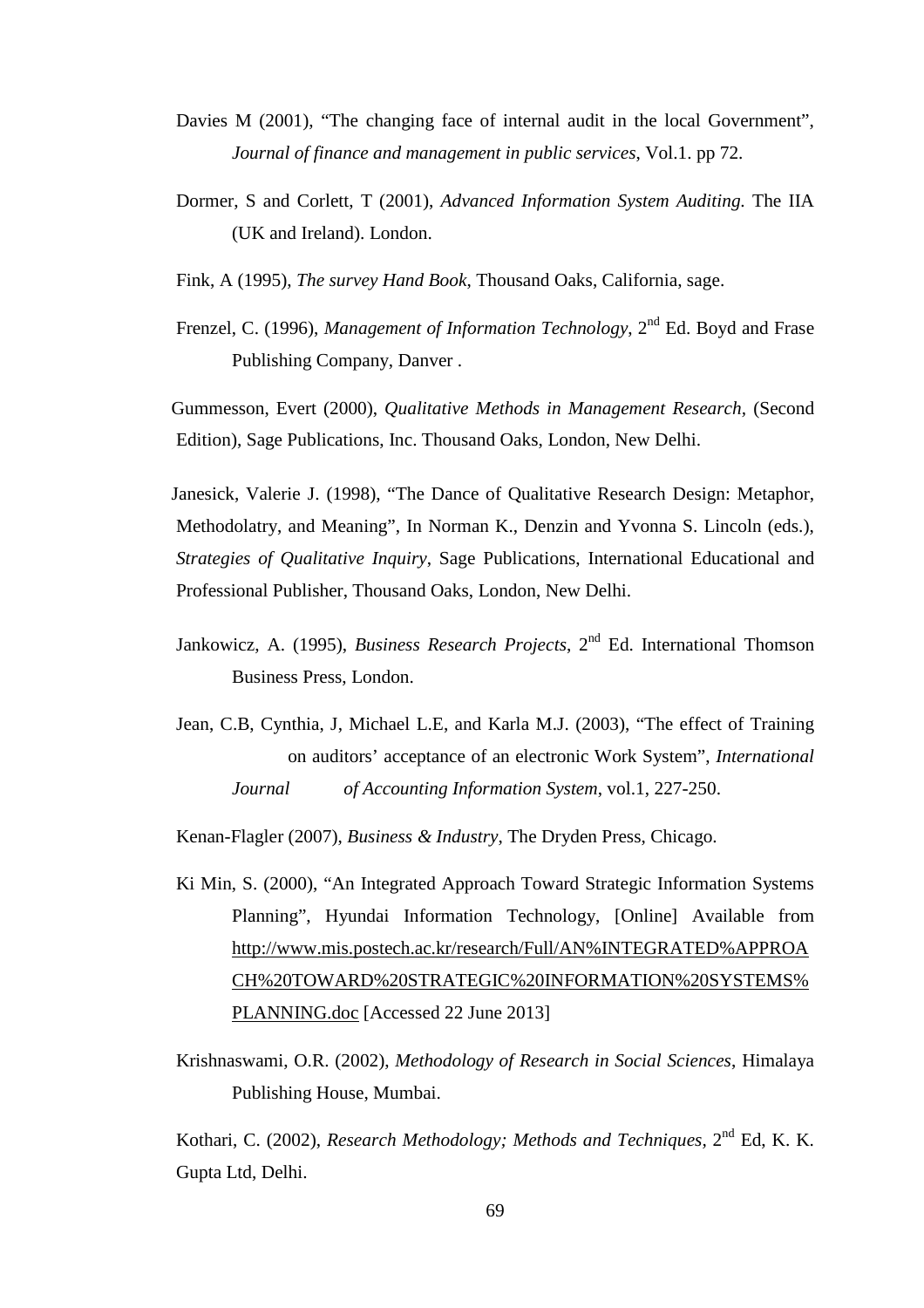Davies M (2001), "The changing face of internal audit in the local Government", *Journal of finance and management in public services*, Vol.1. pp 72.

Dormer, S and Corlett, T (2001), *Advanced Information System Auditing.* The IIA (UK and Ireland). London.

Fink, A (1995), *The survey Hand Book*, Thousand Oaks, California, sage.

Frenzel, C. (1996), *Management of Information Technology*, 2nd Ed. Boyd and Frase Publishing Company, Danver .

Gummesson, Evert (2000), *Qualitative Methods in Management Research*, (Second Edition), Sage Publications, Inc. Thousand Oaks, London, New Delhi.

Janesick, Valerie J. (1998), "The Dance of Qualitative Research Design: Metaphor, Methodolatry, and Meaning", In Norman K., Denzin and Yvonna S. Lincoln (eds.), *Strategies of Qualitative Inquiry*, Sage Publications, International Educational and Professional Publisher, Thousand Oaks, London, New Delhi.

Jankowicz, A. (1995), *Business Research Projects*, 2nd Ed. International Thomson Business Press, London.

Jean, C.B, Cynthia, J, Michael L.E, and Karla M.J. (2003), "The effect of Training on auditors' acceptance of an electronic Work System", *International Journal of Accounting Information System*, vol.1, 227-250.

Kenan-Flagler (2007), *Business & Industry*, The Dryden Press, Chicago.

Ki Min, S. (2000), "An Integrated Approach Toward Strategic Information Systems Planning", Hyundai Information Technology, [Online] Available from http://www.mis.postech.ac.kr/research/Full/AN%INTEGRATED%APPROACH%20TOWARD%20STRATEGIC%20INFORMATION%20SYSTEMS%PLANNING.doc [Accessed 22 June 2013]

Krishnaswami, O.R. (2002), *Methodology of Research in Social Sciences*, Himalaya Publishing House, Mumbai.

Kothari, C. (2002), *Research Methodology; Methods and Techniques*, 2nd Ed, K. K. Gupta Ltd, Delhi.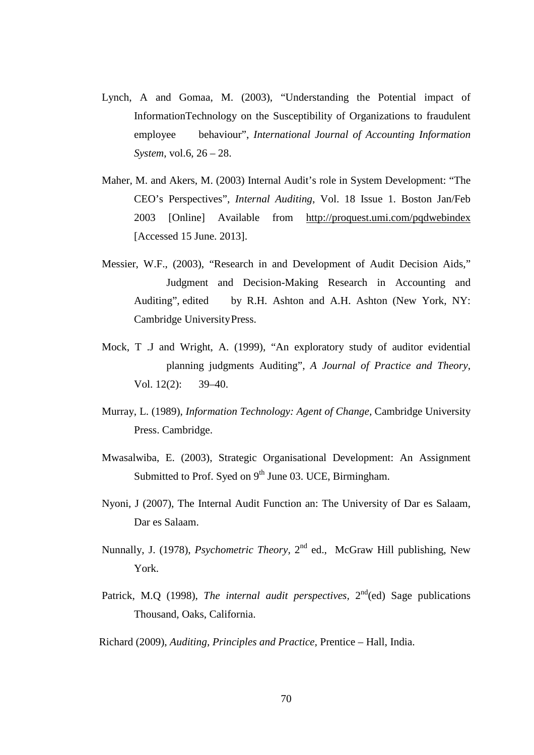Lynch, A and Gomaa, M. (2003), "Understanding the Potential impact of InformationTechnology on the Susceptibility of Organizations to fraudulent employee behaviour", *International Journal of Accounting Information System*, vol.6, 26 – 28.

Maher, M. and Akers, M. (2003) Internal Audit's role in System Development: "The CEO's Perspectives", *Internal Auditing*, Vol. 18 Issue 1. Boston Jan/Feb 2003 [Online] Available from http://proquest.umi.com/pqdwebindex [Accessed 15 June. 2013].

Messier, W.F., (2003), "Research in and Development of Audit Decision Aids," Judgment and Decision-Making Research in Accounting and Auditing", edited by R.H. Ashton and A.H. Ashton (New York, NY: Cambridge University Press.

Mock, T .J and Wright, A. (1999), "An exploratory study of auditor evidential planning judgments Auditing", *A Journal of Practice and Theory*, Vol. 12(2): 39–40.

Murray, L. (1989), *Information Technology: Agent of Change*, Cambridge University Press. Cambridge.

Mwasalwiba, E. (2003), Strategic Organisational Development: An Assignment Submitted to Prof. Syed on 9th June 03. UCE, Birmingham.

Nyoni, J (2007), The Internal Audit Function an: The University of Dar es Salaam, Dar es Salaam.

Nunnally, J. (1978), *Psychometric Theory*, 2nd ed., McGraw Hill publishing, New York.

Patrick, M.Q (1998), *The internal audit perspectives*, 2nd(ed) Sage publications Thousand, Oaks, California.

Richard (2009), *Auditing, Principles and Practice*, Prentice – Hall, India.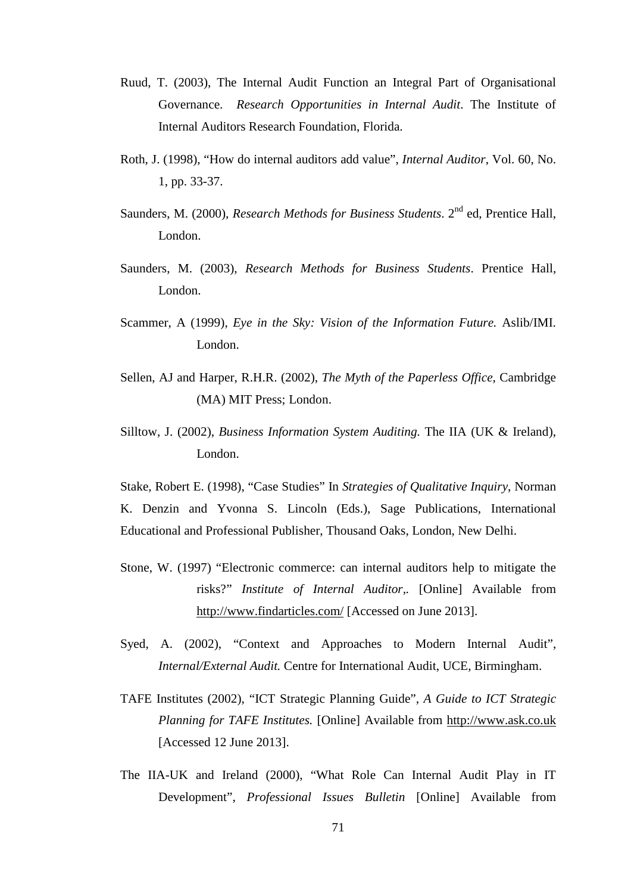Ruud, T. (2003), The Internal Audit Function an Integral Part of Organisational Governance. *Research Opportunities in Internal Audit*. The Institute of Internal Auditors Research Foundation, Florida.

Roth, J. (1998), "How do internal auditors add value", *Internal Auditor*, Vol. 60, No. 1, pp. 33-37.

Saunders, M. (2000), *Research Methods for Business Students*. 2nd ed, Prentice Hall, London.

Saunders, M. (2003), *Research Methods for Business Students*. Prentice Hall, London.

Scammer, A (1999), *Eye in the Sky: Vision of the Information Future.* Aslib/IMI. London.

Sellen, AJ and Harper, R.H.R. (2002), *The Myth of the Paperless Office*, Cambridge (MA) MIT Press; London.

Silltow, J. (2002), *Business Information System Auditing.* The IIA (UK & Ireland), London.

Stake, Robert E. (1998), "Case Studies" In *Strategies of Qualitative Inquiry*, Norman K. Denzin and Yvonna S. Lincoln (Eds.), Sage Publications, International Educational and Professional Publisher, Thousand Oaks, London, New Delhi.

Stone, W. (1997) "Electronic commerce: can internal auditors help to mitigate the risks?" *Institute of Internal Auditor,*. [Online] Available from http://www.findarticles.com/ [Accessed on June 2013].

Syed, A. (2002), "Context and Approaches to Modern Internal Audit", *Internal/External Audit.* Centre for International Audit, UCE, Birmingham.

TAFE Institutes (2002), "ICT Strategic Planning Guide", *A Guide to ICT Strategic Planning for TAFE Institutes.* [Online] Available from http://www.ask.co.uk [Accessed 12 June 2013].

The IIA-UK and Ireland (2000), "What Role Can Internal Audit Play in IT Development", *Professional Issues Bulletin* [Online] Available from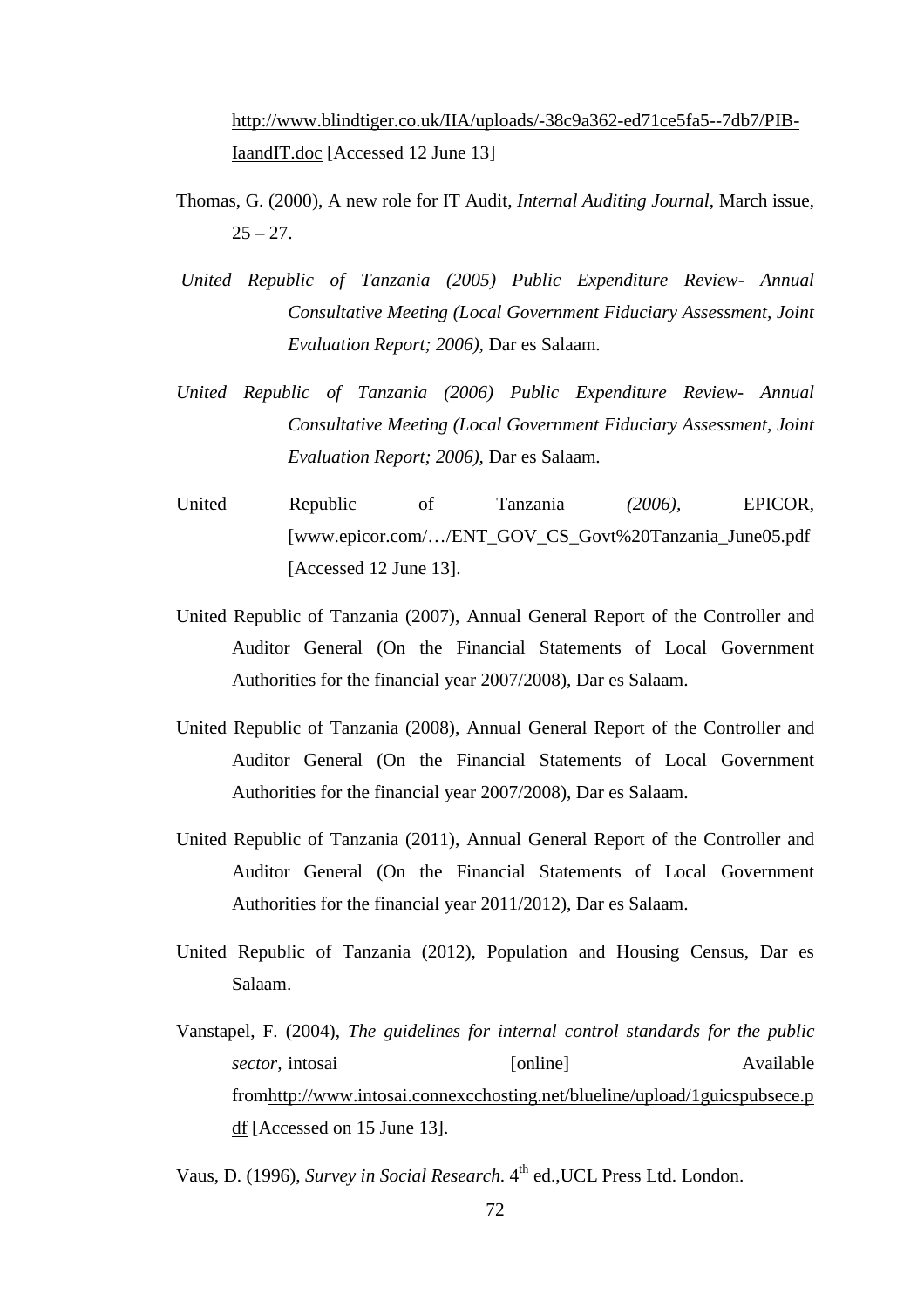http://www.blindtiger.co.uk/IIA/uploads/-38c9a362-ed71ce5fa5--7db7/PIB-IaandIT.doc [Accessed 12 June 13]

Thomas, G. (2000), A new role for IT Audit, *Internal Auditing Journal*, March issue, 25 – 27.

*United Republic of Tanzania (2005) Public Expenditure Review- Annual Consultative Meeting (Local Government Fiduciary Assessment, Joint Evaluation Report; 2006),* Dar es Salaam.

*United Republic of Tanzania (2006) Public Expenditure Review- Annual Consultative Meeting (Local Government Fiduciary Assessment, Joint Evaluation Report; 2006),* Dar es Salaam.

United Republic of Tanzania *(2006),* EPICOR, [www.epicor.com/…/ENT_GOV_CS_Govt%20Tanzania_June05.pdf [Accessed 12 June 13].

United Republic of Tanzania (2007), Annual General Report of the Controller and Auditor General (On the Financial Statements of Local Government Authorities for the financial year 2007/2008), Dar es Salaam.

United Republic of Tanzania (2008), Annual General Report of the Controller and Auditor General (On the Financial Statements of Local Government Authorities for the financial year 2007/2008), Dar es Salaam.

United Republic of Tanzania (2011), Annual General Report of the Controller and Auditor General (On the Financial Statements of Local Government Authorities for the financial year 2011/2012), Dar es Salaam.

United Republic of Tanzania (2012), Population and Housing Census, Dar es Salaam.

Vanstapel, F. (2004), *The guidelines for internal control standards for the public sector*, intosai [online] Available fromhttp://www.intosai.connexcchosting.net/blueline/upload/1guicspubsece.pdf [Accessed on 15 June 13].

Vaus, D. (1996), *Survey in Social Research.* 4th ed.,UCL Press Ltd. London.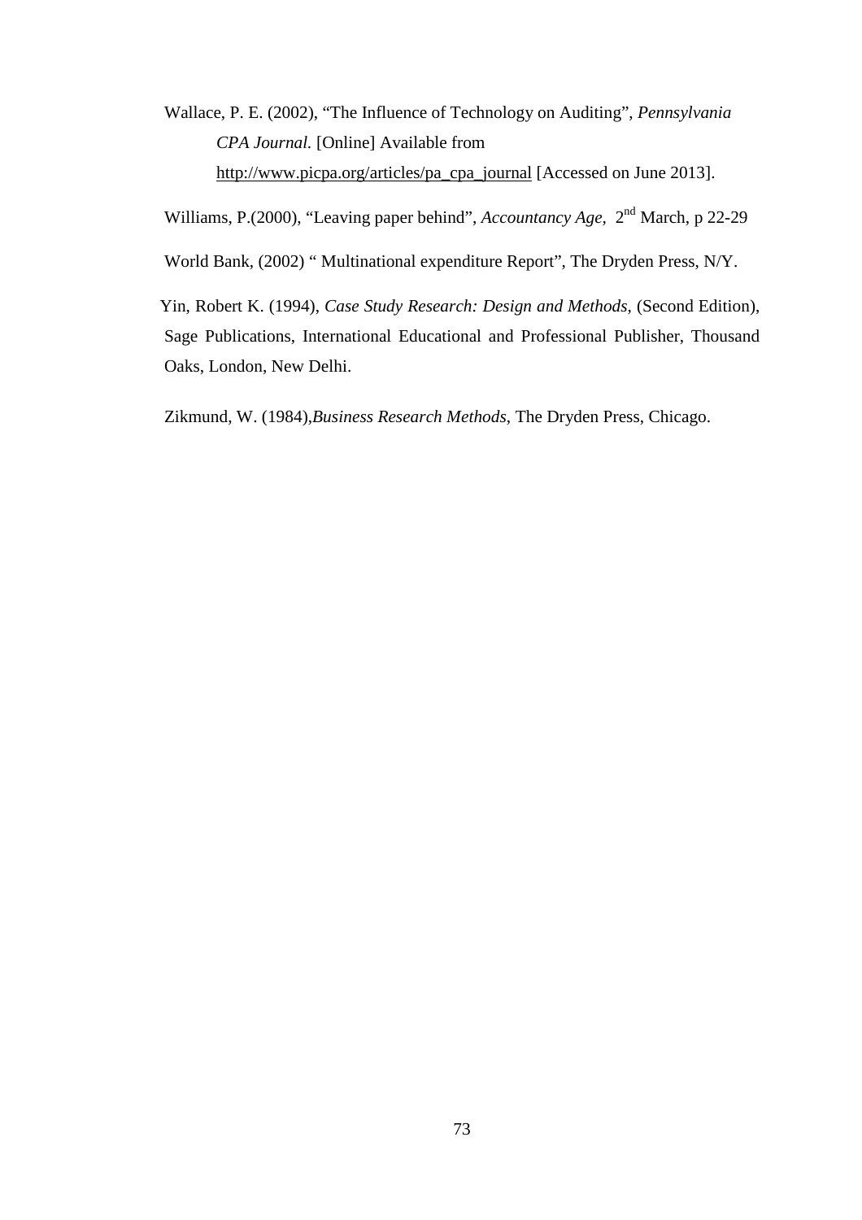Wallace, P. E. (2002), “The Influence of Technology on Auditing”, *Pennsylvania CPA Journal.* [Online] Available from http://www.picpa.org/articles/pa_cpa_journal [Accessed on June 2013].

Williams, P.(2000), “Leaving paper behind”, *Accountancy Age*, 2nd March, p 22-29

World Bank, (2002) “ Multinational expenditure Report”, The Dryden Press, N/Y.

Yin, Robert K. (1994), *Case Study Research: Design and Methods*, (Second Edition), Sage Publications, International Educational and Professional Publisher, Thousand Oaks, London, New Delhi.

Zikmund, W. (1984),*Business Research Methods*, The Dryden Press, Chicago.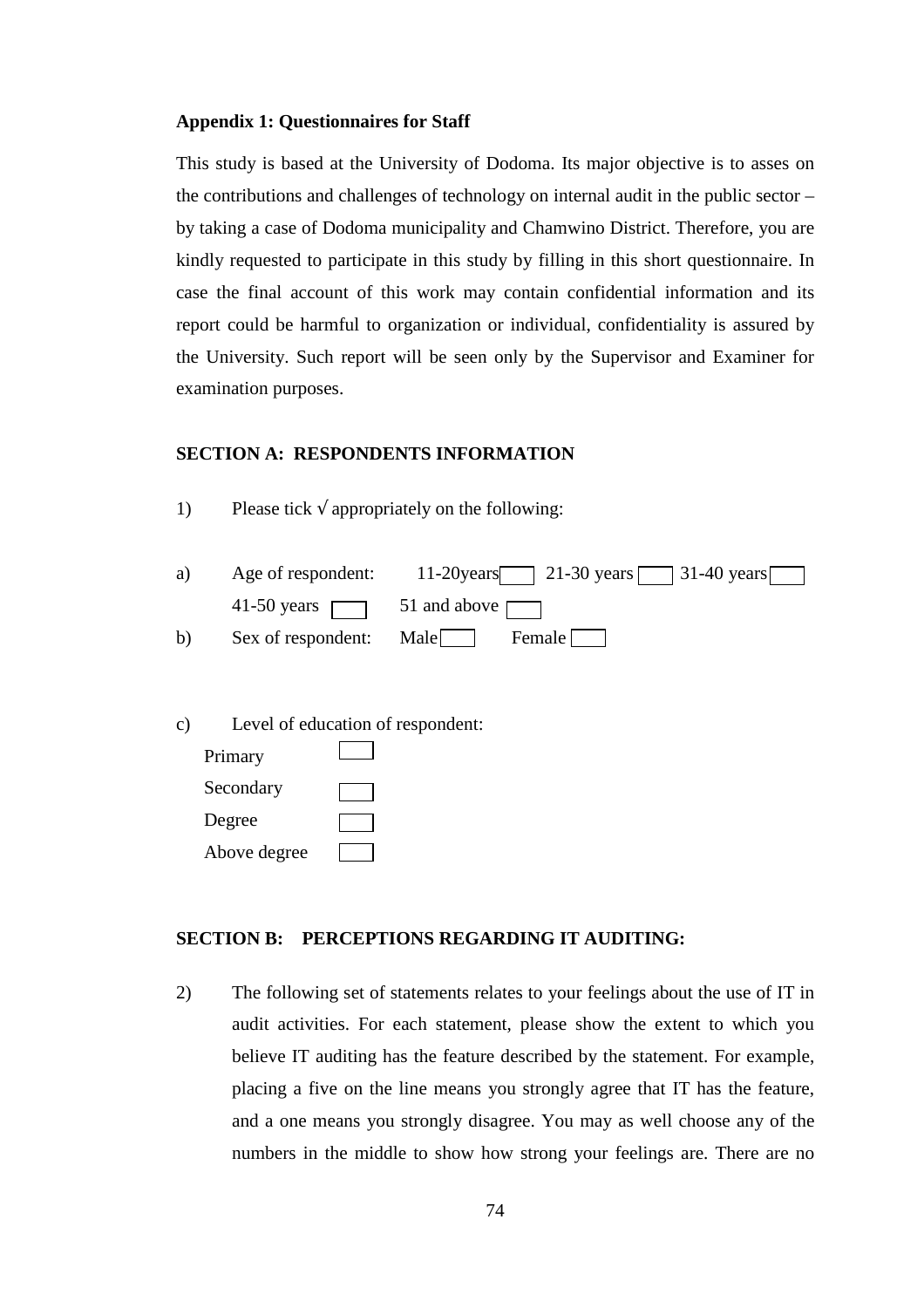**Appendix 1: Questionnaires for Staff**

This study is based at the University of Dodoma. Its major objective is to asses on the contributions and challenges of technology on internal audit in the public sector – by taking a case of Dodoma municipality and Chamwino District. Therefore, you are kindly requested to participate in this study by filling in this short questionnaire. In case the final account of this work may contain confidential information and its report could be harmful to organization or individual, confidentiality is assured by the University. Such report will be seen only by the Supervisor and Examiner for examination purposes.

**SECTION A: RESPONDENTS INFORMATION**

1) Please tick √ appropriately on the following:

a) Age of respondent: 11-20years ☐ 21-30 years ☐ 31-40 years ☐
41-50 years ☐ 51 and above ☐

b) Sex of respondent: Male ☐ Female ☐

c) Level of education of respondent:

Primary ☐
Secondary ☐
Degree ☐
Above degree ☐

**SECTION B: PERCEPTIONS REGARDING IT AUDITING:**

2) The following set of statements relates to your feelings about the use of IT in audit activities. For each statement, please show the extent to which you believe IT auditing has the feature described by the statement. For example, placing a five on the line means you strongly agree that IT has the feature, and a one means you strongly disagree. You may as well choose any of the numbers in the middle to show how strong your feelings are. There are no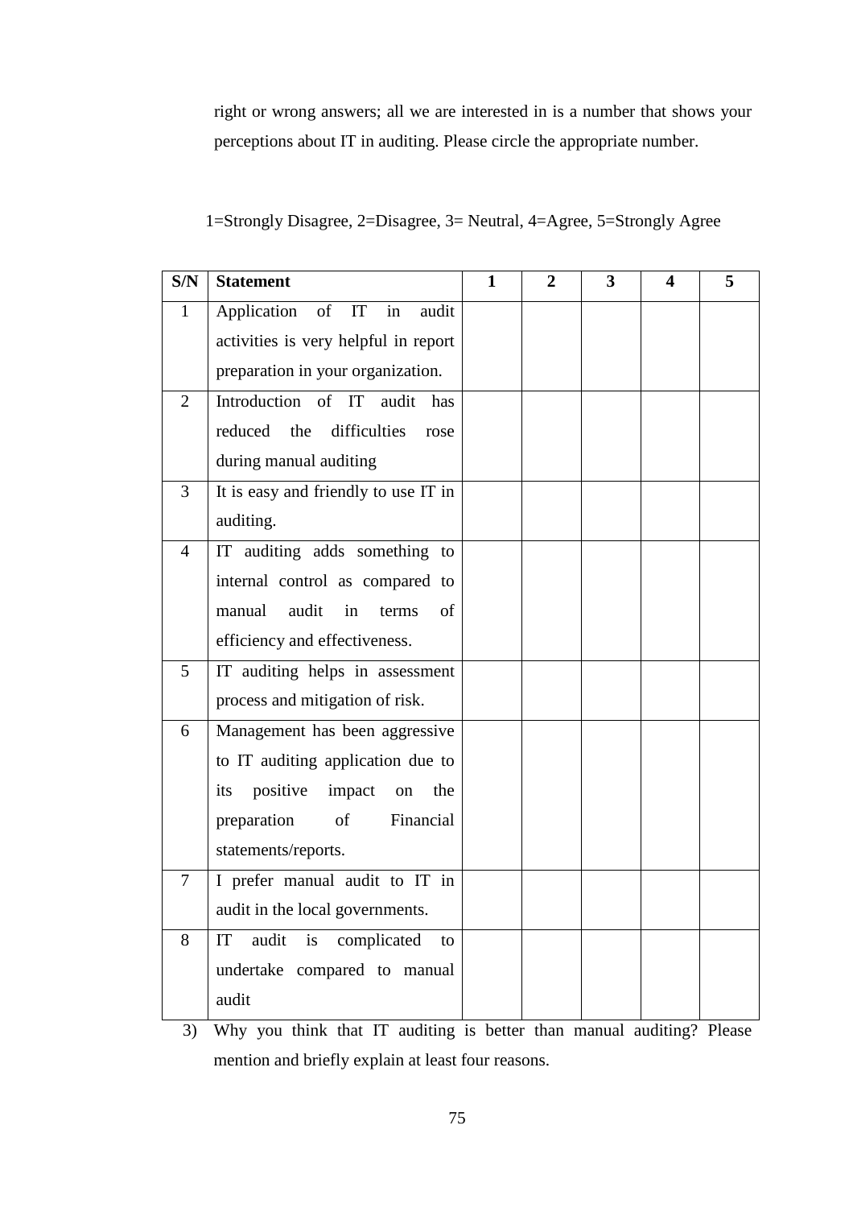right or wrong answers; all we are interested in is a number that shows your perceptions about IT in auditing. Please circle the appropriate number.

1=Strongly Disagree, 2=Disagree, 3= Neutral, 4=Agree, 5=Strongly Agree

| **S/N** | **Statement** | **1** | **2** | **3** | **4** | **5** |
|---|---|---|---|---|---|---|
| 1 | Application of IT in audit activities is very helpful in report preparation in your organization. | | | | | |
| 2 | Introduction of IT audit has reduced the difficulties rose during manual auditing | | | | | |
| 3 | It is easy and friendly to use IT in auditing. | | | | | |
| 4 | IT auditing adds something to internal control as compared to manual audit in terms of efficiency and effectiveness. | | | | | |
| 5 | IT auditing helps in assessment process and mitigation of risk. | | | | | |
| 6 | Management has been aggressive to IT auditing application due to its positive impact on the preparation of Financial statements/reports. | | | | | |
| 7 | I prefer manual audit to IT in audit in the local governments. | | | | | |
| 8 | IT audit is complicated to undertake compared to manual audit | | | | | |

3) Why you think that IT auditing is better than manual auditing? Please mention and briefly explain at least four reasons.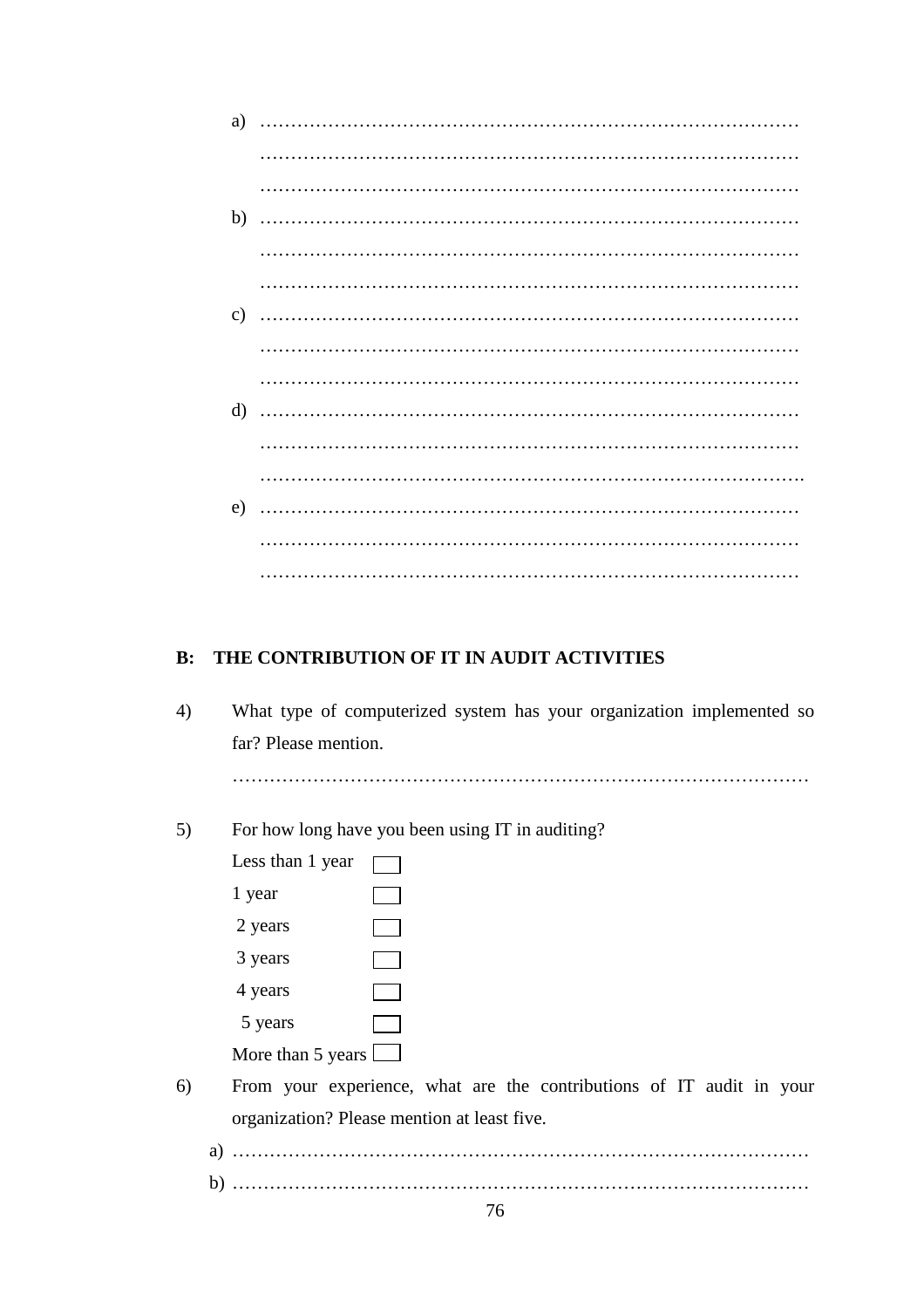a) ……………………………………………………………………………
……………………………………………………………………………
……………………………………………………………………………

b) ……………………………………………………………………………
……………………………………………………………………………
……………………………………………………………………………

c) ……………………………………………………………………………
……………………………………………………………………………
……………………………………………………………………………

d) ……………………………………………………………………………
……………………………………………………………………………
…………………………………………………………………………….

e) ……………………………………………………………………………
……………………………………………………………………………
……………………………………………………………………………

**B: THE CONTRIBUTION OF IT IN AUDIT ACTIVITIES**

4) What type of computerized system has your organization implemented so far? Please mention.

………………………………………………………………………………

5) For how long have you been using IT in auditing?

Less than 1 year ☐
1 year ☐
2 years ☐
3 years ☐
4 years ☐
5 years ☐
More than 5 years ☐

6) From your experience, what are the contributions of IT audit in your organization? Please mention at least five.

a) ………………………………………………………………………………
b) ………………………………………………………………………………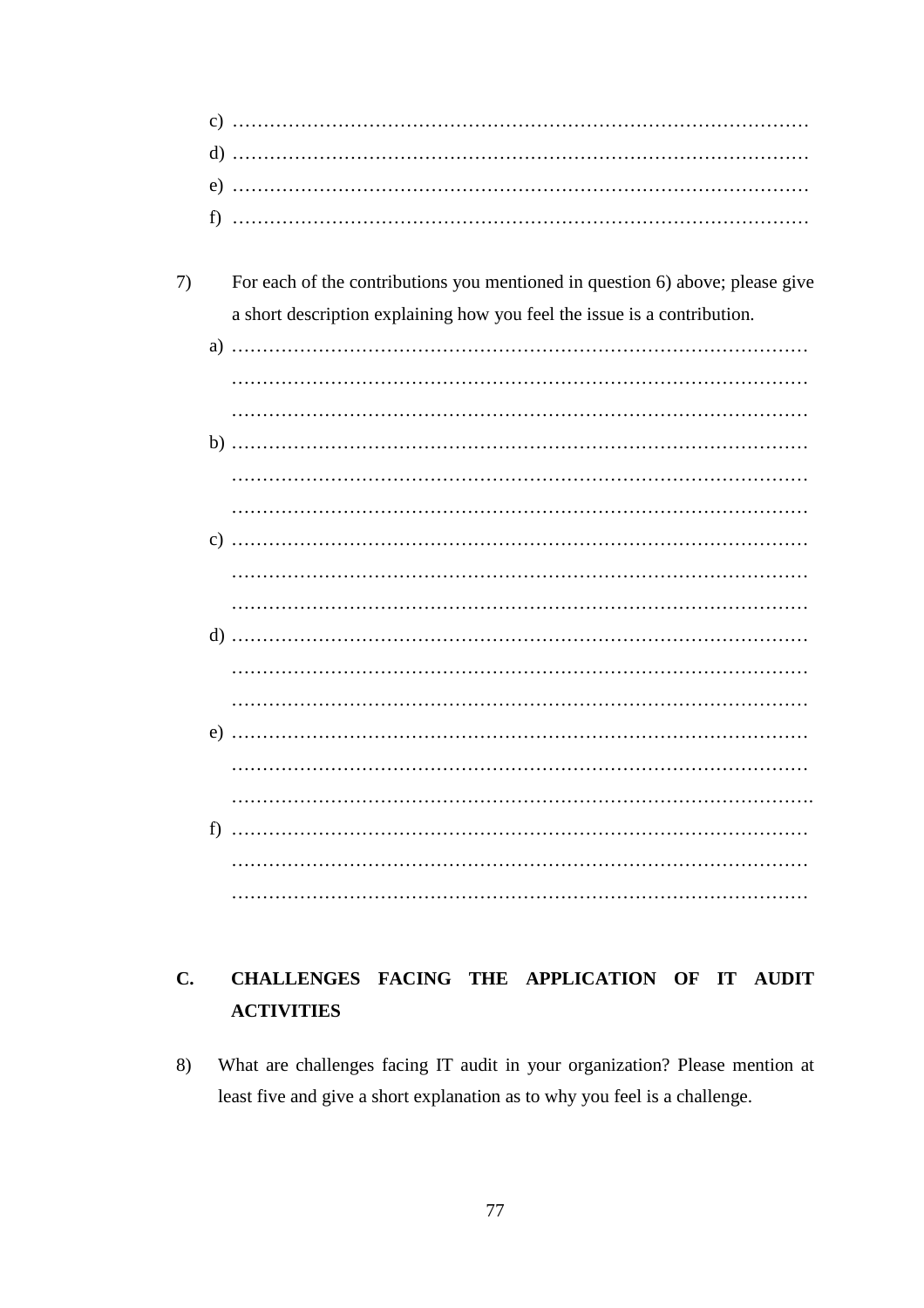c) …………………………………………………………………………………
d) …………………………………………………………………………………
e) …………………………………………………………………………………
f) …………………………………………………………………………………

7) For each of the contributions you mentioned in question 6) above; please give a short description explaining how you feel the issue is a contribution.

a) …………………………………………………………………………………
…………………………………………………………………………………
…………………………………………………………………………………

b) …………………………………………………………………………………
…………………………………………………………………………………
…………………………………………………………………………………

c) …………………………………………………………………………………
…………………………………………………………………………………
…………………………………………………………………………………

d) …………………………………………………………………………………
…………………………………………………………………………………
…………………………………………………………………………………

e) …………………………………………………………………………………
…………………………………………………………………………………
…………………………………………………………………………………..

f) …………………………………………………………………………………
…………………………………………………………………………………
…………………………………………………………………………………

## C. CHALLENGES FACING THE APPLICATION OF IT AUDIT ACTIVITIES

8) What are challenges facing IT audit in your organization? Please mention at least five and give a short explanation as to why you feel is a challenge.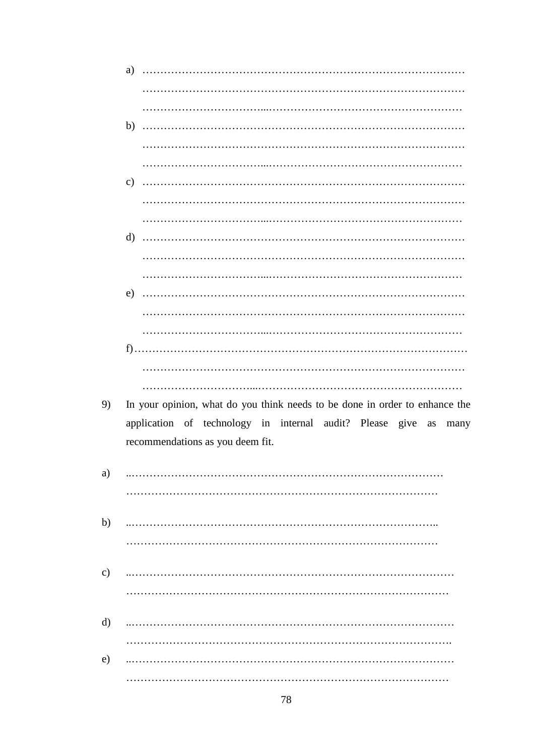a) ………………………………………………………………………………
………………………………………………………………………………
……………………………...………………………………………………

b) ………………………………………………………………………………
………………………………………………………………………………
……………………………...……………………………………………...

c) ………………………………………………………………………………
………………………………………………………………………………
……………………………...……………………………………………...

d) ………………………………………………………………………………
………………………………………………………………………………
……………………………...……………………………………………...

e) ………………………………………………………………………………
………………………………………………………………………………
……………………………...……………………………………………...

f)…………………………………………………………………………………
………………………………………………………………………………
…………………………....…………………………………………………

9) In your opinion, what do you think needs to be done in order to enhance the application of technology in internal audit? Please give as many recommendations as you deem fit.

a) ..……………………………………………………………………………
……………………………………………………………………………

b) ..…………………………………………………………………………..
……………………………………………………………………………

c) ..……………………………………………………………………………
………………………………………………………………………………

d) ..……………………………………………………………………………
……………………………………………………………………………..

e) ..……………………………………………………………………………
………………………………………………………………………………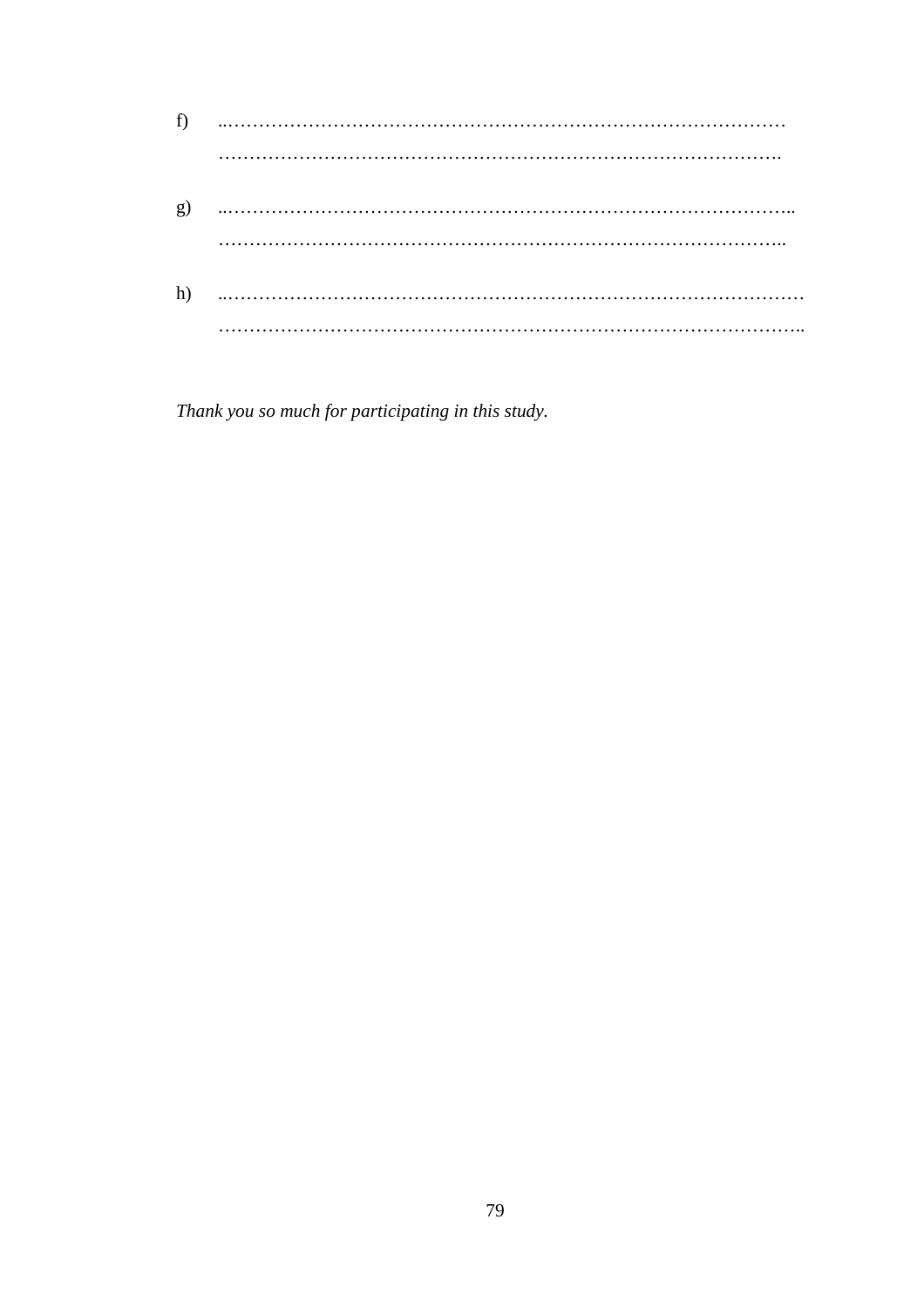f) ..……………………………………………………………………………
……………………………………………………………………………….

g) ..……………………………………………………………………………..
……………………………………………………………………………..

h) ..………………………………………………………………………………
………………………………………………………………………………..

*Thank you so much for participating in this study.*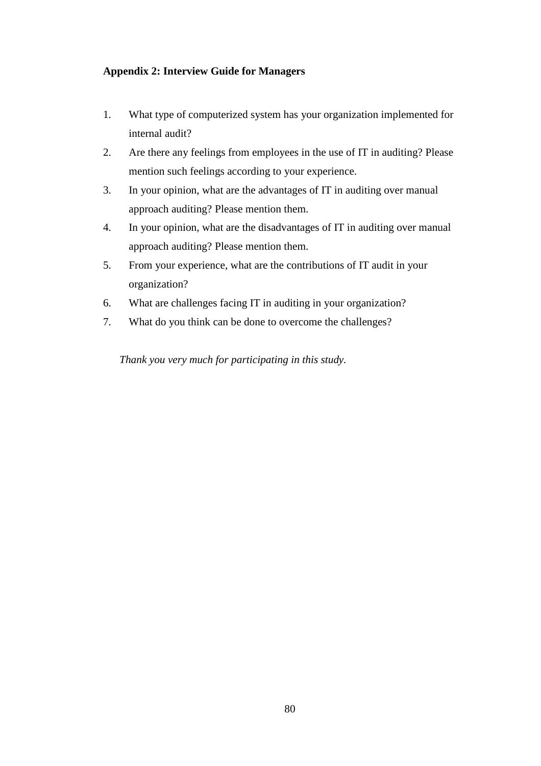**Appendix 2: Interview Guide for Managers**

1. What type of computerized system has your organization implemented for internal audit?
2. Are there any feelings from employees in the use of IT in auditing? Please mention such feelings according to your experience.
3. In your opinion, what are the advantages of IT in auditing over manual approach auditing? Please mention them.
4. In your opinion, what are the disadvantages of IT in auditing over manual approach auditing? Please mention them.
5. From your experience, what are the contributions of IT audit in your organization?
6. What are challenges facing IT in auditing in your organization?
7. What do you think can be done to overcome the challenges?

*Thank you very much for participating in this study.*